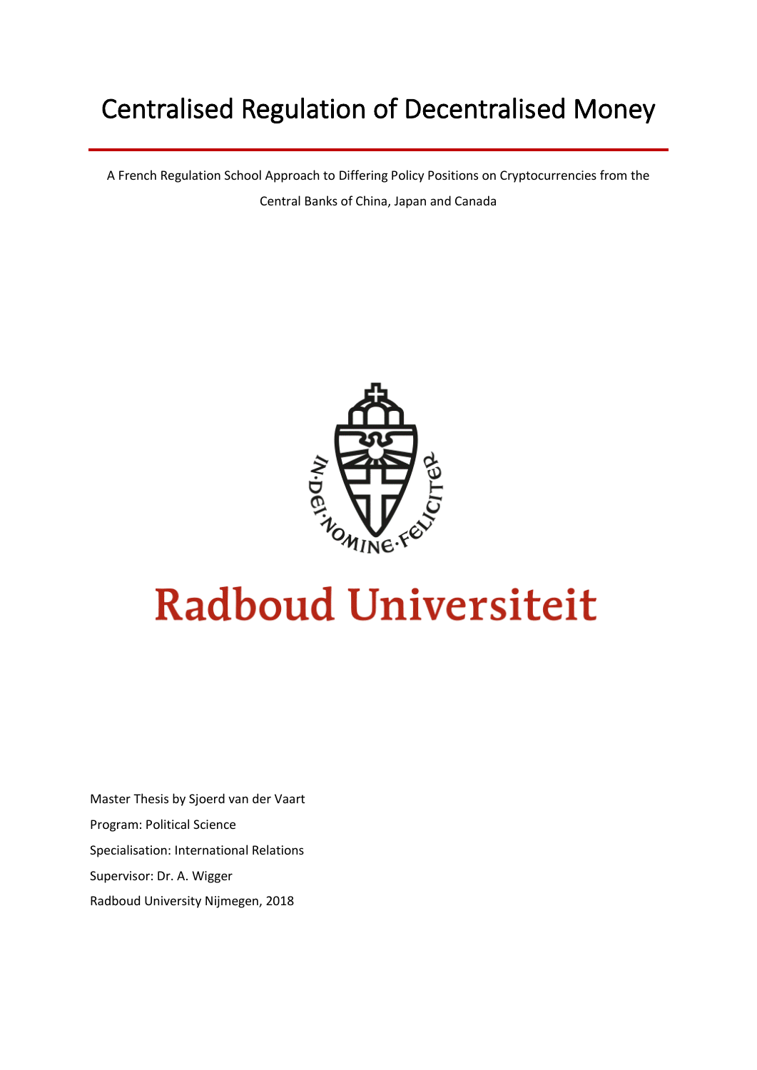# Centralised Regulation of Decentralised Money

A French Regulation School Approach to Differing Policy Positions on Cryptocurrencies from the Central Banks of China, Japan and Canada

Radboud Universiteit

Master Thesis by Sjoerd van der Vaart

Program: Political Science

Specialisation: International Relations

Supervisor: Dr. A. Wigger

Radboud University Nijmegen, 2018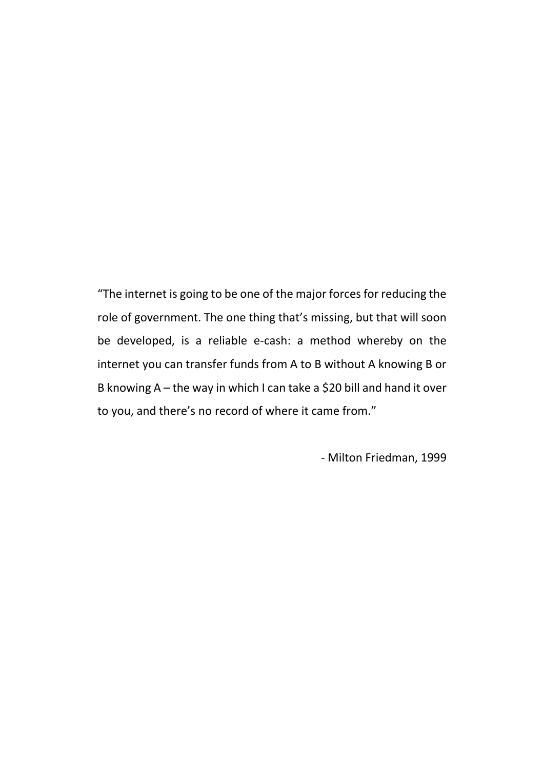"The internet is going to be one of the major forces for reducing the role of government. The one thing that's missing, but that will soon be developed, is a reliable e-cash: a method whereby on the internet you can transfer funds from A to B without A knowing B or B knowing A – the way in which I can take a $20 bill and hand it over to you, and there's no record of where it came from."

- Milton Friedman, 1999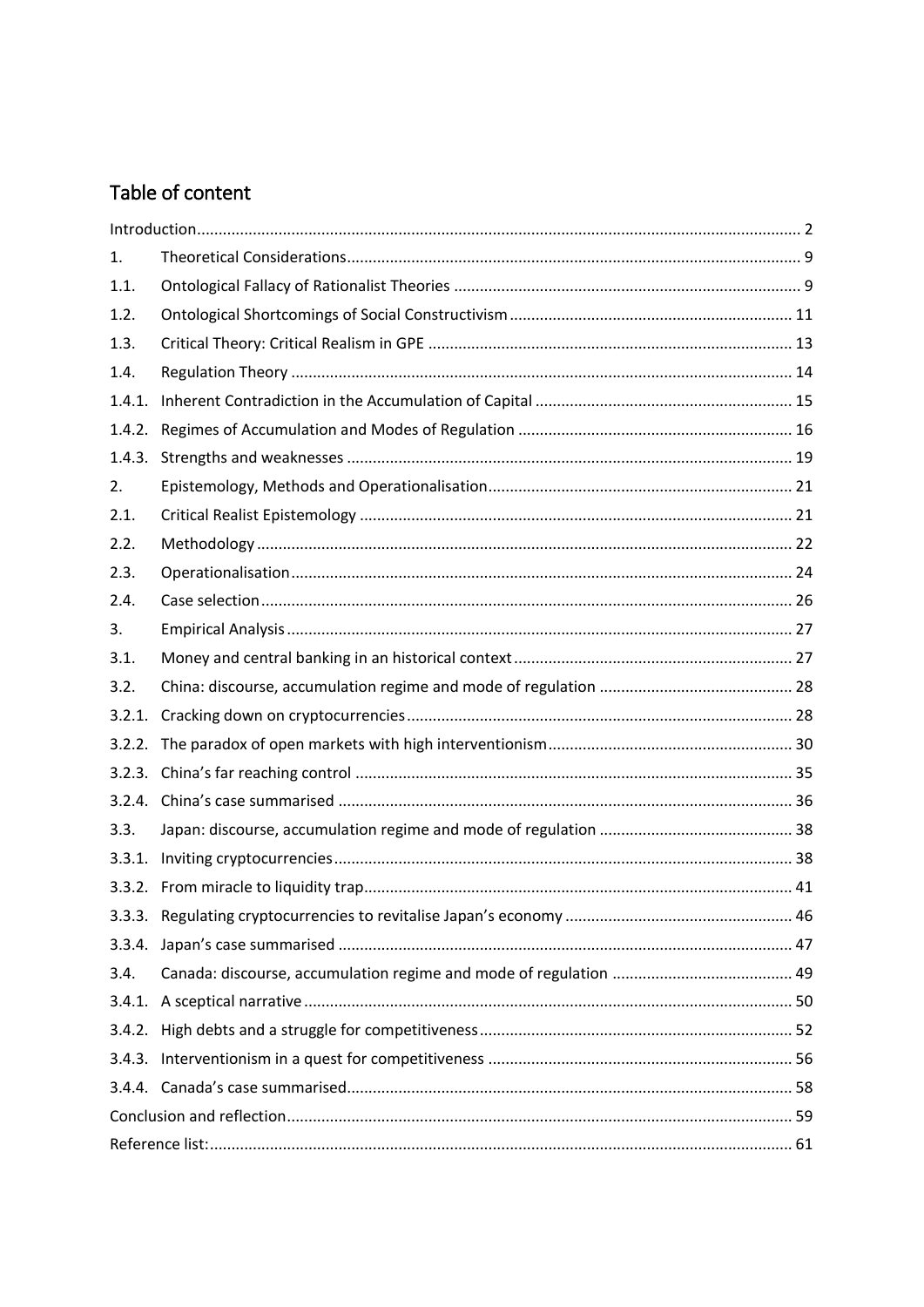## Table of content

| | | |
|---|---|---|
| Introduction | | 2 |
| 1. | Theoretical Considerations | 9 |
| 1.1. | Ontological Fallacy of Rationalist Theories | 9 |
| 1.2. | Ontological Shortcomings of Social Constructivism | 11 |
| 1.3. | Critical Theory: Critical Realism in GPE | 13 |
| 1.4. | Regulation Theory | 14 |
| 1.4.1. | Inherent Contradiction in the Accumulation of Capital | 15 |
| 1.4.2. | Regimes of Accumulation and Modes of Regulation | 16 |
| 1.4.3. | Strengths and weaknesses | 19 |
| 2. | Epistemology, Methods and Operationalisation | 21 |
| 2.1. | Critical Realist Epistemology | 21 |
| 2.2. | Methodology | 22 |
| 2.3. | Operationalisation | 24 |
| 2.4. | Case selection | 26 |
| 3. | Empirical Analysis | 27 |
| 3.1. | Money and central banking in an historical context | 27 |
| 3.2. | China: discourse, accumulation regime and mode of regulation | 28 |
| 3.2.1. | Cracking down on cryptocurrencies | 28 |
| 3.2.2. | The paradox of open markets with high interventionism | 30 |
| 3.2.3. | China's far reaching control | 35 |
| 3.2.4. | China's case summarised | 36 |
| 3.3. | Japan: discourse, accumulation regime and mode of regulation | 38 |
| 3.3.1. | Inviting cryptocurrencies | 38 |
| 3.3.2. | From miracle to liquidity trap | 41 |
| 3.3.3. | Regulating cryptocurrencies to revitalise Japan's economy | 46 |
| 3.3.4. | Japan's case summarised | 47 |
| 3.4. | Canada: discourse, accumulation regime and mode of regulation | 49 |
| 3.4.1. | A sceptical narrative | 50 |
| 3.4.2. | High debts and a struggle for competitiveness | 52 |
| 3.4.3. | Interventionism in a quest for competitiveness | 56 |
| 3.4.4. | Canada's case summarised | 58 |
| Conclusion and reflection | | 59 |
| Reference list: | | 61 |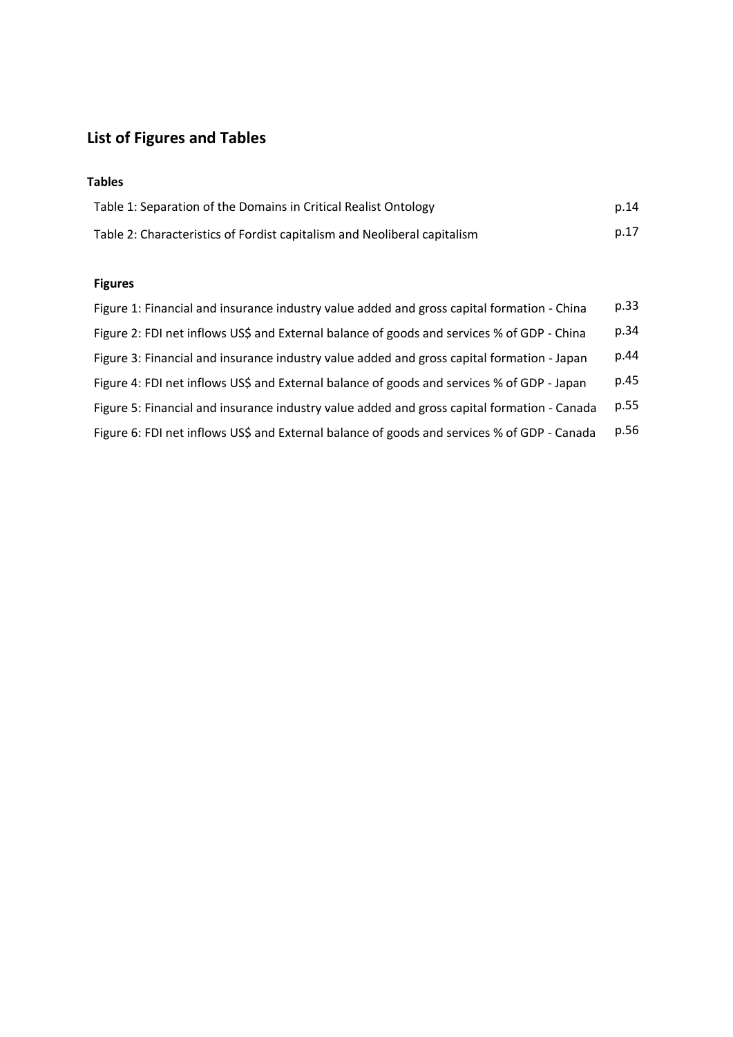## List of Figures and Tables

### Tables

| | |
|---|---|
| Table 1: Separation of the Domains in Critical Realist Ontology | p.14 |
| Table 2: Characteristics of Fordist capitalism and Neoliberal capitalism | p.17 |

### Figures

| | |
|---|---|
| Figure 1: Financial and insurance industry value added and gross capital formation - China | p.33 |
| Figure 2: FDI net inflows US$ and External balance of goods and services % of GDP - China | p.34 |
| Figure 3: Financial and insurance industry value added and gross capital formation - Japan | p.44 |
| Figure 4: FDI net inflows US$ and External balance of goods and services % of GDP - Japan | p.45 |
| Figure 5: Financial and insurance industry value added and gross capital formation - Canada | p.55 |
| Figure 6: FDI net inflows US$ and External balance of goods and services % of GDP - Canada | p.56 |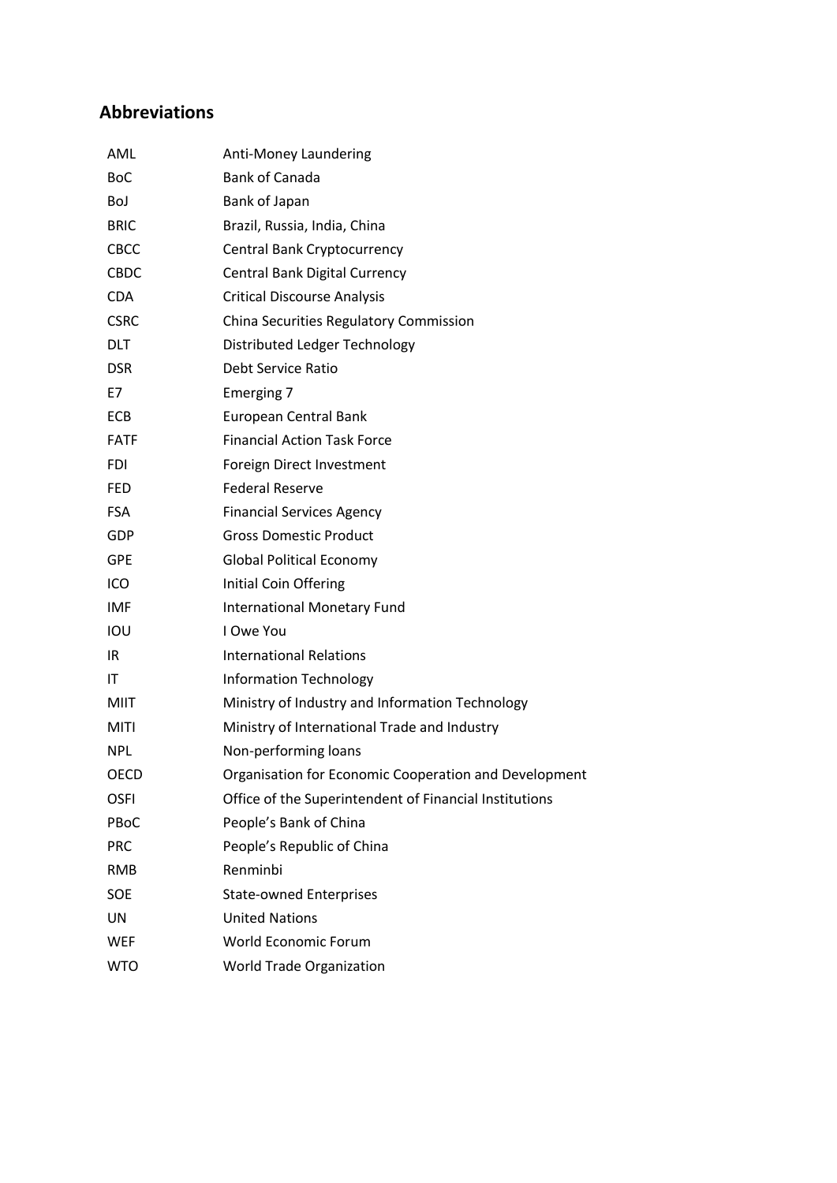## Abbreviations

| | |
|---|---|
| AML | Anti-Money Laundering |
| BoC | Bank of Canada |
| BoJ | Bank of Japan |
| BRIC | Brazil, Russia, India, China |
| CBCC | Central Bank Cryptocurrency |
| CBDC | Central Bank Digital Currency |
| CDA | Critical Discourse Analysis |
| CSRC | China Securities Regulatory Commission |
| DLT | Distributed Ledger Technology |
| DSR | Debt Service Ratio |
| E7 | Emerging 7 |
| ECB | European Central Bank |
| FATF | Financial Action Task Force |
| FDI | Foreign Direct Investment |
| FED | Federal Reserve |
| FSA | Financial Services Agency |
| GDP | Gross Domestic Product |
| GPE | Global Political Economy |
| ICO | Initial Coin Offering |
| IMF | International Monetary Fund |
| IOU | I Owe You |
| IR | International Relations |
| IT | Information Technology |
| MIIT | Ministry of Industry and Information Technology |
| MITI | Ministry of International Trade and Industry |
| NPL | Non-performing loans |
| OECD | Organisation for Economic Cooperation and Development |
| OSFI | Office of the Superintendent of Financial Institutions |
| PBoC | People's Bank of China |
| PRC | People's Republic of China |
| RMB | Renminbi |
| SOE | State-owned Enterprises |
| UN | United Nations |
| WEF | World Economic Forum |
| WTO | World Trade Organization |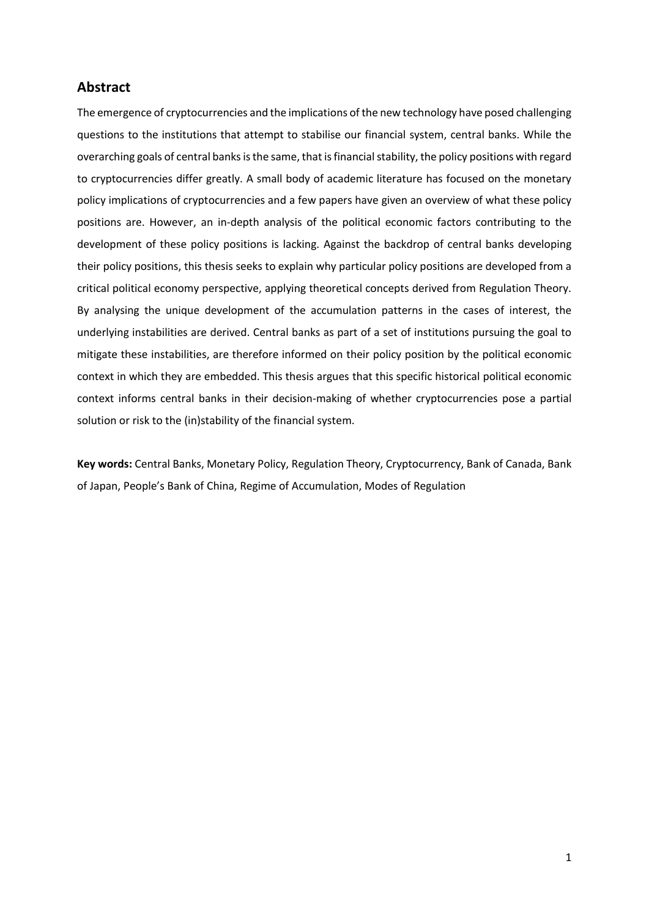## Abstract

The emergence of cryptocurrencies and the implications of the new technology have posed challenging questions to the institutions that attempt to stabilise our financial system, central banks. While the overarching goals of central banks is the same, that is financial stability, the policy positions with regard to cryptocurrencies differ greatly. A small body of academic literature has focused on the monetary policy implications of cryptocurrencies and a few papers have given an overview of what these policy positions are. However, an in-depth analysis of the political economic factors contributing to the development of these policy positions is lacking. Against the backdrop of central banks developing their policy positions, this thesis seeks to explain why particular policy positions are developed from a critical political economy perspective, applying theoretical concepts derived from Regulation Theory. By analysing the unique development of the accumulation patterns in the cases of interest, the underlying instabilities are derived. Central banks as part of a set of institutions pursuing the goal to mitigate these instabilities, are therefore informed on their policy position by the political economic context in which they are embedded. This thesis argues that this specific historical political economic context informs central banks in their decision-making of whether cryptocurrencies pose a partial solution or risk to the (in)stability of the financial system.

**Key words:** Central Banks, Monetary Policy, Regulation Theory, Cryptocurrency, Bank of Canada, Bank of Japan, People's Bank of China, Regime of Accumulation, Modes of Regulation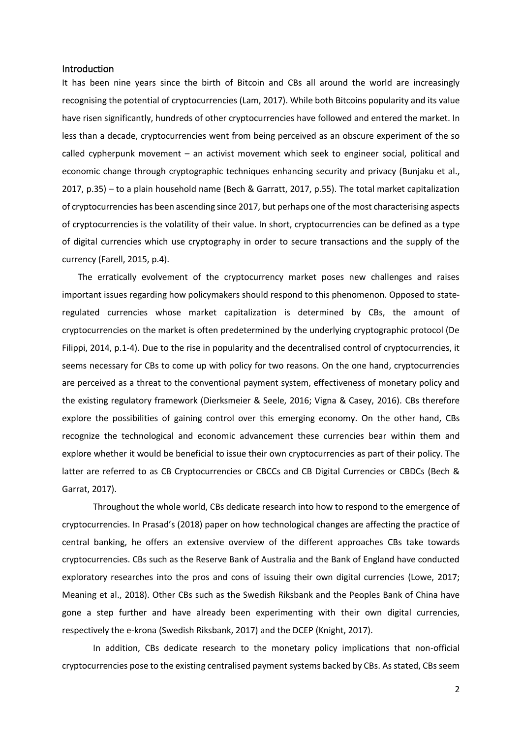## Introduction

It has been nine years since the birth of Bitcoin and CBs all around the world are increasingly recognising the potential of cryptocurrencies (Lam, 2017). While both Bitcoins popularity and its value have risen significantly, hundreds of other cryptocurrencies have followed and entered the market. In less than a decade, cryptocurrencies went from being perceived as an obscure experiment of the so called cypherpunk movement – an activist movement which seek to engineer social, political and economic change through cryptographic techniques enhancing security and privacy (Bunjaku et al., 2017, p.35) – to a plain household name (Bech & Garratt, 2017, p.55). The total market capitalization of cryptocurrencies has been ascending since 2017, but perhaps one of the most characterising aspects of cryptocurrencies is the volatility of their value. In short, cryptocurrencies can be defined as a type of digital currencies which use cryptography in order to secure transactions and the supply of the currency (Farell, 2015, p.4).

The erratically evolvement of the cryptocurrency market poses new challenges and raises important issues regarding how policymakers should respond to this phenomenon. Opposed to state-regulated currencies whose market capitalization is determined by CBs, the amount of cryptocurrencies on the market is often predetermined by the underlying cryptographic protocol (De Filippi, 2014, p.1-4). Due to the rise in popularity and the decentralised control of cryptocurrencies, it seems necessary for CBs to come up with policy for two reasons. On the one hand, cryptocurrencies are perceived as a threat to the conventional payment system, effectiveness of monetary policy and the existing regulatory framework (Dierksmeier & Seele, 2016; Vigna & Casey, 2016). CBs therefore explore the possibilities of gaining control over this emerging economy. On the other hand, CBs recognize the technological and economic advancement these currencies bear within them and explore whether it would be beneficial to issue their own cryptocurrencies as part of their policy. The latter are referred to as CB Cryptocurrencies or CBCCs and CB Digital Currencies or CBDCs (Bech & Garrat, 2017).

Throughout the whole world, CBs dedicate research into how to respond to the emergence of cryptocurrencies. In Prasad's (2018) paper on how technological changes are affecting the practice of central banking, he offers an extensive overview of the different approaches CBs take towards cryptocurrencies. CBs such as the Reserve Bank of Australia and the Bank of England have conducted exploratory researches into the pros and cons of issuing their own digital currencies (Lowe, 2017; Meaning et al., 2018). Other CBs such as the Swedish Riksbank and the Peoples Bank of China have gone a step further and have already been experimenting with their own digital currencies, respectively the e-krona (Swedish Riksbank, 2017) and the DCEP (Knight, 2017).

In addition, CBs dedicate research to the monetary policy implications that non-official cryptocurrencies pose to the existing centralised payment systems backed by CBs. As stated, CBs seem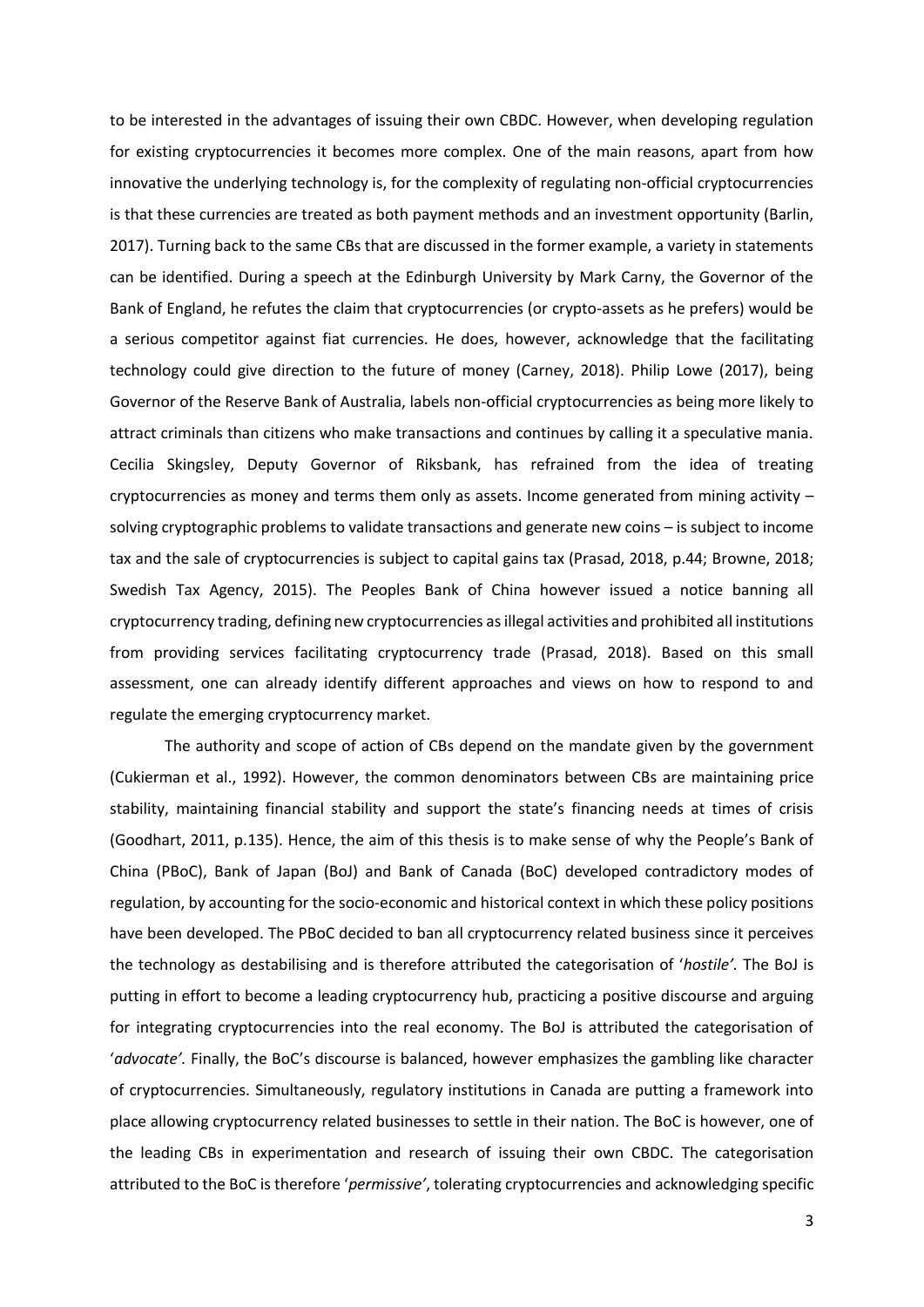to be interested in the advantages of issuing their own CBDC. However, when developing regulation for existing cryptocurrencies it becomes more complex. One of the main reasons, apart from how innovative the underlying technology is, for the complexity of regulating non-official cryptocurrencies is that these currencies are treated as both payment methods and an investment opportunity (Barlin, 2017). Turning back to the same CBs that are discussed in the former example, a variety in statements can be identified. During a speech at the Edinburgh University by Mark Carny, the Governor of the Bank of England, he refutes the claim that cryptocurrencies (or crypto-assets as he prefers) would be a serious competitor against fiat currencies. He does, however, acknowledge that the facilitating technology could give direction to the future of money (Carney, 2018). Philip Lowe (2017), being Governor of the Reserve Bank of Australia, labels non-official cryptocurrencies as being more likely to attract criminals than citizens who make transactions and continues by calling it a speculative mania. Cecilia Skingsley, Deputy Governor of Riksbank, has refrained from the idea of treating cryptocurrencies as money and terms them only as assets. Income generated from mining activity – solving cryptographic problems to validate transactions and generate new coins – is subject to income tax and the sale of cryptocurrencies is subject to capital gains tax (Prasad, 2018, p.44; Browne, 2018; Swedish Tax Agency, 2015). The Peoples Bank of China however issued a notice banning all cryptocurrency trading, defining new cryptocurrencies as illegal activities and prohibited all institutions from providing services facilitating cryptocurrency trade (Prasad, 2018). Based on this small assessment, one can already identify different approaches and views on how to respond to and regulate the emerging cryptocurrency market.

The authority and scope of action of CBs depend on the mandate given by the government (Cukierman et al., 1992). However, the common denominators between CBs are maintaining price stability, maintaining financial stability and support the state's financing needs at times of crisis (Goodhart, 2011, p.135). Hence, the aim of this thesis is to make sense of why the People's Bank of China (PBoC), Bank of Japan (BoJ) and Bank of Canada (BoC) developed contradictory modes of regulation, by accounting for the socio-economic and historical context in which these policy positions have been developed. The PBoC decided to ban all cryptocurrency related business since it perceives the technology as destabilising and is therefore attributed the categorisation of '*hostile'*. The BoJ is putting in effort to become a leading cryptocurrency hub, practicing a positive discourse and arguing for integrating cryptocurrencies into the real economy. The BoJ is attributed the categorisation of '*advocate'*. Finally, the BoC's discourse is balanced, however emphasizes the gambling like character of cryptocurrencies. Simultaneously, regulatory institutions in Canada are putting a framework into place allowing cryptocurrency related businesses to settle in their nation. The BoC is however, one of the leading CBs in experimentation and research of issuing their own CBDC. The categorisation attributed to the BoC is therefore '*permissive'*, tolerating cryptocurrencies and acknowledging specific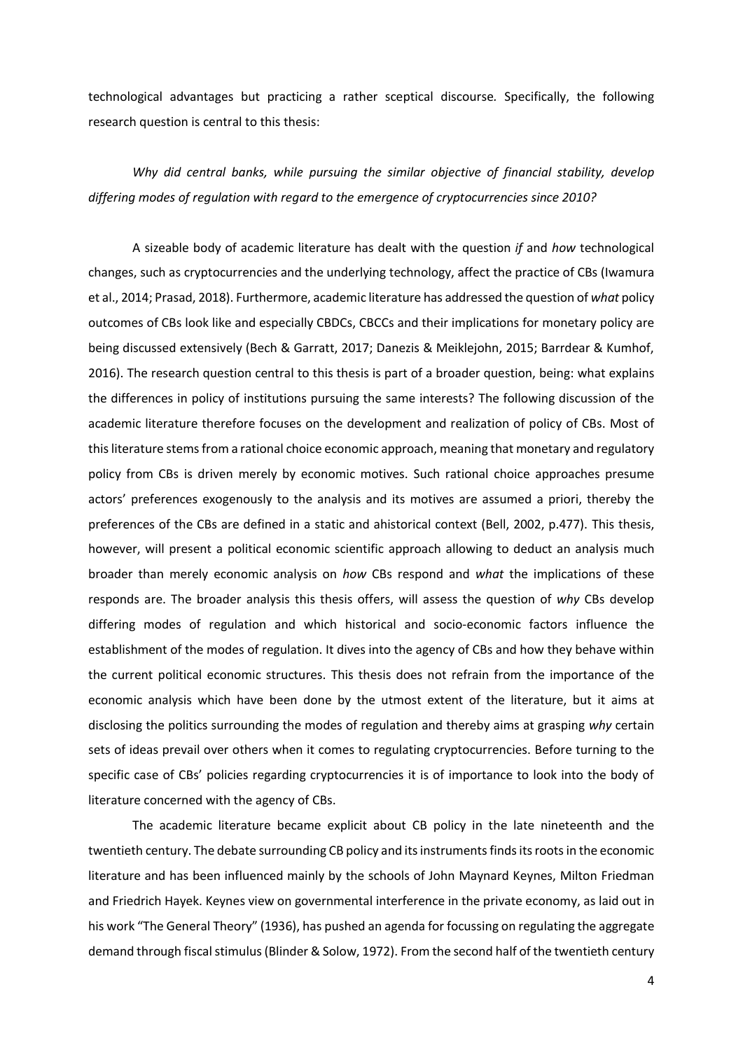technological advantages but practicing a rather sceptical discourse. Specifically, the following research question is central to this thesis:

*Why did central banks, while pursuing the similar objective of financial stability, develop differing modes of regulation with regard to the emergence of cryptocurrencies since 2010?*

A sizeable body of academic literature has dealt with the question *if* and *how* technological changes, such as cryptocurrencies and the underlying technology, affect the practice of CBs (Iwamura et al., 2014; Prasad, 2018). Furthermore, academic literature has addressed the question of *what* policy outcomes of CBs look like and especially CBDCs, CBCCs and their implications for monetary policy are being discussed extensively (Bech & Garratt, 2017; Danezis & Meiklejohn, 2015; Barrdear & Kumhof, 2016). The research question central to this thesis is part of a broader question, being: what explains the differences in policy of institutions pursuing the same interests? The following discussion of the academic literature therefore focuses on the development and realization of policy of CBs. Most of this literature stems from a rational choice economic approach, meaning that monetary and regulatory policy from CBs is driven merely by economic motives. Such rational choice approaches presume actors' preferences exogenously to the analysis and its motives are assumed a priori, thereby the preferences of the CBs are defined in a static and ahistorical context (Bell, 2002, p.477). This thesis, however, will present a political economic scientific approach allowing to deduct an analysis much broader than merely economic analysis on *how* CBs respond and *what* the implications of these responds are. The broader analysis this thesis offers, will assess the question of *why* CBs develop differing modes of regulation and which historical and socio-economic factors influence the establishment of the modes of regulation. It dives into the agency of CBs and how they behave within the current political economic structures. This thesis does not refrain from the importance of the economic analysis which have been done by the utmost extent of the literature, but it aims at disclosing the politics surrounding the modes of regulation and thereby aims at grasping *why* certain sets of ideas prevail over others when it comes to regulating cryptocurrencies. Before turning to the specific case of CBs' policies regarding cryptocurrencies it is of importance to look into the body of literature concerned with the agency of CBs.

The academic literature became explicit about CB policy in the late nineteenth and the twentieth century. The debate surrounding CB policy and its instruments finds its roots in the economic literature and has been influenced mainly by the schools of John Maynard Keynes, Milton Friedman and Friedrich Hayek. Keynes view on governmental interference in the private economy, as laid out in his work "The General Theory" (1936), has pushed an agenda for focussing on regulating the aggregate demand through fiscal stimulus (Blinder & Solow, 1972). From the second half of the twentieth century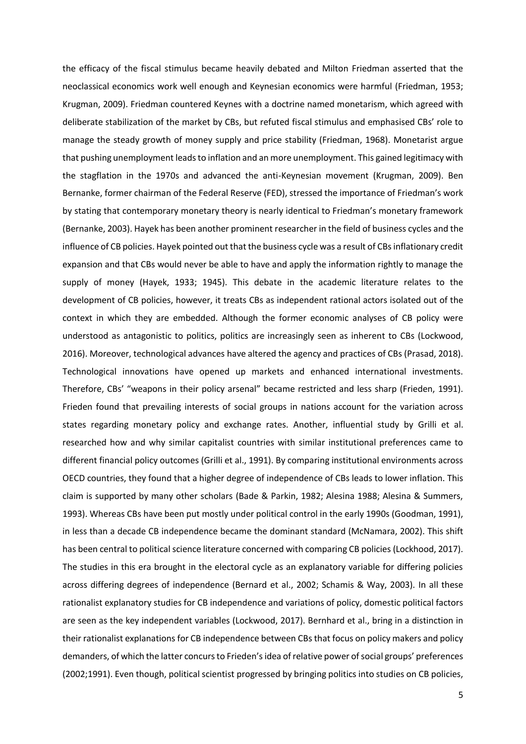the efficacy of the fiscal stimulus became heavily debated and Milton Friedman asserted that the neoclassical economics work well enough and Keynesian economics were harmful (Friedman, 1953; Krugman, 2009). Friedman countered Keynes with a doctrine named monetarism, which agreed with deliberate stabilization of the market by CBs, but refuted fiscal stimulus and emphasised CBs' role to manage the steady growth of money supply and price stability (Friedman, 1968). Monetarist argue that pushing unemployment leads to inflation and an more unemployment. This gained legitimacy with the stagflation in the 1970s and advanced the anti-Keynesian movement (Krugman, 2009). Ben Bernanke, former chairman of the Federal Reserve (FED), stressed the importance of Friedman's work by stating that contemporary monetary theory is nearly identical to Friedman's monetary framework (Bernanke, 2003). Hayek has been another prominent researcher in the field of business cycles and the influence of CB policies. Hayek pointed out that the business cycle was a result of CBs inflationary credit expansion and that CBs would never be able to have and apply the information rightly to manage the supply of money (Hayek, 1933; 1945). This debate in the academic literature relates to the development of CB policies, however, it treats CBs as independent rational actors isolated out of the context in which they are embedded. Although the former economic analyses of CB policy were understood as antagonistic to politics, politics are increasingly seen as inherent to CBs (Lockwood, 2016). Moreover, technological advances have altered the agency and practices of CBs (Prasad, 2018). Technological innovations have opened up markets and enhanced international investments. Therefore, CBs' "weapons in their policy arsenal" became restricted and less sharp (Frieden, 1991). Frieden found that prevailing interests of social groups in nations account for the variation across states regarding monetary policy and exchange rates. Another, influential study by Grilli et al. researched how and why similar capitalist countries with similar institutional preferences came to different financial policy outcomes (Grilli et al., 1991). By comparing institutional environments across OECD countries, they found that a higher degree of independence of CBs leads to lower inflation. This claim is supported by many other scholars (Bade & Parkin, 1982; Alesina 1988; Alesina & Summers, 1993). Whereas CBs have been put mostly under political control in the early 1990s (Goodman, 1991), in less than a decade CB independence became the dominant standard (McNamara, 2002). This shift has been central to political science literature concerned with comparing CB policies (Lockhood, 2017). The studies in this era brought in the electoral cycle as an explanatory variable for differing policies across differing degrees of independence (Bernard et al., 2002; Schamis & Way, 2003). In all these rationalist explanatory studies for CB independence and variations of policy, domestic political factors are seen as the key independent variables (Lockwood, 2017). Bernhard et al., bring in a distinction in their rationalist explanations for CB independence between CBs that focus on policy makers and policy demanders, of which the latter concurs to Frieden's idea of relative power of social groups' preferences (2002;1991). Even though, political scientist progressed by bringing politics into studies on CB policies,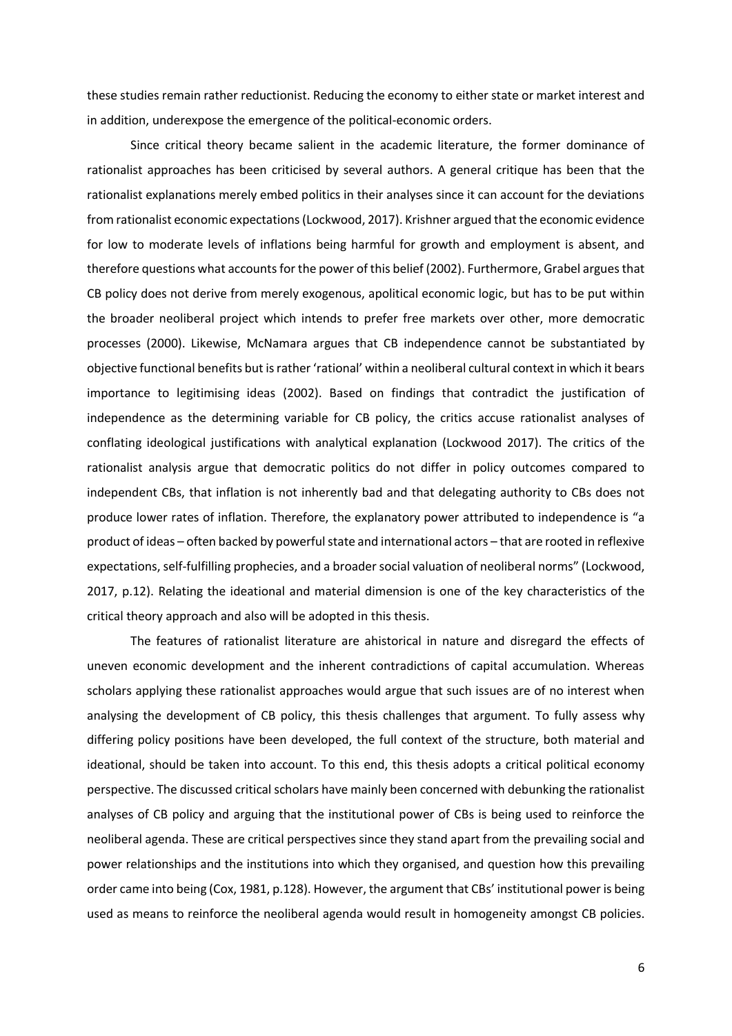these studies remain rather reductionist. Reducing the economy to either state or market interest and in addition, underexpose the emergence of the political-economic orders.

Since critical theory became salient in the academic literature, the former dominance of rationalist approaches has been criticised by several authors. A general critique has been that the rationalist explanations merely embed politics in their analyses since it can account for the deviations from rationalist economic expectations (Lockwood, 2017). Krishner argued that the economic evidence for low to moderate levels of inflations being harmful for growth and employment is absent, and therefore questions what accounts for the power of this belief (2002). Furthermore, Grabel argues that CB policy does not derive from merely exogenous, apolitical economic logic, but has to be put within the broader neoliberal project which intends to prefer free markets over other, more democratic processes (2000). Likewise, McNamara argues that CB independence cannot be substantiated by objective functional benefits but is rather 'rational' within a neoliberal cultural context in which it bears importance to legitimising ideas (2002). Based on findings that contradict the justification of independence as the determining variable for CB policy, the critics accuse rationalist analyses of conflating ideological justifications with analytical explanation (Lockwood 2017). The critics of the rationalist analysis argue that democratic politics do not differ in policy outcomes compared to independent CBs, that inflation is not inherently bad and that delegating authority to CBs does not produce lower rates of inflation. Therefore, the explanatory power attributed to independence is "a product of ideas – often backed by powerful state and international actors – that are rooted in reflexive expectations, self-fulfilling prophecies, and a broader social valuation of neoliberal norms" (Lockwood, 2017, p.12). Relating the ideational and material dimension is one of the key characteristics of the critical theory approach and also will be adopted in this thesis.

The features of rationalist literature are ahistorical in nature and disregard the effects of uneven economic development and the inherent contradictions of capital accumulation. Whereas scholars applying these rationalist approaches would argue that such issues are of no interest when analysing the development of CB policy, this thesis challenges that argument. To fully assess why differing policy positions have been developed, the full context of the structure, both material and ideational, should be taken into account. To this end, this thesis adopts a critical political economy perspective. The discussed critical scholars have mainly been concerned with debunking the rationalist analyses of CB policy and arguing that the institutional power of CBs is being used to reinforce the neoliberal agenda. These are critical perspectives since they stand apart from the prevailing social and power relationships and the institutions into which they organised, and question how this prevailing order came into being (Cox, 1981, p.128). However, the argument that CBs' institutional power is being used as means to reinforce the neoliberal agenda would result in homogeneity amongst CB policies.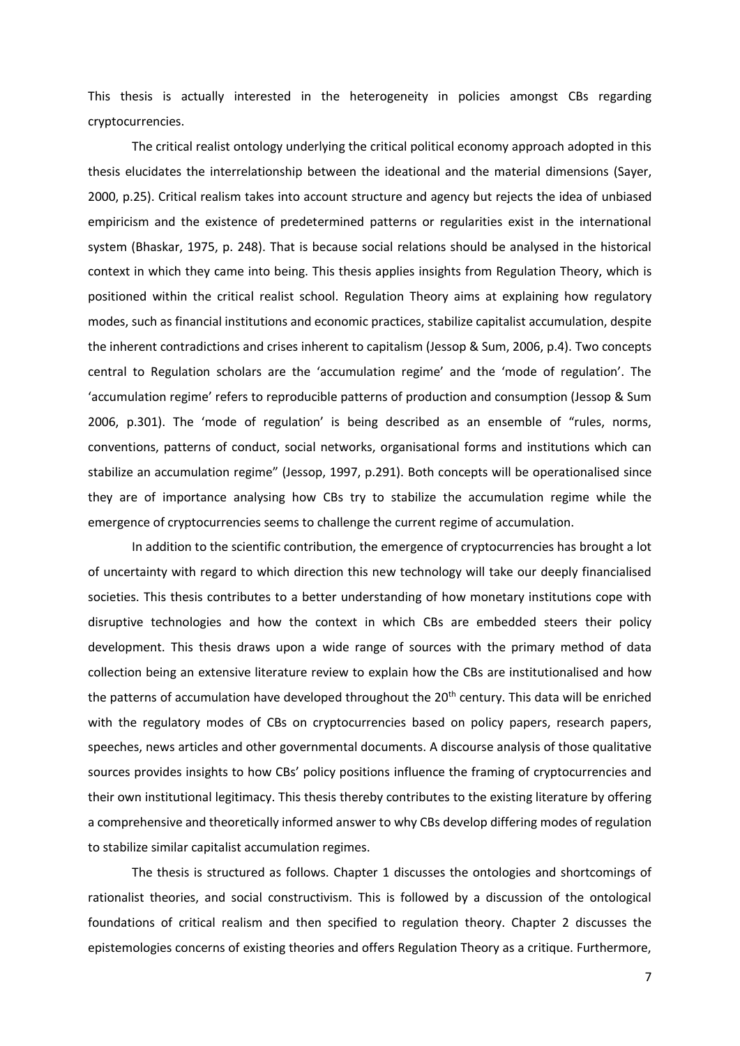This thesis is actually interested in the heterogeneity in policies amongst CBs regarding cryptocurrencies.

The critical realist ontology underlying the critical political economy approach adopted in this thesis elucidates the interrelationship between the ideational and the material dimensions (Sayer, 2000, p.25). Critical realism takes into account structure and agency but rejects the idea of unbiased empiricism and the existence of predetermined patterns or regularities exist in the international system (Bhaskar, 1975, p. 248). That is because social relations should be analysed in the historical context in which they came into being. This thesis applies insights from Regulation Theory, which is positioned within the critical realist school. Regulation Theory aims at explaining how regulatory modes, such as financial institutions and economic practices, stabilize capitalist accumulation, despite the inherent contradictions and crises inherent to capitalism (Jessop & Sum, 2006, p.4). Two concepts central to Regulation scholars are the 'accumulation regime' and the 'mode of regulation'. The 'accumulation regime' refers to reproducible patterns of production and consumption (Jessop & Sum 2006, p.301). The 'mode of regulation' is being described as an ensemble of "rules, norms, conventions, patterns of conduct, social networks, organisational forms and institutions which can stabilize an accumulation regime" (Jessop, 1997, p.291). Both concepts will be operationalised since they are of importance analysing how CBs try to stabilize the accumulation regime while the emergence of cryptocurrencies seems to challenge the current regime of accumulation.

In addition to the scientific contribution, the emergence of cryptocurrencies has brought a lot of uncertainty with regard to which direction this new technology will take our deeply financialised societies. This thesis contributes to a better understanding of how monetary institutions cope with disruptive technologies and how the context in which CBs are embedded steers their policy development. This thesis draws upon a wide range of sources with the primary method of data collection being an extensive literature review to explain how the CBs are institutionalised and how the patterns of accumulation have developed throughout the 20th century. This data will be enriched with the regulatory modes of CBs on cryptocurrencies based on policy papers, research papers, speeches, news articles and other governmental documents. A discourse analysis of those qualitative sources provides insights to how CBs' policy positions influence the framing of cryptocurrencies and their own institutional legitimacy. This thesis thereby contributes to the existing literature by offering a comprehensive and theoretically informed answer to why CBs develop differing modes of regulation to stabilize similar capitalist accumulation regimes.

The thesis is structured as follows. Chapter 1 discusses the ontologies and shortcomings of rationalist theories, and social constructivism. This is followed by a discussion of the ontological foundations of critical realism and then specified to regulation theory. Chapter 2 discusses the epistemologies concerns of existing theories and offers Regulation Theory as a critique. Furthermore,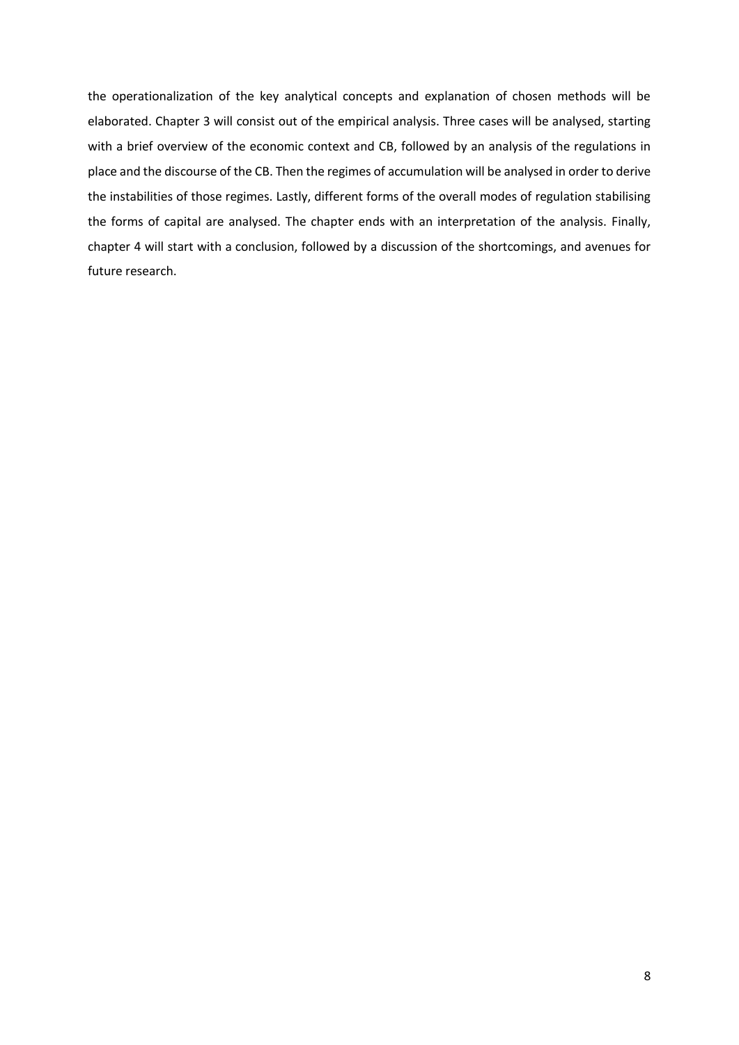the operationalization of the key analytical concepts and explanation of chosen methods will be elaborated. Chapter 3 will consist out of the empirical analysis. Three cases will be analysed, starting with a brief overview of the economic context and CB, followed by an analysis of the regulations in place and the discourse of the CB. Then the regimes of accumulation will be analysed in order to derive the instabilities of those regimes. Lastly, different forms of the overall modes of regulation stabilising the forms of capital are analysed. The chapter ends with an interpretation of the analysis. Finally, chapter 4 will start with a conclusion, followed by a discussion of the shortcomings, and avenues for future research.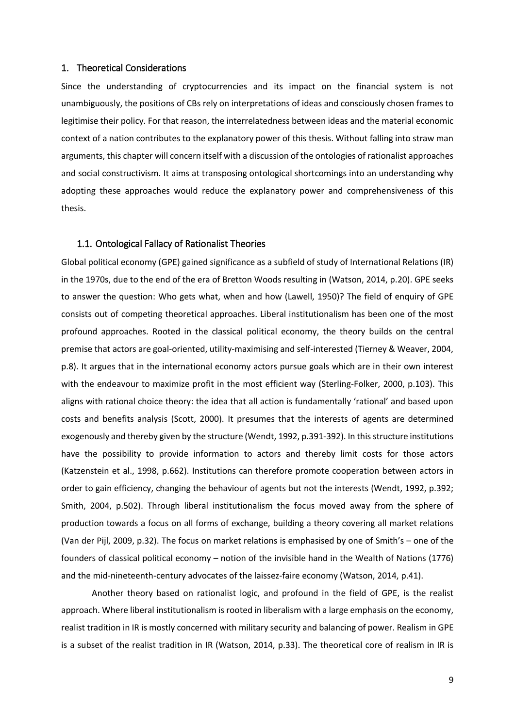# 1. Theoretical Considerations

Since the understanding of cryptocurrencies and its impact on the financial system is not unambiguously, the positions of CBs rely on interpretations of ideas and consciously chosen frames to legitimise their policy. For that reason, the interrelatedness between ideas and the material economic context of a nation contributes to the explanatory power of this thesis. Without falling into straw man arguments, this chapter will concern itself with a discussion of the ontologies of rationalist approaches and social constructivism. It aims at transposing ontological shortcomings into an understanding why adopting these approaches would reduce the explanatory power and comprehensiveness of this thesis.

## 1.1. Ontological Fallacy of Rationalist Theories

Global political economy (GPE) gained significance as a subfield of study of International Relations (IR) in the 1970s, due to the end of the era of Bretton Woods resulting in (Watson, 2014, p.20). GPE seeks to answer the question: Who gets what, when and how (Lawell, 1950)? The field of enquiry of GPE consists out of competing theoretical approaches. Liberal institutionalism has been one of the most profound approaches. Rooted in the classical political economy, the theory builds on the central premise that actors are goal-oriented, utility-maximising and self-interested (Tierney & Weaver, 2004, p.8). It argues that in the international economy actors pursue goals which are in their own interest with the endeavour to maximize profit in the most efficient way (Sterling-Folker, 2000, p.103). This aligns with rational choice theory: the idea that all action is fundamentally 'rational' and based upon costs and benefits analysis (Scott, 2000). It presumes that the interests of agents are determined exogenously and thereby given by the structure (Wendt, 1992, p.391-392). In this structure institutions have the possibility to provide information to actors and thereby limit costs for those actors (Katzenstein et al., 1998, p.662). Institutions can therefore promote cooperation between actors in order to gain efficiency, changing the behaviour of agents but not the interests (Wendt, 1992, p.392; Smith, 2004, p.502). Through liberal institutionalism the focus moved away from the sphere of production towards a focus on all forms of exchange, building a theory covering all market relations (Van der Pijl, 2009, p.32). The focus on market relations is emphasised by one of Smith's – one of the founders of classical political economy – notion of the invisible hand in the Wealth of Nations (1776) and the mid-nineteenth-century advocates of the laissez-faire economy (Watson, 2014, p.41).

Another theory based on rationalist logic, and profound in the field of GPE, is the realist approach. Where liberal institutionalism is rooted in liberalism with a large emphasis on the economy, realist tradition in IR is mostly concerned with military security and balancing of power. Realism in GPE is a subset of the realist tradition in IR (Watson, 2014, p.33). The theoretical core of realism in IR is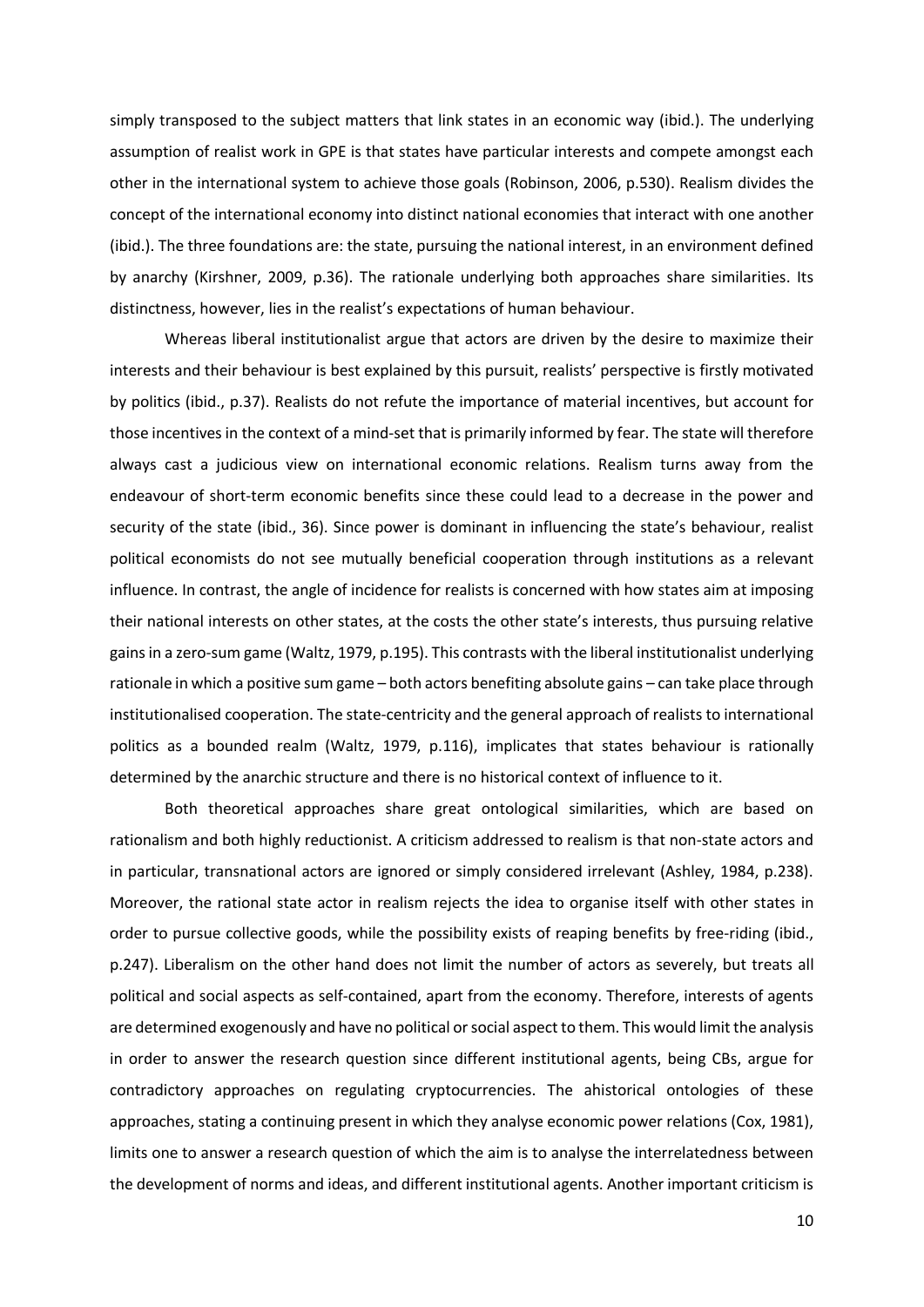simply transposed to the subject matters that link states in an economic way (ibid.). The underlying assumption of realist work in GPE is that states have particular interests and compete amongst each other in the international system to achieve those goals (Robinson, 2006, p.530). Realism divides the concept of the international economy into distinct national economies that interact with one another (ibid.). The three foundations are: the state, pursuing the national interest, in an environment defined by anarchy (Kirshner, 2009, p.36). The rationale underlying both approaches share similarities. Its distinctness, however, lies in the realist's expectations of human behaviour.

Whereas liberal institutionalist argue that actors are driven by the desire to maximize their interests and their behaviour is best explained by this pursuit, realists' perspective is firstly motivated by politics (ibid., p.37). Realists do not refute the importance of material incentives, but account for those incentives in the context of a mind-set that is primarily informed by fear. The state will therefore always cast a judicious view on international economic relations. Realism turns away from the endeavour of short-term economic benefits since these could lead to a decrease in the power and security of the state (ibid., 36). Since power is dominant in influencing the state's behaviour, realist political economists do not see mutually beneficial cooperation through institutions as a relevant influence. In contrast, the angle of incidence for realists is concerned with how states aim at imposing their national interests on other states, at the costs the other state's interests, thus pursuing relative gains in a zero-sum game (Waltz, 1979, p.195). This contrasts with the liberal institutionalist underlying rationale in which a positive sum game – both actors benefiting absolute gains – can take place through institutionalised cooperation. The state-centricity and the general approach of realists to international politics as a bounded realm (Waltz, 1979, p.116), implicates that states behaviour is rationally determined by the anarchic structure and there is no historical context of influence to it.

Both theoretical approaches share great ontological similarities, which are based on rationalism and both highly reductionist. A criticism addressed to realism is that non-state actors and in particular, transnational actors are ignored or simply considered irrelevant (Ashley, 1984, p.238). Moreover, the rational state actor in realism rejects the idea to organise itself with other states in order to pursue collective goods, while the possibility exists of reaping benefits by free-riding (ibid., p.247). Liberalism on the other hand does not limit the number of actors as severely, but treats all political and social aspects as self-contained, apart from the economy. Therefore, interests of agents are determined exogenously and have no political or social aspect to them. This would limit the analysis in order to answer the research question since different institutional agents, being CBs, argue for contradictory approaches on regulating cryptocurrencies. The ahistorical ontologies of these approaches, stating a continuing present in which they analyse economic power relations (Cox, 1981), limits one to answer a research question of which the aim is to analyse the interrelatedness between the development of norms and ideas, and different institutional agents. Another important criticism is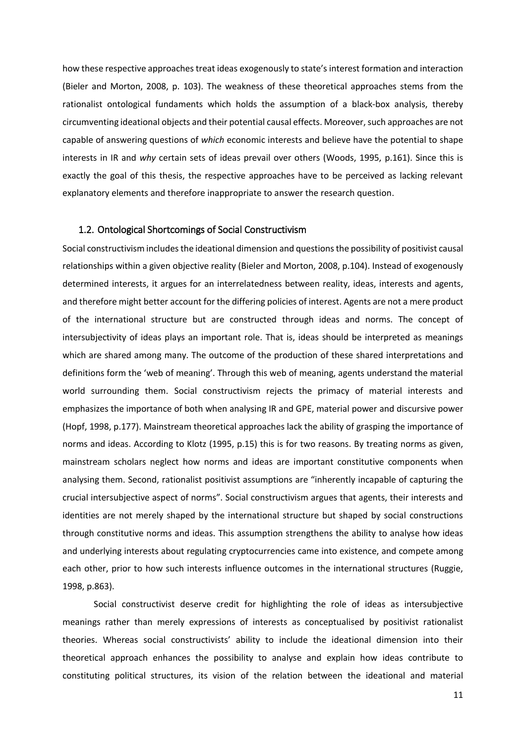how these respective approaches treat ideas exogenously to state's interest formation and interaction (Bieler and Morton, 2008, p. 103). The weakness of these theoretical approaches stems from the rationalist ontological fundaments which holds the assumption of a black-box analysis, thereby circumventing ideational objects and their potential causal effects. Moreover, such approaches are not capable of answering questions of *which* economic interests and believe have the potential to shape interests in IR and *why* certain sets of ideas prevail over others (Woods, 1995, p.161). Since this is exactly the goal of this thesis, the respective approaches have to be perceived as lacking relevant explanatory elements and therefore inappropriate to answer the research question.

### 1.2. Ontological Shortcomings of Social Constructivism

Social constructivism includes the ideational dimension and questions the possibility of positivist causal relationships within a given objective reality (Bieler and Morton, 2008, p.104). Instead of exogenously determined interests, it argues for an interrelatedness between reality, ideas, interests and agents, and therefore might better account for the differing policies of interest. Agents are not a mere product of the international structure but are constructed through ideas and norms. The concept of intersubjectivity of ideas plays an important role. That is, ideas should be interpreted as meanings which are shared among many. The outcome of the production of these shared interpretations and definitions form the 'web of meaning'. Through this web of meaning, agents understand the material world surrounding them. Social constructivism rejects the primacy of material interests and emphasizes the importance of both when analysing IR and GPE, material power and discursive power (Hopf, 1998, p.177). Mainstream theoretical approaches lack the ability of grasping the importance of norms and ideas. According to Klotz (1995, p.15) this is for two reasons. By treating norms as given, mainstream scholars neglect how norms and ideas are important constitutive components when analysing them. Second, rationalist positivist assumptions are "inherently incapable of capturing the crucial intersubjective aspect of norms". Social constructivism argues that agents, their interests and identities are not merely shaped by the international structure but shaped by social constructions through constitutive norms and ideas. This assumption strengthens the ability to analyse how ideas and underlying interests about regulating cryptocurrencies came into existence, and compete among each other, prior to how such interests influence outcomes in the international structures (Ruggie, 1998, p.863).

Social constructivist deserve credit for highlighting the role of ideas as intersubjective meanings rather than merely expressions of interests as conceptualised by positivist rationalist theories. Whereas social constructivists' ability to include the ideational dimension into their theoretical approach enhances the possibility to analyse and explain how ideas contribute to constituting political structures, its vision of the relation between the ideational and material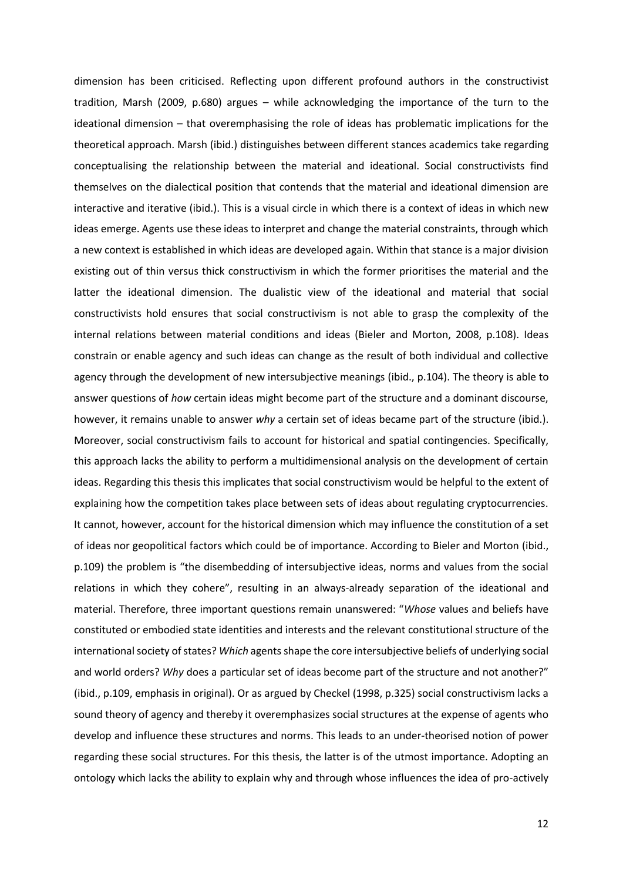dimension has been criticised. Reflecting upon different profound authors in the constructivist tradition, Marsh (2009, p.680) argues – while acknowledging the importance of the turn to the ideational dimension – that overemphasising the role of ideas has problematic implications for the theoretical approach. Marsh (ibid.) distinguishes between different stances academics take regarding conceptualising the relationship between the material and ideational. Social constructivists find themselves on the dialectical position that contends that the material and ideational dimension are interactive and iterative (ibid.). This is a visual circle in which there is a context of ideas in which new ideas emerge. Agents use these ideas to interpret and change the material constraints, through which a new context is established in which ideas are developed again. Within that stance is a major division existing out of thin versus thick constructivism in which the former prioritises the material and the latter the ideational dimension. The dualistic view of the ideational and material that social constructivists hold ensures that social constructivism is not able to grasp the complexity of the internal relations between material conditions and ideas (Bieler and Morton, 2008, p.108). Ideas constrain or enable agency and such ideas can change as the result of both individual and collective agency through the development of new intersubjective meanings (ibid., p.104). The theory is able to answer questions of *how* certain ideas might become part of the structure and a dominant discourse, however, it remains unable to answer *why* a certain set of ideas became part of the structure (ibid.). Moreover, social constructivism fails to account for historical and spatial contingencies. Specifically, this approach lacks the ability to perform a multidimensional analysis on the development of certain ideas. Regarding this thesis this implicates that social constructivism would be helpful to the extent of explaining how the competition takes place between sets of ideas about regulating cryptocurrencies. It cannot, however, account for the historical dimension which may influence the constitution of a set of ideas nor geopolitical factors which could be of importance. According to Bieler and Morton (ibid., p.109) the problem is "the disembedding of intersubjective ideas, norms and values from the social relations in which they cohere", resulting in an always-already separation of the ideational and material. Therefore, three important questions remain unanswered: "*Whose* values and beliefs have constituted or embodied state identities and interests and the relevant constitutional structure of the international society of states? *Which* agents shape the core intersubjective beliefs of underlying social and world orders? *Why* does a particular set of ideas become part of the structure and not another?" (ibid., p.109, emphasis in original). Or as argued by Checkel (1998, p.325) social constructivism lacks a sound theory of agency and thereby it overemphasizes social structures at the expense of agents who develop and influence these structures and norms. This leads to an under-theorised notion of power regarding these social structures. For this thesis, the latter is of the utmost importance. Adopting an ontology which lacks the ability to explain why and through whose influences the idea of pro-actively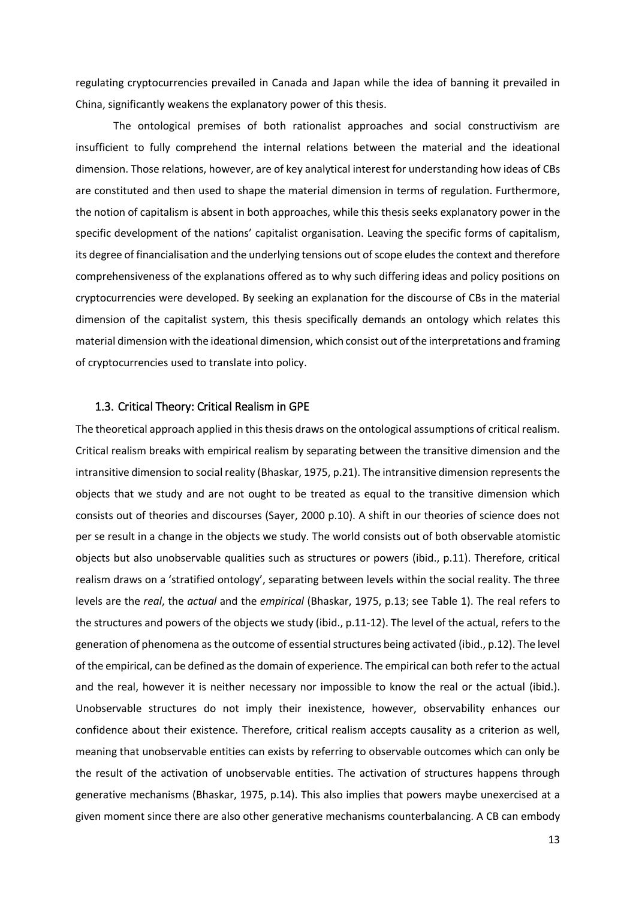regulating cryptocurrencies prevailed in Canada and Japan while the idea of banning it prevailed in China, significantly weakens the explanatory power of this thesis.

The ontological premises of both rationalist approaches and social constructivism are insufficient to fully comprehend the internal relations between the material and the ideational dimension. Those relations, however, are of key analytical interest for understanding how ideas of CBs are constituted and then used to shape the material dimension in terms of regulation. Furthermore, the notion of capitalism is absent in both approaches, while this thesis seeks explanatory power in the specific development of the nations' capitalist organisation. Leaving the specific forms of capitalism, its degree of financialisation and the underlying tensions out of scope eludes the context and therefore comprehensiveness of the explanations offered as to why such differing ideas and policy positions on cryptocurrencies were developed. By seeking an explanation for the discourse of CBs in the material dimension of the capitalist system, this thesis specifically demands an ontology which relates this material dimension with the ideational dimension, which consist out of the interpretations and framing of cryptocurrencies used to translate into policy.

### 1.3. Critical Theory: Critical Realism in GPE

The theoretical approach applied in this thesis draws on the ontological assumptions of critical realism. Critical realism breaks with empirical realism by separating between the transitive dimension and the intransitive dimension to social reality (Bhaskar, 1975, p.21). The intransitive dimension represents the objects that we study and are not ought to be treated as equal to the transitive dimension which consists out of theories and discourses (Sayer, 2000 p.10). A shift in our theories of science does not per se result in a change in the objects we study. The world consists out of both observable atomistic objects but also unobservable qualities such as structures or powers (ibid., p.11). Therefore, critical realism draws on a 'stratified ontology', separating between levels within the social reality. The three levels are the *real*, the *actual* and the *empirical* (Bhaskar, 1975, p.13; see Table 1). The real refers to the structures and powers of the objects we study (ibid., p.11-12). The level of the actual, refers to the generation of phenomena as the outcome of essential structures being activated (ibid., p.12). The level of the empirical, can be defined as the domain of experience. The empirical can both refer to the actual and the real, however it is neither necessary nor impossible to know the real or the actual (ibid.). Unobservable structures do not imply their inexistence, however, observability enhances our confidence about their existence. Therefore, critical realism accepts causality as a criterion as well, meaning that unobservable entities can exists by referring to observable outcomes which can only be the result of the activation of unobservable entities. The activation of structures happens through generative mechanisms (Bhaskar, 1975, p.14). This also implies that powers maybe unexercised at a given moment since there are also other generative mechanisms counterbalancing. A CB can embody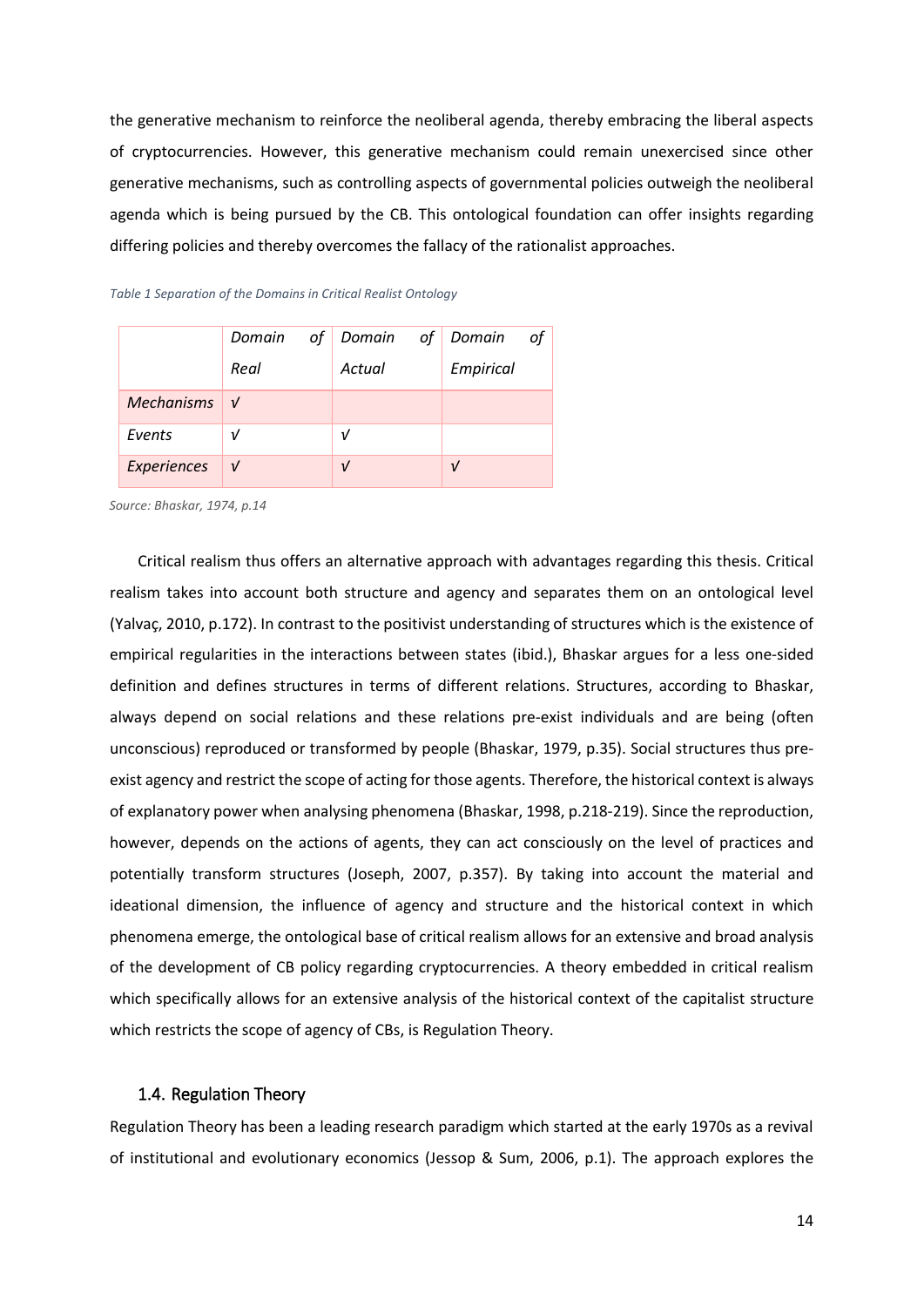the generative mechanism to reinforce the neoliberal agenda, thereby embracing the liberal aspects of cryptocurrencies. However, this generative mechanism could remain unexercised since other generative mechanisms, such as controlling aspects of governmental policies outweigh the neoliberal agenda which is being pursued by the CB. This ontological foundation can offer insights regarding differing policies and thereby overcomes the fallacy of the rationalist approaches.

*Table 1 Separation of the Domains in Critical Realist Ontology*

| | *Domain of Real* | *Domain of Actual* | *Domain of Empirical* |
|---|---|---|---|
| *Mechanisms* | √ | | |
| *Events* | √ | √ | |
| *Experiences* | √ | √ | √ |

*Source: Bhaskar, 1974, p.14*

Critical realism thus offers an alternative approach with advantages regarding this thesis. Critical realism takes into account both structure and agency and separates them on an ontological level (Yalvaç, 2010, p.172). In contrast to the positivist understanding of structures which is the existence of empirical regularities in the interactions between states (ibid.), Bhaskar argues for a less one-sided definition and defines structures in terms of different relations. Structures, according to Bhaskar, always depend on social relations and these relations pre-exist individuals and are being (often unconscious) reproduced or transformed by people (Bhaskar, 1979, p.35). Social structures thus pre-exist agency and restrict the scope of acting for those agents. Therefore, the historical context is always of explanatory power when analysing phenomena (Bhaskar, 1998, p.218-219). Since the reproduction, however, depends on the actions of agents, they can act consciously on the level of practices and potentially transform structures (Joseph, 2007, p.357). By taking into account the material and ideational dimension, the influence of agency and structure and the historical context in which phenomena emerge, the ontological base of critical realism allows for an extensive and broad analysis of the development of CB policy regarding cryptocurrencies. A theory embedded in critical realism which specifically allows for an extensive analysis of the historical context of the capitalist structure which restricts the scope of agency of CBs, is Regulation Theory.

### 1.4. Regulation Theory

Regulation Theory has been a leading research paradigm which started at the early 1970s as a revival of institutional and evolutionary economics (Jessop & Sum, 2006, p.1). The approach explores the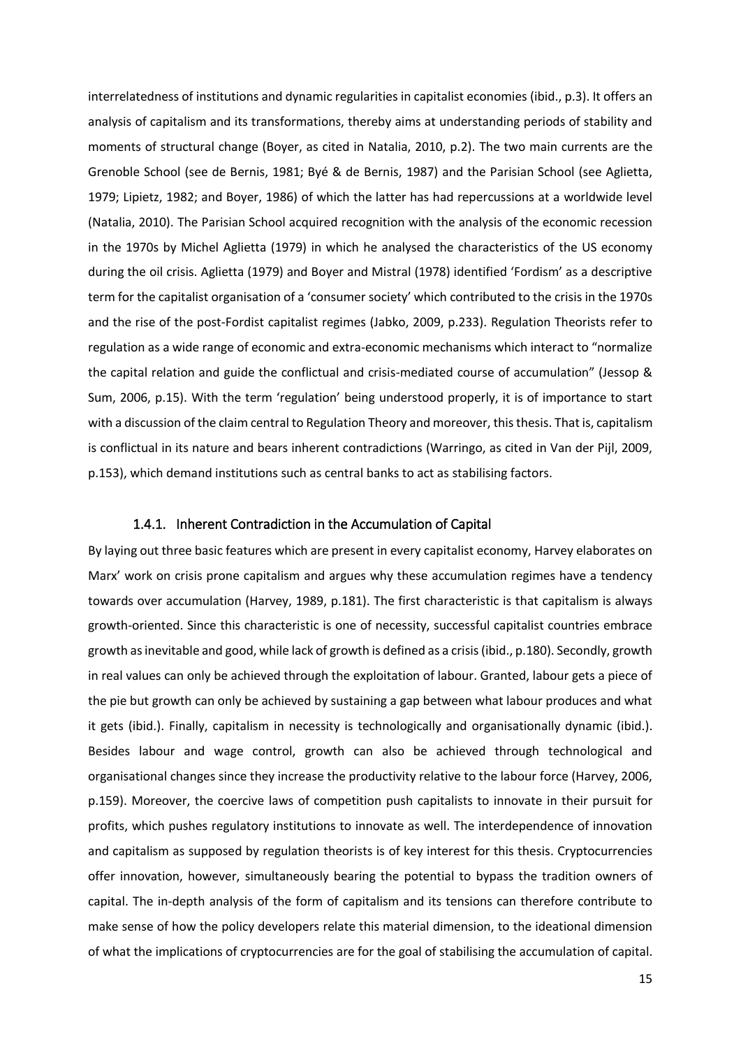interrelatedness of institutions and dynamic regularities in capitalist economies (ibid., p.3). It offers an analysis of capitalism and its transformations, thereby aims at understanding periods of stability and moments of structural change (Boyer, as cited in Natalia, 2010, p.2). The two main currents are the Grenoble School (see de Bernis, 1981; Byé & de Bernis, 1987) and the Parisian School (see Aglietta, 1979; Lipietz, 1982; and Boyer, 1986) of which the latter has had repercussions at a worldwide level (Natalia, 2010). The Parisian School acquired recognition with the analysis of the economic recession in the 1970s by Michel Aglietta (1979) in which he analysed the characteristics of the US economy during the oil crisis. Aglietta (1979) and Boyer and Mistral (1978) identified 'Fordism' as a descriptive term for the capitalist organisation of a 'consumer society' which contributed to the crisis in the 1970s and the rise of the post-Fordist capitalist regimes (Jabko, 2009, p.233). Regulation Theorists refer to regulation as a wide range of economic and extra-economic mechanisms which interact to "normalize the capital relation and guide the conflictual and crisis-mediated course of accumulation" (Jessop & Sum, 2006, p.15). With the term 'regulation' being understood properly, it is of importance to start with a discussion of the claim central to Regulation Theory and moreover, this thesis. That is, capitalism is conflictual in its nature and bears inherent contradictions (Warringo, as cited in Van der Pijl, 2009, p.153), which demand institutions such as central banks to act as stabilising factors.

### 1.4.1. Inherent Contradiction in the Accumulation of Capital

By laying out three basic features which are present in every capitalist economy, Harvey elaborates on Marx' work on crisis prone capitalism and argues why these accumulation regimes have a tendency towards over accumulation (Harvey, 1989, p.181). The first characteristic is that capitalism is always growth-oriented. Since this characteristic is one of necessity, successful capitalist countries embrace growth as inevitable and good, while lack of growth is defined as a crisis (ibid., p.180). Secondly, growth in real values can only be achieved through the exploitation of labour. Granted, labour gets a piece of the pie but growth can only be achieved by sustaining a gap between what labour produces and what it gets (ibid.). Finally, capitalism in necessity is technologically and organisationally dynamic (ibid.). Besides labour and wage control, growth can also be achieved through technological and organisational changes since they increase the productivity relative to the labour force (Harvey, 2006, p.159). Moreover, the coercive laws of competition push capitalists to innovate in their pursuit for profits, which pushes regulatory institutions to innovate as well. The interdependence of innovation and capitalism as supposed by regulation theorists is of key interest for this thesis. Cryptocurrencies offer innovation, however, simultaneously bearing the potential to bypass the tradition owners of capital. The in-depth analysis of the form of capitalism and its tensions can therefore contribute to make sense of how the policy developers relate this material dimension, to the ideational dimension of what the implications of cryptocurrencies are for the goal of stabilising the accumulation of capital.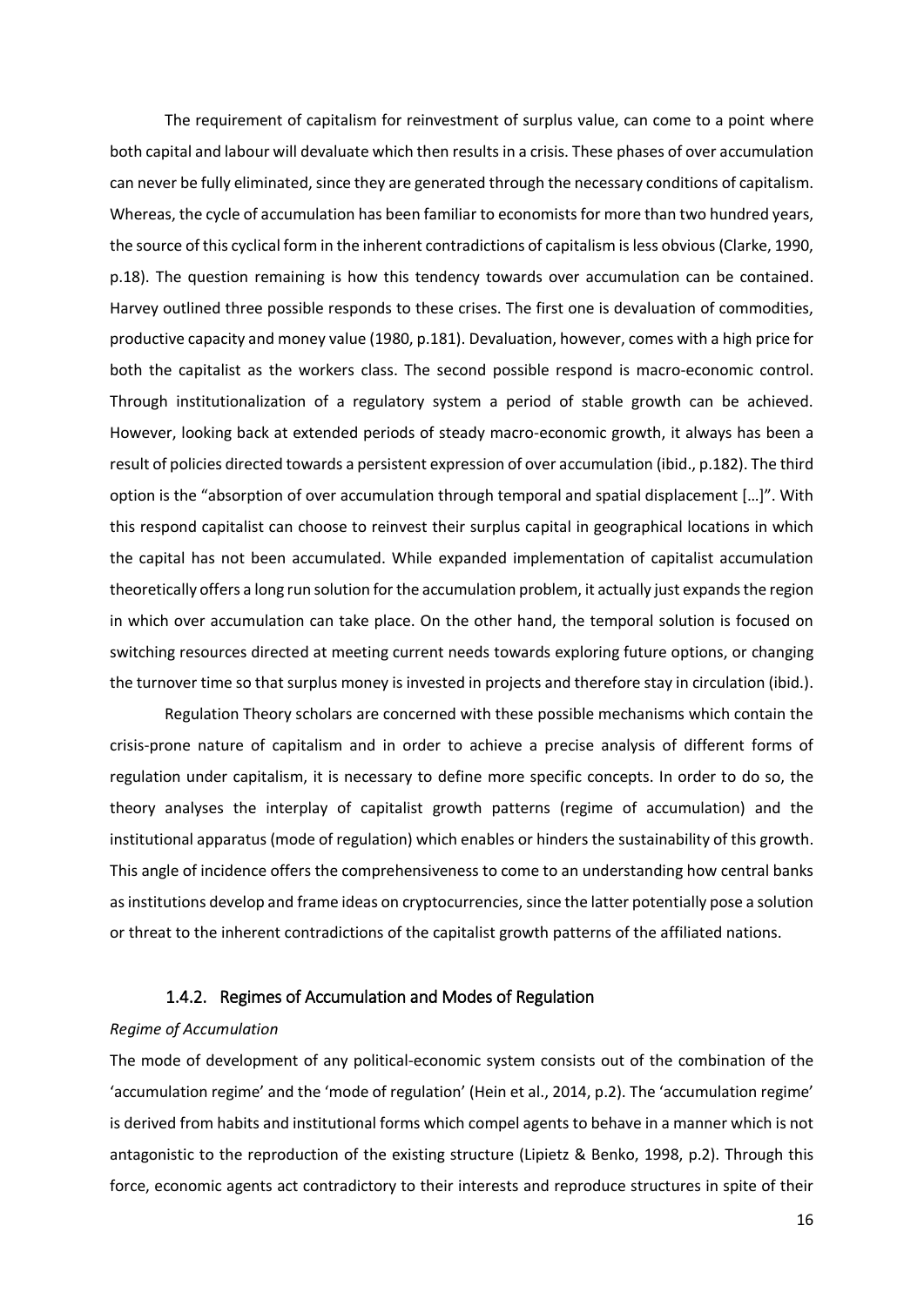The requirement of capitalism for reinvestment of surplus value, can come to a point where both capital and labour will devaluate which then results in a crisis. These phases of over accumulation can never be fully eliminated, since they are generated through the necessary conditions of capitalism. Whereas, the cycle of accumulation has been familiar to economists for more than two hundred years, the source of this cyclical form in the inherent contradictions of capitalism is less obvious (Clarke, 1990, p.18). The question remaining is how this tendency towards over accumulation can be contained. Harvey outlined three possible responds to these crises. The first one is devaluation of commodities, productive capacity and money value (1980, p.181). Devaluation, however, comes with a high price for both the capitalist as the workers class. The second possible respond is macro-economic control. Through institutionalization of a regulatory system a period of stable growth can be achieved. However, looking back at extended periods of steady macro-economic growth, it always has been a result of policies directed towards a persistent expression of over accumulation (ibid., p.182). The third option is the "absorption of over accumulation through temporal and spatial displacement […]". With this respond capitalist can choose to reinvest their surplus capital in geographical locations in which the capital has not been accumulated. While expanded implementation of capitalist accumulation theoretically offers a long run solution for the accumulation problem, it actually just expands the region in which over accumulation can take place. On the other hand, the temporal solution is focused on switching resources directed at meeting current needs towards exploring future options, or changing the turnover time so that surplus money is invested in projects and therefore stay in circulation (ibid.).

Regulation Theory scholars are concerned with these possible mechanisms which contain the crisis-prone nature of capitalism and in order to achieve a precise analysis of different forms of regulation under capitalism, it is necessary to define more specific concepts. In order to do so, the theory analyses the interplay of capitalist growth patterns (regime of accumulation) and the institutional apparatus (mode of regulation) which enables or hinders the sustainability of this growth. This angle of incidence offers the comprehensiveness to come to an understanding how central banks as institutions develop and frame ideas on cryptocurrencies, since the latter potentially pose a solution or threat to the inherent contradictions of the capitalist growth patterns of the affiliated nations.

### 1.4.2. Regimes of Accumulation and Modes of Regulation

*Regime of Accumulation*

The mode of development of any political-economic system consists out of the combination of the 'accumulation regime' and the 'mode of regulation' (Hein et al., 2014, p.2). The 'accumulation regime' is derived from habits and institutional forms which compel agents to behave in a manner which is not antagonistic to the reproduction of the existing structure (Lipietz & Benko, 1998, p.2). Through this force, economic agents act contradictory to their interests and reproduce structures in spite of their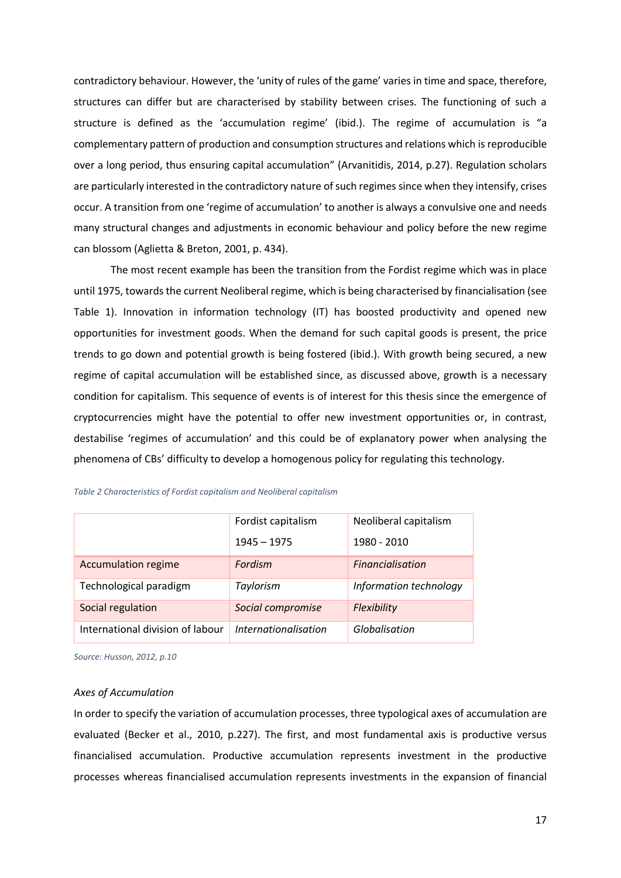contradictory behaviour. However, the 'unity of rules of the game' varies in time and space, therefore, structures can differ but are characterised by stability between crises. The functioning of such a structure is defined as the 'accumulation regime' (ibid.). The regime of accumulation is "a complementary pattern of production and consumption structures and relations which is reproducible over a long period, thus ensuring capital accumulation" (Arvanitidis, 2014, p.27). Regulation scholars are particularly interested in the contradictory nature of such regimes since when they intensify, crises occur. A transition from one 'regime of accumulation' to another is always a convulsive one and needs many structural changes and adjustments in economic behaviour and policy before the new regime can blossom (Aglietta & Breton, 2001, p. 434).

The most recent example has been the transition from the Fordist regime which was in place until 1975, towards the current Neoliberal regime, which is being characterised by financialisation (see Table 1). Innovation in information technology (IT) has boosted productivity and opened new opportunities for investment goods. When the demand for such capital goods is present, the price trends to go down and potential growth is being fostered (ibid.). With growth being secured, a new regime of capital accumulation will be established since, as discussed above, growth is a necessary condition for capitalism. This sequence of events is of interest for this thesis since the emergence of cryptocurrencies might have the potential to offer new investment opportunities or, in contrast, destabilise 'regimes of accumulation' and this could be of explanatory power when analysing the phenomena of CBs' difficulty to develop a homogenous policy for regulating this technology.

*Table 2 Characteristics of Fordist capitalism and Neoliberal capitalism*

| | Fordist capitalism 1945 – 1975 | Neoliberal capitalism 1980 - 2010 |
|---|---|---|
| Accumulation regime | *Fordism* | *Financialisation* |
| Technological paradigm | *Taylorism* | *Information technology* |
| Social regulation | *Social compromise* | *Flexibility* |
| International division of labour | *Internationalisation* | *Globalisation* |

*Source: Husson, 2012, p.10*

*Axes of Accumulation*

In order to specify the variation of accumulation processes, three typological axes of accumulation are evaluated (Becker et al., 2010, p.227). The first, and most fundamental axis is productive versus financialised accumulation. Productive accumulation represents investment in the productive processes whereas financialised accumulation represents investments in the expansion of financial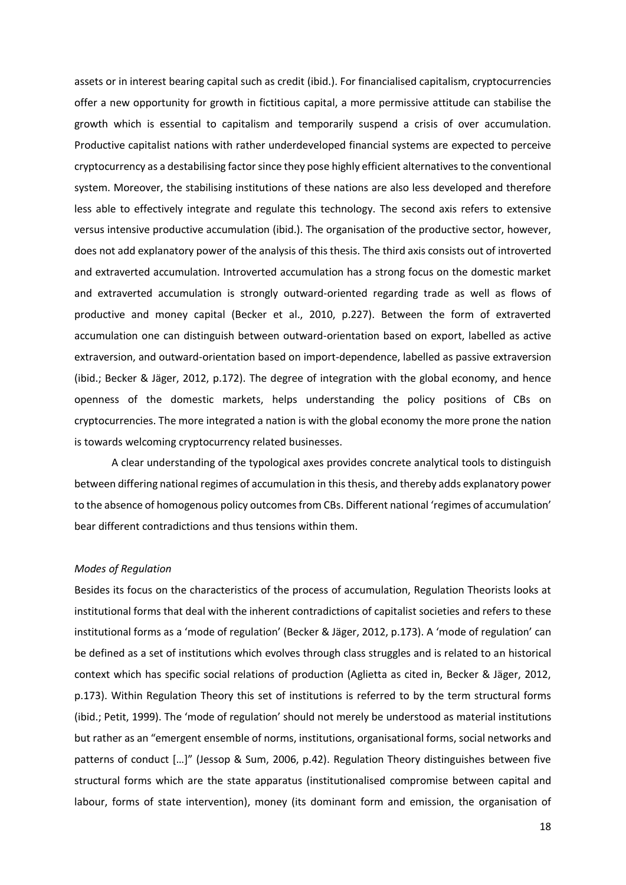assets or in interest bearing capital such as credit (ibid.). For financialised capitalism, cryptocurrencies offer a new opportunity for growth in fictitious capital, a more permissive attitude can stabilise the growth which is essential to capitalism and temporarily suspend a crisis of over accumulation. Productive capitalist nations with rather underdeveloped financial systems are expected to perceive cryptocurrency as a destabilising factor since they pose highly efficient alternatives to the conventional system. Moreover, the stabilising institutions of these nations are also less developed and therefore less able to effectively integrate and regulate this technology. The second axis refers to extensive versus intensive productive accumulation (ibid.). The organisation of the productive sector, however, does not add explanatory power of the analysis of this thesis. The third axis consists out of introverted and extraverted accumulation. Introverted accumulation has a strong focus on the domestic market and extraverted accumulation is strongly outward-oriented regarding trade as well as flows of productive and money capital (Becker et al., 2010, p.227). Between the form of extraverted accumulation one can distinguish between outward-orientation based on export, labelled as active extraversion, and outward-orientation based on import-dependence, labelled as passive extraversion (ibid.; Becker & Jäger, 2012, p.172). The degree of integration with the global economy, and hence openness of the domestic markets, helps understanding the policy positions of CBs on cryptocurrencies. The more integrated a nation is with the global economy the more prone the nation is towards welcoming cryptocurrency related businesses.

A clear understanding of the typological axes provides concrete analytical tools to distinguish between differing national regimes of accumulation in this thesis, and thereby adds explanatory power to the absence of homogenous policy outcomes from CBs. Different national 'regimes of accumulation' bear different contradictions and thus tensions within them.

*Modes of Regulation*

Besides its focus on the characteristics of the process of accumulation, Regulation Theorists looks at institutional forms that deal with the inherent contradictions of capitalist societies and refers to these institutional forms as a 'mode of regulation' (Becker & Jäger, 2012, p.173). A 'mode of regulation' can be defined as a set of institutions which evolves through class struggles and is related to an historical context which has specific social relations of production (Aglietta as cited in, Becker & Jäger, 2012, p.173). Within Regulation Theory this set of institutions is referred to by the term structural forms (ibid.; Petit, 1999). The 'mode of regulation' should not merely be understood as material institutions but rather as an "emergent ensemble of norms, institutions, organisational forms, social networks and patterns of conduct […]" (Jessop & Sum, 2006, p.42). Regulation Theory distinguishes between five structural forms which are the state apparatus (institutionalised compromise between capital and labour, forms of state intervention), money (its dominant form and emission, the organisation of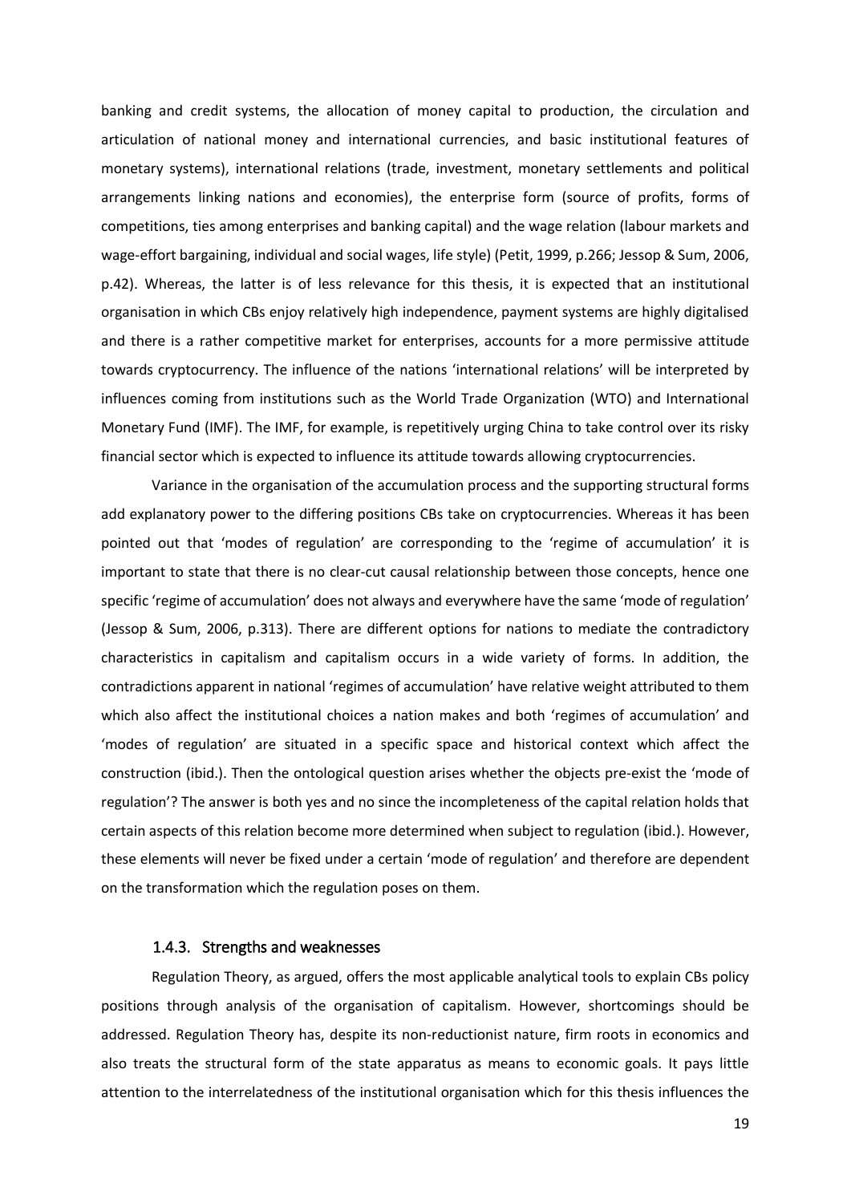banking and credit systems, the allocation of money capital to production, the circulation and articulation of national money and international currencies, and basic institutional features of monetary systems), international relations (trade, investment, monetary settlements and political arrangements linking nations and economies), the enterprise form (source of profits, forms of competitions, ties among enterprises and banking capital) and the wage relation (labour markets and wage-effort bargaining, individual and social wages, life style) (Petit, 1999, p.266; Jessop & Sum, 2006, p.42). Whereas, the latter is of less relevance for this thesis, it is expected that an institutional organisation in which CBs enjoy relatively high independence, payment systems are highly digitalised and there is a rather competitive market for enterprises, accounts for a more permissive attitude towards cryptocurrency. The influence of the nations 'international relations' will be interpreted by influences coming from institutions such as the World Trade Organization (WTO) and International Monetary Fund (IMF). The IMF, for example, is repetitively urging China to take control over its risky financial sector which is expected to influence its attitude towards allowing cryptocurrencies.

Variance in the organisation of the accumulation process and the supporting structural forms add explanatory power to the differing positions CBs take on cryptocurrencies. Whereas it has been pointed out that 'modes of regulation' are corresponding to the 'regime of accumulation' it is important to state that there is no clear-cut causal relationship between those concepts, hence one specific 'regime of accumulation' does not always and everywhere have the same 'mode of regulation' (Jessop & Sum, 2006, p.313). There are different options for nations to mediate the contradictory characteristics in capitalism and capitalism occurs in a wide variety of forms. In addition, the contradictions apparent in national 'regimes of accumulation' have relative weight attributed to them which also affect the institutional choices a nation makes and both 'regimes of accumulation' and 'modes of regulation' are situated in a specific space and historical context which affect the construction (ibid.). Then the ontological question arises whether the objects pre-exist the 'mode of regulation'? The answer is both yes and no since the incompleteness of the capital relation holds that certain aspects of this relation become more determined when subject to regulation (ibid.). However, these elements will never be fixed under a certain 'mode of regulation' and therefore are dependent on the transformation which the regulation poses on them.

### 1.4.3. Strengths and weaknesses

Regulation Theory, as argued, offers the most applicable analytical tools to explain CBs policy positions through analysis of the organisation of capitalism. However, shortcomings should be addressed. Regulation Theory has, despite its non-reductionist nature, firm roots in economics and also treats the structural form of the state apparatus as means to economic goals. It pays little attention to the interrelatedness of the institutional organisation which for this thesis influences the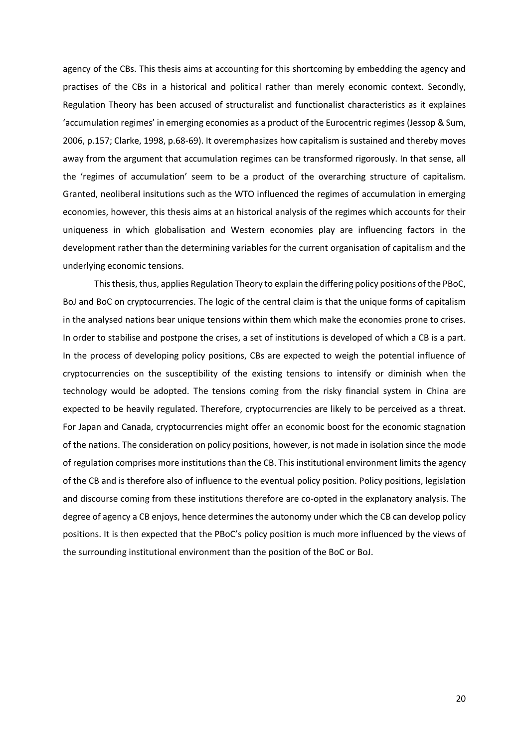agency of the CBs. This thesis aims at accounting for this shortcoming by embedding the agency and practises of the CBs in a historical and political rather than merely economic context. Secondly, Regulation Theory has been accused of structuralist and functionalist characteristics as it explaines 'accumulation regimes' in emerging economies as a product of the Eurocentric regimes (Jessop & Sum, 2006, p.157; Clarke, 1998, p.68-69). It overemphasizes how capitalism is sustained and thereby moves away from the argument that accumulation regimes can be transformed rigorously. In that sense, all the 'regimes of accumulation' seem to be a product of the overarching structure of capitalism. Granted, neoliberal insitutions such as the WTO influenced the regimes of accumulation in emerging economies, however, this thesis aims at an historical analysis of the regimes which accounts for their uniqueness in which globalisation and Western economies play are influencing factors in the development rather than the determining variables for the current organisation of capitalism and the underlying economic tensions.

This thesis, thus, applies Regulation Theory to explain the differing policy positions of the PBoC, BoJ and BoC on cryptocurrencies. The logic of the central claim is that the unique forms of capitalism in the analysed nations bear unique tensions within them which make the economies prone to crises. In order to stabilise and postpone the crises, a set of institutions is developed of which a CB is a part. In the process of developing policy positions, CBs are expected to weigh the potential influence of cryptocurrencies on the susceptibility of the existing tensions to intensify or diminish when the technology would be adopted. The tensions coming from the risky financial system in China are expected to be heavily regulated. Therefore, cryptocurrencies are likely to be perceived as a threat. For Japan and Canada, cryptocurrencies might offer an economic boost for the economic stagnation of the nations. The consideration on policy positions, however, is not made in isolation since the mode of regulation comprises more institutions than the CB. This institutional environment limits the agency of the CB and is therefore also of influence to the eventual policy position. Policy positions, legislation and discourse coming from these institutions therefore are co-opted in the explanatory analysis. The degree of agency a CB enjoys, hence determines the autonomy under which the CB can develop policy positions. It is then expected that the PBoC's policy position is much more influenced by the views of the surrounding institutional environment than the position of the BoC or BoJ.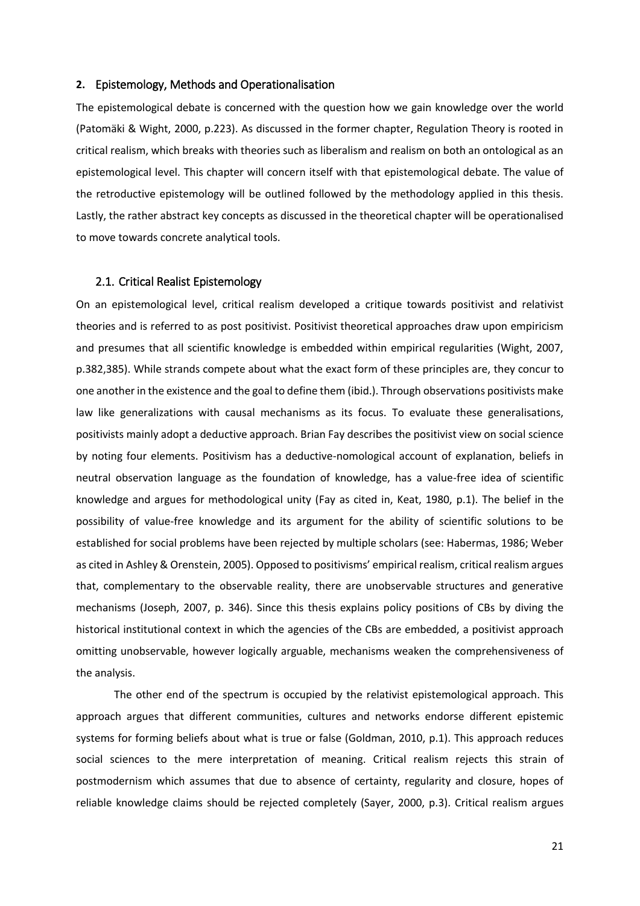## 2. Epistemology, Methods and Operationalisation

The epistemological debate is concerned with the question how we gain knowledge over the world (Patomäki & Wight, 2000, p.223). As discussed in the former chapter, Regulation Theory is rooted in critical realism, which breaks with theories such as liberalism and realism on both an ontological as an epistemological level. This chapter will concern itself with that epistemological debate. The value of the retroductive epistemology will be outlined followed by the methodology applied in this thesis. Lastly, the rather abstract key concepts as discussed in the theoretical chapter will be operationalised to move towards concrete analytical tools.

### 2.1. Critical Realist Epistemology

On an epistemological level, critical realism developed a critique towards positivist and relativist theories and is referred to as post positivist. Positivist theoretical approaches draw upon empiricism and presumes that all scientific knowledge is embedded within empirical regularities (Wight, 2007, p.382,385). While strands compete about what the exact form of these principles are, they concur to one another in the existence and the goal to define them (ibid.). Through observations positivists make law like generalizations with causal mechanisms as its focus. To evaluate these generalisations, positivists mainly adopt a deductive approach. Brian Fay describes the positivist view on social science by noting four elements. Positivism has a deductive-nomological account of explanation, beliefs in neutral observation language as the foundation of knowledge, has a value-free idea of scientific knowledge and argues for methodological unity (Fay as cited in, Keat, 1980, p.1). The belief in the possibility of value-free knowledge and its argument for the ability of scientific solutions to be established for social problems have been rejected by multiple scholars (see: Habermas, 1986; Weber as cited in Ashley & Orenstein, 2005). Opposed to positivisms' empirical realism, critical realism argues that, complementary to the observable reality, there are unobservable structures and generative mechanisms (Joseph, 2007, p. 346). Since this thesis explains policy positions of CBs by diving the historical institutional context in which the agencies of the CBs are embedded, a positivist approach omitting unobservable, however logically arguable, mechanisms weaken the comprehensiveness of the analysis.

The other end of the spectrum is occupied by the relativist epistemological approach. This approach argues that different communities, cultures and networks endorse different epistemic systems for forming beliefs about what is true or false (Goldman, 2010, p.1). This approach reduces social sciences to the mere interpretation of meaning. Critical realism rejects this strain of postmodernism which assumes that due to absence of certainty, regularity and closure, hopes of reliable knowledge claims should be rejected completely (Sayer, 2000, p.3). Critical realism argues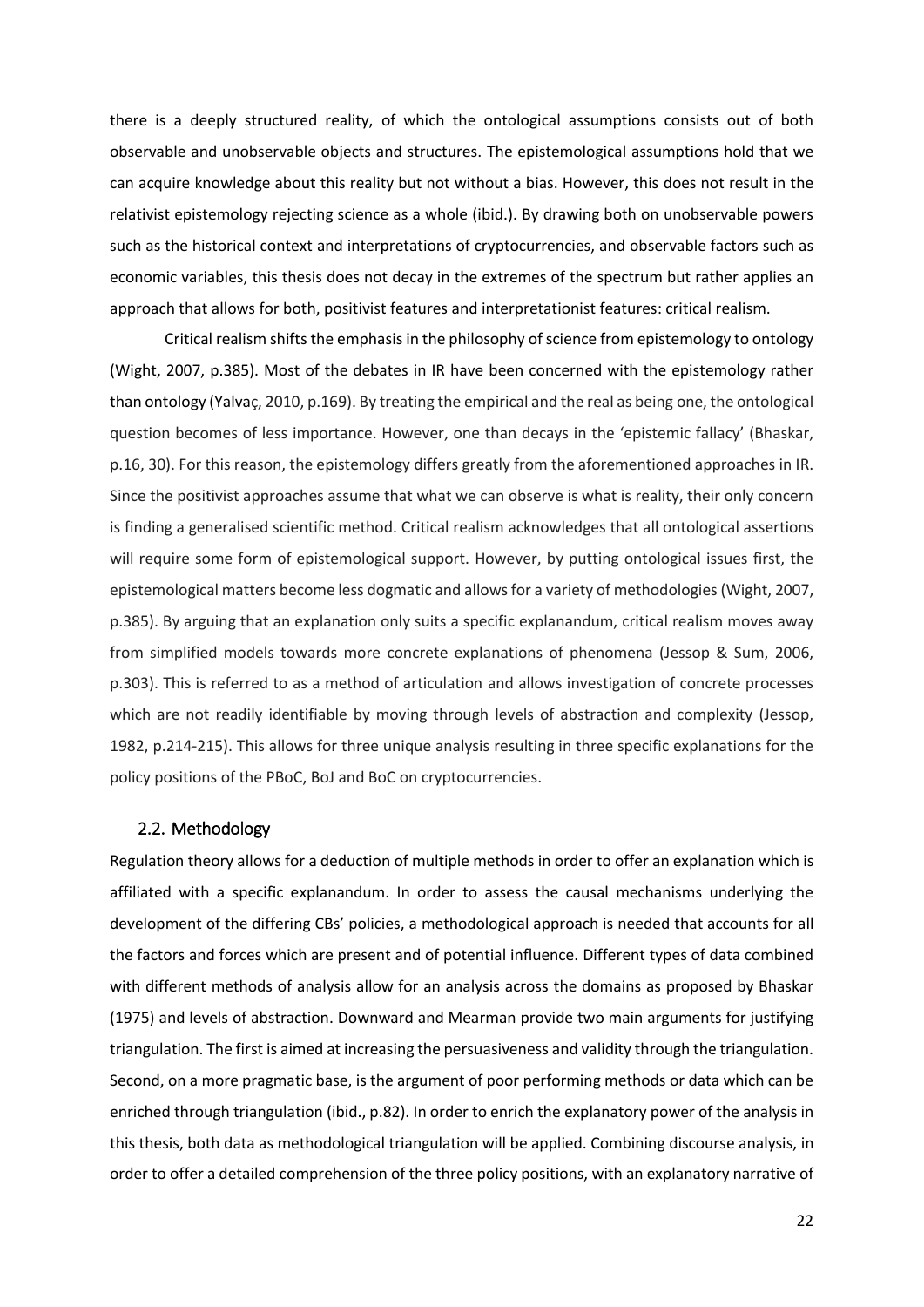there is a deeply structured reality, of which the ontological assumptions consists out of both observable and unobservable objects and structures. The epistemological assumptions hold that we can acquire knowledge about this reality but not without a bias. However, this does not result in the relativist epistemology rejecting science as a whole (ibid.). By drawing both on unobservable powers such as the historical context and interpretations of cryptocurrencies, and observable factors such as economic variables, this thesis does not decay in the extremes of the spectrum but rather applies an approach that allows for both, positivist features and interpretationist features: critical realism.

Critical realism shifts the emphasis in the philosophy of science from epistemology to ontology (Wight, 2007, p.385). Most of the debates in IR have been concerned with the epistemology rather than ontology (Yalvaç, 2010, p.169). By treating the empirical and the real as being one, the ontological question becomes of less importance. However, one than decays in the 'epistemic fallacy' (Bhaskar, p.16, 30). For this reason, the epistemology differs greatly from the aforementioned approaches in IR. Since the positivist approaches assume that what we can observe is what is reality, their only concern is finding a generalised scientific method. Critical realism acknowledges that all ontological assertions will require some form of epistemological support. However, by putting ontological issues first, the epistemological matters become less dogmatic and allows for a variety of methodologies (Wight, 2007, p.385). By arguing that an explanation only suits a specific explanandum, critical realism moves away from simplified models towards more concrete explanations of phenomena (Jessop & Sum, 2006, p.303). This is referred to as a method of articulation and allows investigation of concrete processes which are not readily identifiable by moving through levels of abstraction and complexity (Jessop, 1982, p.214-215). This allows for three unique analysis resulting in three specific explanations for the policy positions of the PBoC, BoJ and BoC on cryptocurrencies.

### 2.2. Methodology

Regulation theory allows for a deduction of multiple methods in order to offer an explanation which is affiliated with a specific explanandum. In order to assess the causal mechanisms underlying the development of the differing CBs' policies, a methodological approach is needed that accounts for all the factors and forces which are present and of potential influence. Different types of data combined with different methods of analysis allow for an analysis across the domains as proposed by Bhaskar (1975) and levels of abstraction. Downward and Mearman provide two main arguments for justifying triangulation. The first is aimed at increasing the persuasiveness and validity through the triangulation. Second, on a more pragmatic base, is the argument of poor performing methods or data which can be enriched through triangulation (ibid., p.82). In order to enrich the explanatory power of the analysis in this thesis, both data as methodological triangulation will be applied. Combining discourse analysis, in order to offer a detailed comprehension of the three policy positions, with an explanatory narrative of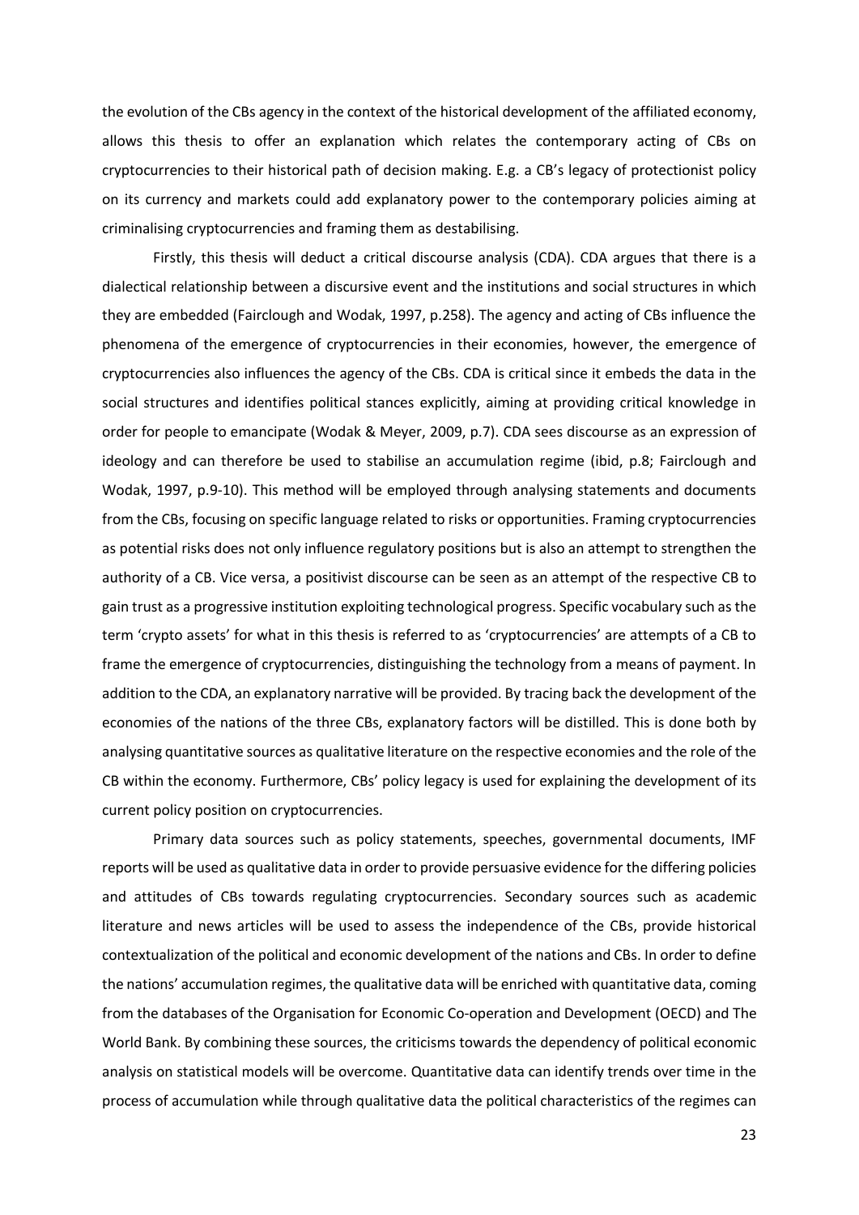the evolution of the CBs agency in the context of the historical development of the affiliated economy, allows this thesis to offer an explanation which relates the contemporary acting of CBs on cryptocurrencies to their historical path of decision making. E.g. a CB's legacy of protectionist policy on its currency and markets could add explanatory power to the contemporary policies aiming at criminalising cryptocurrencies and framing them as destabilising.

Firstly, this thesis will deduct a critical discourse analysis (CDA). CDA argues that there is a dialectical relationship between a discursive event and the institutions and social structures in which they are embedded (Fairclough and Wodak, 1997, p.258). The agency and acting of CBs influence the phenomena of the emergence of cryptocurrencies in their economies, however, the emergence of cryptocurrencies also influences the agency of the CBs. CDA is critical since it embeds the data in the social structures and identifies political stances explicitly, aiming at providing critical knowledge in order for people to emancipate (Wodak & Meyer, 2009, p.7). CDA sees discourse as an expression of ideology and can therefore be used to stabilise an accumulation regime (ibid, p.8; Fairclough and Wodak, 1997, p.9-10). This method will be employed through analysing statements and documents from the CBs, focusing on specific language related to risks or opportunities. Framing cryptocurrencies as potential risks does not only influence regulatory positions but is also an attempt to strengthen the authority of a CB. Vice versa, a positivist discourse can be seen as an attempt of the respective CB to gain trust as a progressive institution exploiting technological progress. Specific vocabulary such as the term 'crypto assets' for what in this thesis is referred to as 'cryptocurrencies' are attempts of a CB to frame the emergence of cryptocurrencies, distinguishing the technology from a means of payment. In addition to the CDA, an explanatory narrative will be provided. By tracing back the development of the economies of the nations of the three CBs, explanatory factors will be distilled. This is done both by analysing quantitative sources as qualitative literature on the respective economies and the role of the CB within the economy. Furthermore, CBs' policy legacy is used for explaining the development of its current policy position on cryptocurrencies.

Primary data sources such as policy statements, speeches, governmental documents, IMF reports will be used as qualitative data in order to provide persuasive evidence for the differing policies and attitudes of CBs towards regulating cryptocurrencies. Secondary sources such as academic literature and news articles will be used to assess the independence of the CBs, provide historical contextualization of the political and economic development of the nations and CBs. In order to define the nations' accumulation regimes, the qualitative data will be enriched with quantitative data, coming from the databases of the Organisation for Economic Co-operation and Development (OECD) and The World Bank. By combining these sources, the criticisms towards the dependency of political economic analysis on statistical models will be overcome. Quantitative data can identify trends over time in the process of accumulation while through qualitative data the political characteristics of the regimes can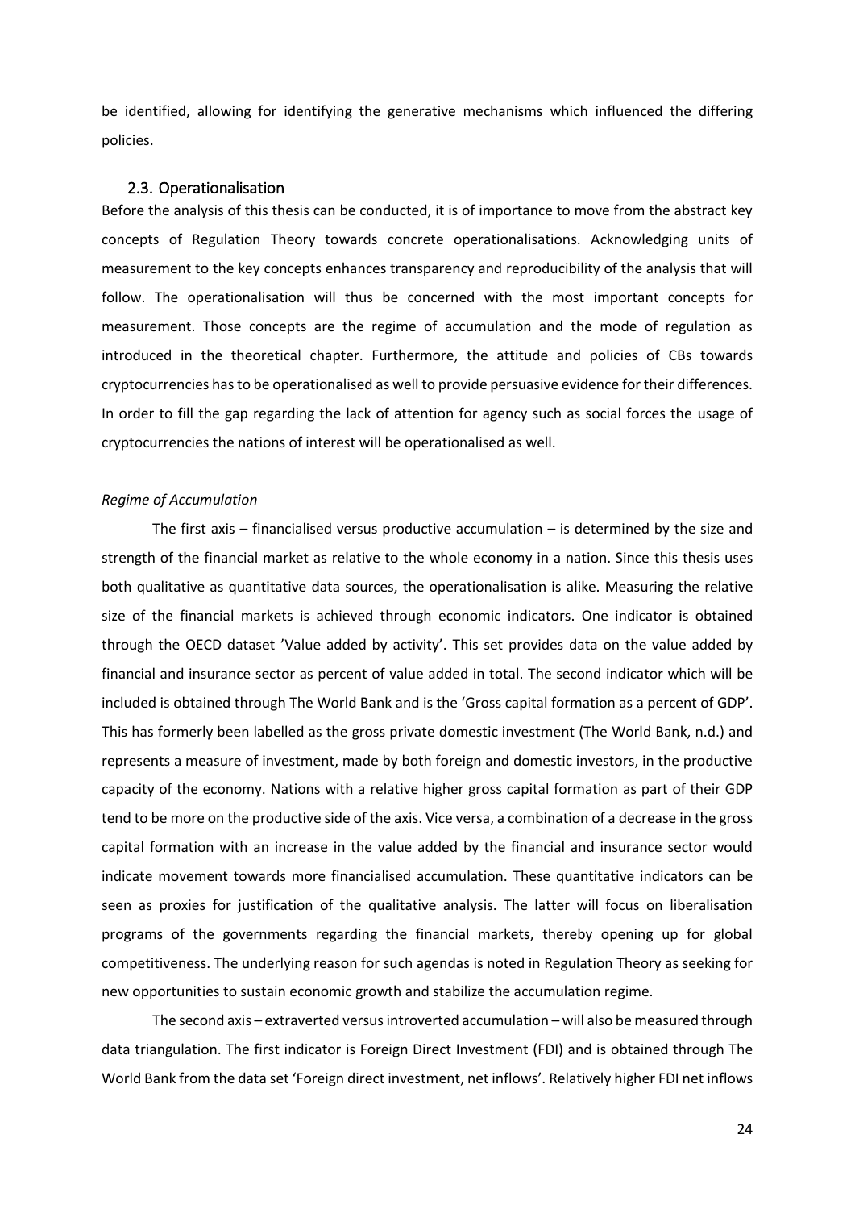be identified, allowing for identifying the generative mechanisms which influenced the differing policies.

### 2.3. Operationalisation

Before the analysis of this thesis can be conducted, it is of importance to move from the abstract key concepts of Regulation Theory towards concrete operationalisations. Acknowledging units of measurement to the key concepts enhances transparency and reproducibility of the analysis that will follow. The operationalisation will thus be concerned with the most important concepts for measurement. Those concepts are the regime of accumulation and the mode of regulation as introduced in the theoretical chapter. Furthermore, the attitude and policies of CBs towards cryptocurrencies has to be operationalised as well to provide persuasive evidence for their differences. In order to fill the gap regarding the lack of attention for agency such as social forces the usage of cryptocurrencies the nations of interest will be operationalised as well.

*Regime of Accumulation*

The first axis – financialised versus productive accumulation – is determined by the size and strength of the financial market as relative to the whole economy in a nation. Since this thesis uses both qualitative as quantitative data sources, the operationalisation is alike. Measuring the relative size of the financial markets is achieved through economic indicators. One indicator is obtained through the OECD dataset 'Value added by activity'. This set provides data on the value added by financial and insurance sector as percent of value added in total. The second indicator which will be included is obtained through The World Bank and is the 'Gross capital formation as a percent of GDP'. This has formerly been labelled as the gross private domestic investment (The World Bank, n.d.) and represents a measure of investment, made by both foreign and domestic investors, in the productive capacity of the economy. Nations with a relative higher gross capital formation as part of their GDP tend to be more on the productive side of the axis. Vice versa, a combination of a decrease in the gross capital formation with an increase in the value added by the financial and insurance sector would indicate movement towards more financialised accumulation. These quantitative indicators can be seen as proxies for justification of the qualitative analysis. The latter will focus on liberalisation programs of the governments regarding the financial markets, thereby opening up for global competitiveness. The underlying reason for such agendas is noted in Regulation Theory as seeking for new opportunities to sustain economic growth and stabilize the accumulation regime.

The second axis – extraverted versus introverted accumulation – will also be measured through data triangulation. The first indicator is Foreign Direct Investment (FDI) and is obtained through The World Bank from the data set 'Foreign direct investment, net inflows'. Relatively higher FDI net inflows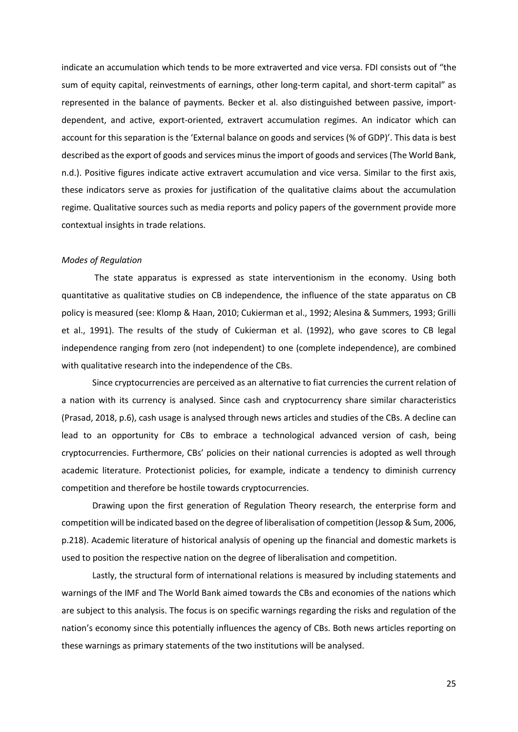indicate an accumulation which tends to be more extraverted and vice versa. FDI consists out of "the sum of equity capital, reinvestments of earnings, other long-term capital, and short-term capital" as represented in the balance of payments. Becker et al. also distinguished between passive, import-dependent, and active, export-oriented, extravert accumulation regimes. An indicator which can account for this separation is the 'External balance on goods and services (% of GDP)'. This data is best described as the export of goods and services minus the import of goods and services (The World Bank, n.d.). Positive figures indicate active extravert accumulation and vice versa. Similar to the first axis, these indicators serve as proxies for justification of the qualitative claims about the accumulation regime. Qualitative sources such as media reports and policy papers of the government provide more contextual insights in trade relations.

*Modes of Regulation*

The state apparatus is expressed as state interventionism in the economy. Using both quantitative as qualitative studies on CB independence, the influence of the state apparatus on CB policy is measured (see: Klomp & Haan, 2010; Cukierman et al., 1992; Alesina & Summers, 1993; Grilli et al., 1991). The results of the study of Cukierman et al. (1992), who gave scores to CB legal independence ranging from zero (not independent) to one (complete independence), are combined with qualitative research into the independence of the CBs.

Since cryptocurrencies are perceived as an alternative to fiat currencies the current relation of a nation with its currency is analysed. Since cash and cryptocurrency share similar characteristics (Prasad, 2018, p.6), cash usage is analysed through news articles and studies of the CBs. A decline can lead to an opportunity for CBs to embrace a technological advanced version of cash, being cryptocurrencies. Furthermore, CBs' policies on their national currencies is adopted as well through academic literature. Protectionist policies, for example, indicate a tendency to diminish currency competition and therefore be hostile towards cryptocurrencies.

Drawing upon the first generation of Regulation Theory research, the enterprise form and competition will be indicated based on the degree of liberalisation of competition (Jessop & Sum, 2006, p.218). Academic literature of historical analysis of opening up the financial and domestic markets is used to position the respective nation on the degree of liberalisation and competition.

Lastly, the structural form of international relations is measured by including statements and warnings of the IMF and The World Bank aimed towards the CBs and economies of the nations which are subject to this analysis. The focus is on specific warnings regarding the risks and regulation of the nation's economy since this potentially influences the agency of CBs. Both news articles reporting on these warnings as primary statements of the two institutions will be analysed.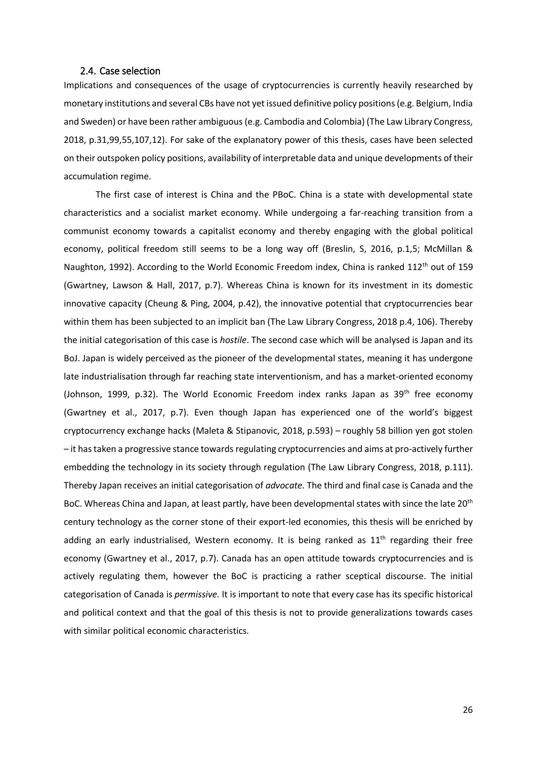### 2.4. Case selection

Implications and consequences of the usage of cryptocurrencies is currently heavily researched by monetary institutions and several CBs have not yet issued definitive policy positions (e.g. Belgium, India and Sweden) or have been rather ambiguous (e.g. Cambodia and Colombia) (The Law Library Congress, 2018, p.31,99,55,107,12). For sake of the explanatory power of this thesis, cases have been selected on their outspoken policy positions, availability of interpretable data and unique developments of their accumulation regime.

The first case of interest is China and the PBoC. China is a state with developmental state characteristics and a socialist market economy. While undergoing a far-reaching transition from a communist economy towards a capitalist economy and thereby engaging with the global political economy, political freedom still seems to be a long way off (Breslin, S, 2016, p.1,5; McMillan & Naughton, 1992). According to the World Economic Freedom index, China is ranked 112th out of 159 (Gwartney, Lawson & Hall, 2017, p.7). Whereas China is known for its investment in its domestic innovative capacity (Cheung & Ping, 2004, p.42), the innovative potential that cryptocurrencies bear within them has been subjected to an implicit ban (The Law Library Congress, 2018 p.4, 106). Thereby the initial categorisation of this case is *hostile*. The second case which will be analysed is Japan and its BoJ. Japan is widely perceived as the pioneer of the developmental states, meaning it has undergone late industrialisation through far reaching state interventionism, and has a market-oriented economy (Johnson, 1999, p.32). The World Economic Freedom index ranks Japan as 39th free economy (Gwartney et al., 2017, p.7). Even though Japan has experienced one of the world's biggest cryptocurrency exchange hacks (Maleta & Stipanovic, 2018, p.593) – roughly 58 billion yen got stolen – it has taken a progressive stance towards regulating cryptocurrencies and aims at pro-actively further embedding the technology in its society through regulation (The Law Library Congress, 2018, p.111). Thereby Japan receives an initial categorisation of *advocate.* The third and final case is Canada and the BoC. Whereas China and Japan, at least partly, have been developmental states with since the late 20th century technology as the corner stone of their export-led economies, this thesis will be enriched by adding an early industrialised, Western economy. It is being ranked as 11th regarding their free economy (Gwartney et al., 2017, p.7). Canada has an open attitude towards cryptocurrencies and is actively regulating them, however the BoC is practicing a rather sceptical discourse. The initial categorisation of Canada is *permissive.* It is important to note that every case has its specific historical and political context and that the goal of this thesis is not to provide generalizations towards cases with similar political economic characteristics.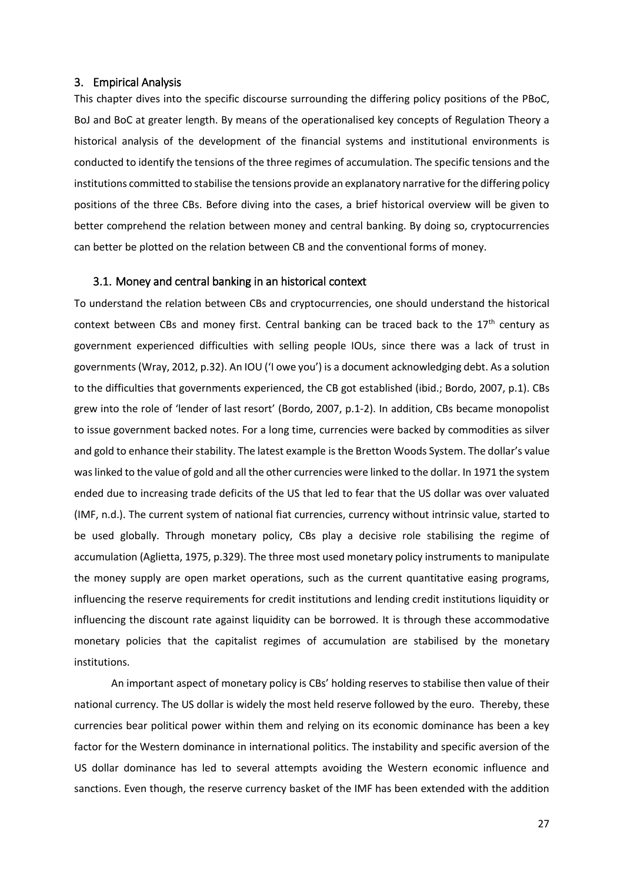## 3. Empirical Analysis

This chapter dives into the specific discourse surrounding the differing policy positions of the PBoC, BoJ and BoC at greater length. By means of the operationalised key concepts of Regulation Theory a historical analysis of the development of the financial systems and institutional environments is conducted to identify the tensions of the three regimes of accumulation. The specific tensions and the institutions committed to stabilise the tensions provide an explanatory narrative for the differing policy positions of the three CBs. Before diving into the cases, a brief historical overview will be given to better comprehend the relation between money and central banking. By doing so, cryptocurrencies can better be plotted on the relation between CB and the conventional forms of money.

### 3.1. Money and central banking in an historical context

To understand the relation between CBs and cryptocurrencies, one should understand the historical context between CBs and money first. Central banking can be traced back to the 17th century as government experienced difficulties with selling people IOUs, since there was a lack of trust in governments (Wray, 2012, p.32). An IOU ('I owe you') is a document acknowledging debt. As a solution to the difficulties that governments experienced, the CB got established (ibid.; Bordo, 2007, p.1). CBs grew into the role of 'lender of last resort' (Bordo, 2007, p.1-2). In addition, CBs became monopolist to issue government backed notes. For a long time, currencies were backed by commodities as silver and gold to enhance their stability. The latest example is the Bretton Woods System. The dollar's value was linked to the value of gold and all the other currencies were linked to the dollar. In 1971 the system ended due to increasing trade deficits of the US that led to fear that the US dollar was over valuated (IMF, n.d.). The current system of national fiat currencies, currency without intrinsic value, started to be used globally. Through monetary policy, CBs play a decisive role stabilising the regime of accumulation (Aglietta, 1975, p.329). The three most used monetary policy instruments to manipulate the money supply are open market operations, such as the current quantitative easing programs, influencing the reserve requirements for credit institutions and lending credit institutions liquidity or influencing the discount rate against liquidity can be borrowed. It is through these accommodative monetary policies that the capitalist regimes of accumulation are stabilised by the monetary institutions.

An important aspect of monetary policy is CBs' holding reserves to stabilise then value of their national currency. The US dollar is widely the most held reserve followed by the euro. Thereby, these currencies bear political power within them and relying on its economic dominance has been a key factor for the Western dominance in international politics. The instability and specific aversion of the US dollar dominance has led to several attempts avoiding the Western economic influence and sanctions. Even though, the reserve currency basket of the IMF has been extended with the addition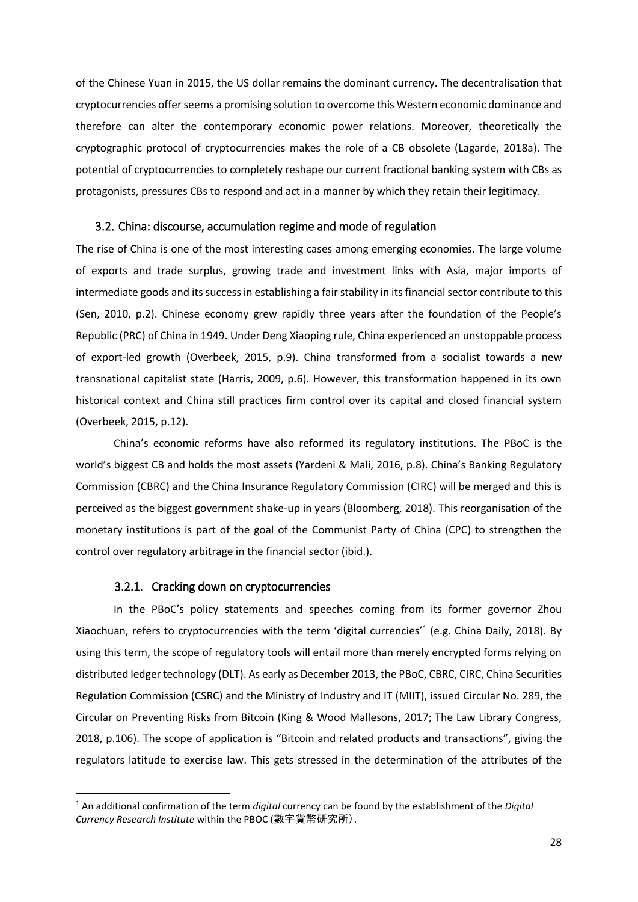of the Chinese Yuan in 2015, the US dollar remains the dominant currency. The decentralisation that cryptocurrencies offer seems a promising solution to overcome this Western economic dominance and therefore can alter the contemporary economic power relations. Moreover, theoretically the cryptographic protocol of cryptocurrencies makes the role of a CB obsolete (Lagarde, 2018a). The potential of cryptocurrencies to completely reshape our current fractional banking system with CBs as protagonists, pressures CBs to respond and act in a manner by which they retain their legitimacy.

### 3.2. China: discourse, accumulation regime and mode of regulation

The rise of China is one of the most interesting cases among emerging economies. The large volume of exports and trade surplus, growing trade and investment links with Asia, major imports of intermediate goods and its success in establishing a fair stability in its financial sector contribute to this (Sen, 2010, p.2). Chinese economy grew rapidly three years after the foundation of the People's Republic (PRC) of China in 1949. Under Deng Xiaoping rule, China experienced an unstoppable process of export-led growth (Overbeek, 2015, p.9). China transformed from a socialist towards a new transnational capitalist state (Harris, 2009, p.6). However, this transformation happened in its own historical context and China still practices firm control over its capital and closed financial system (Overbeek, 2015, p.12).

China's economic reforms have also reformed its regulatory institutions. The PBoC is the world's biggest CB and holds the most assets (Yardeni & Mali, 2016, p.8). China's Banking Regulatory Commission (CBRC) and the China Insurance Regulatory Commission (CIRC) will be merged and this is perceived as the biggest government shake-up in years (Bloomberg, 2018). This reorganisation of the monetary institutions is part of the goal of the Communist Party of China (CPC) to strengthen the control over regulatory arbitrage in the financial sector (ibid.).

#### 3.2.1. Cracking down on cryptocurrencies

In the PBoC's policy statements and speeches coming from its former governor Zhou Xiaochuan, refers to cryptocurrencies with the term 'digital currencies'[1] (e.g. China Daily, 2018). By using this term, the scope of regulatory tools will entail more than merely encrypted forms relying on distributed ledger technology (DLT). As early as December 2013, the PBoC, CBRC, CIRC, China Securities Regulation Commission (CSRC) and the Ministry of Industry and IT (MIIT), issued Circular No. 289, the Circular on Preventing Risks from Bitcoin (King & Wood Mallesons, 2017; The Law Library Congress, 2018, p.106). The scope of application is "Bitcoin and related products and transactions", giving the regulators latitude to exercise law. This gets stressed in the determination of the attributes of the

---

[1] An additional confirmation of the term *digital* currency can be found by the establishment of the *Digital Currency Research Institute* within the PBOC (數字貨幣研究所).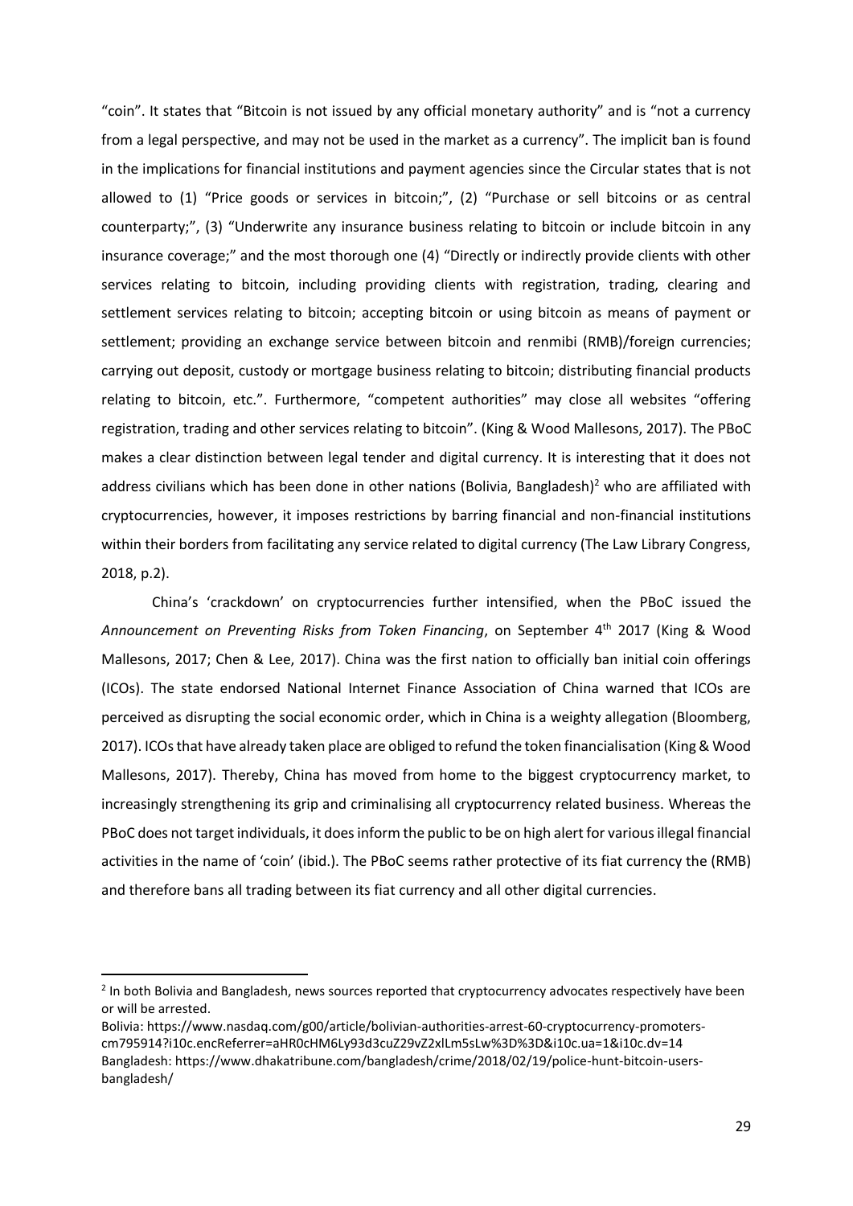"coin". It states that "Bitcoin is not issued by any official monetary authority" and is "not a currency from a legal perspective, and may not be used in the market as a currency". The implicit ban is found in the implications for financial institutions and payment agencies since the Circular states that is not allowed to (1) "Price goods or services in bitcoin;", (2) "Purchase or sell bitcoins or as central counterparty;", (3) "Underwrite any insurance business relating to bitcoin or include bitcoin in any insurance coverage;" and the most thorough one (4) "Directly or indirectly provide clients with other services relating to bitcoin, including providing clients with registration, trading, clearing and settlement services relating to bitcoin; accepting bitcoin or using bitcoin as means of payment or settlement; providing an exchange service between bitcoin and renminbi (RMB)/foreign currencies; carrying out deposit, custody or mortgage business relating to bitcoin; distributing financial products relating to bitcoin, etc.". Furthermore, "competent authorities" may close all websites "offering registration, trading and other services relating to bitcoin". (King & Wood Mallesons, 2017). The PBoC makes a clear distinction between legal tender and digital currency. It is interesting that it does not address civilians which has been done in other nations (Bolivia, Bangladesh)[2] who are affiliated with cryptocurrencies, however, it imposes restrictions by barring financial and non-financial institutions within their borders from facilitating any service related to digital currency (The Law Library Congress, 2018, p.2).

China's 'crackdown' on cryptocurrencies further intensified, when the PBoC issued the *Announcement on Preventing Risks from Token Financing*, on September 4th 2017 (King & Wood Mallesons, 2017; Chen & Lee, 2017). China was the first nation to officially ban initial coin offerings (ICOs). The state endorsed National Internet Finance Association of China warned that ICOs are perceived as disrupting the social economic order, which in China is a weighty allegation (Bloomberg, 2017). ICOs that have already taken place are obliged to refund the token financialisation (King & Wood Mallesons, 2017). Thereby, China has moved from home to the biggest cryptocurrency market, to increasingly strengthening its grip and criminalising all cryptocurrency related business. Whereas the PBoC does not target individuals, it does inform the public to be on high alert for various illegal financial activities in the name of 'coin' (ibid.). The PBoC seems rather protective of its fiat currency the (RMB) and therefore bans all trading between its fiat currency and all other digital currencies.

---

[2] In both Bolivia and Bangladesh, news sources reported that cryptocurrency advocates respectively have been or will be arrested.

Bolivia: https://www.nasdaq.com/g00/article/bolivian-authorities-arrest-60-cryptocurrency-promoters-cm795914?i10c.encReferrer=aHR0cHM6Ly93d3cuZ29vZ2xlLm5sLw%3D%3D&i10c.ua=1&i10c.dv=14

Bangladesh: https://www.dhakatribune.com/bangladesh/crime/2018/02/19/police-hunt-bitcoin-users-bangladesh/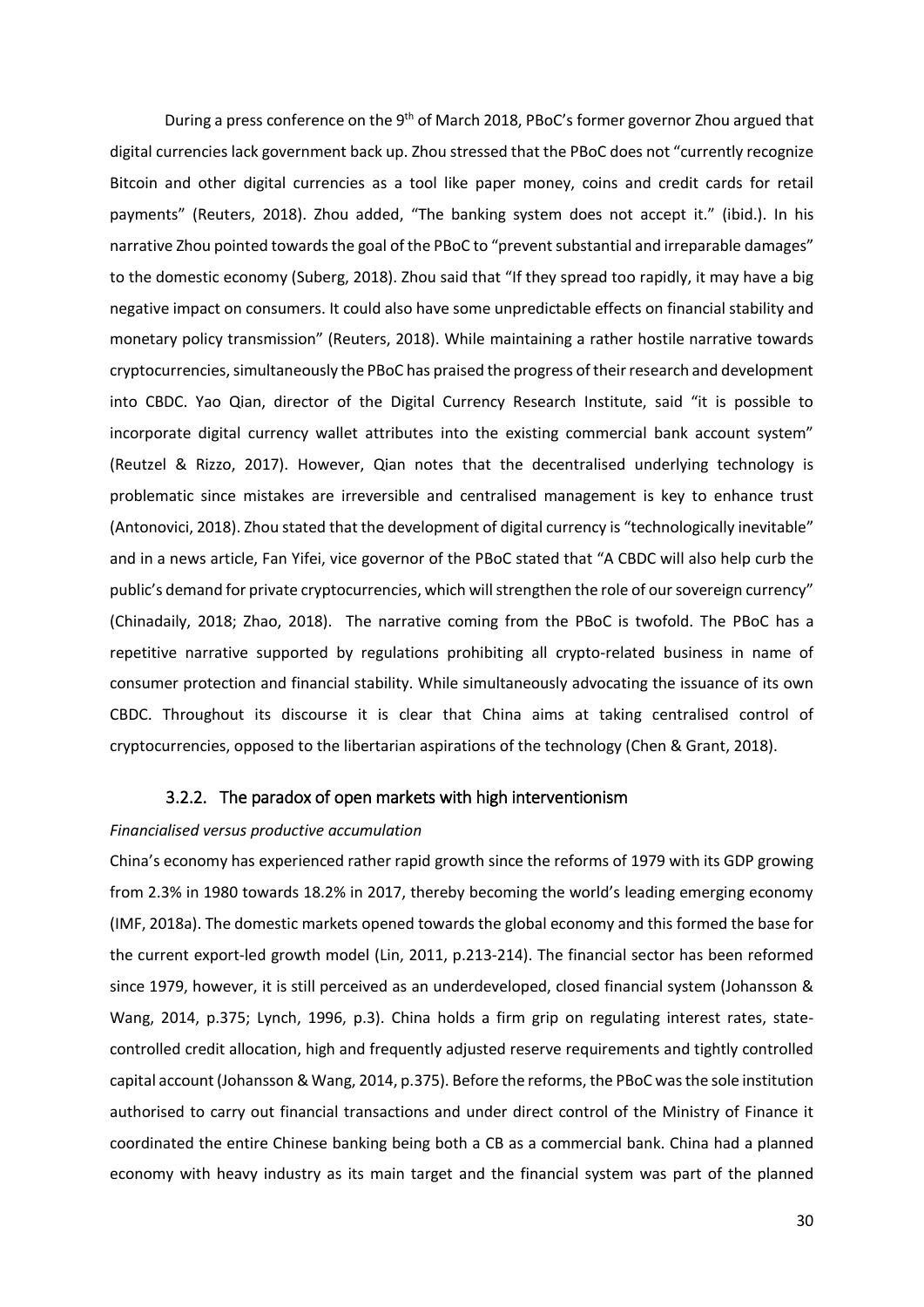During a press conference on the 9th of March 2018, PBoC's former governor Zhou argued that digital currencies lack government back up. Zhou stressed that the PBoC does not "currently recognize Bitcoin and other digital currencies as a tool like paper money, coins and credit cards for retail payments" (Reuters, 2018). Zhou added, "The banking system does not accept it." (ibid.). In his narrative Zhou pointed towards the goal of the PBoC to "prevent substantial and irreparable damages" to the domestic economy (Suberg, 2018). Zhou said that "If they spread too rapidly, it may have a big negative impact on consumers. It could also have some unpredictable effects on financial stability and monetary policy transmission" (Reuters, 2018). While maintaining a rather hostile narrative towards cryptocurrencies, simultaneously the PBoC has praised the progress of their research and development into CBDC. Yao Qian, director of the Digital Currency Research Institute, said "it is possible to incorporate digital currency wallet attributes into the existing commercial bank account system" (Reutzel & Rizzo, 2017). However, Qian notes that the decentralised underlying technology is problematic since mistakes are irreversible and centralised management is key to enhance trust (Antonovici, 2018). Zhou stated that the development of digital currency is "technologically inevitable" and in a news article, Fan Yifei, vice governor of the PBoC stated that "A CBDC will also help curb the public's demand for private cryptocurrencies, which will strengthen the role of our sovereign currency" (Chinadaily, 2018; Zhao, 2018). The narrative coming from the PBoC is twofold. The PBoC has a repetitive narrative supported by regulations prohibiting all crypto-related business in name of consumer protection and financial stability. While simultaneously advocating the issuance of its own CBDC. Throughout its discourse it is clear that China aims at taking centralised control of cryptocurrencies, opposed to the libertarian aspirations of the technology (Chen & Grant, 2018).

### 3.2.2. The paradox of open markets with high interventionism

*Financialised versus productive accumulation*

China's economy has experienced rather rapid growth since the reforms of 1979 with its GDP growing from 2.3% in 1980 towards 18.2% in 2017, thereby becoming the world's leading emerging economy (IMF, 2018a). The domestic markets opened towards the global economy and this formed the base for the current export-led growth model (Lin, 2011, p.213-214). The financial sector has been reformed since 1979, however, it is still perceived as an underdeveloped, closed financial system (Johansson & Wang, 2014, p.375; Lynch, 1996, p.3). China holds a firm grip on regulating interest rates, state-controlled credit allocation, high and frequently adjusted reserve requirements and tightly controlled capital account (Johansson & Wang, 2014, p.375). Before the reforms, the PBoC was the sole institution authorised to carry out financial transactions and under direct control of the Ministry of Finance it coordinated the entire Chinese banking being both a CB as a commercial bank. China had a planned economy with heavy industry as its main target and the financial system was part of the planned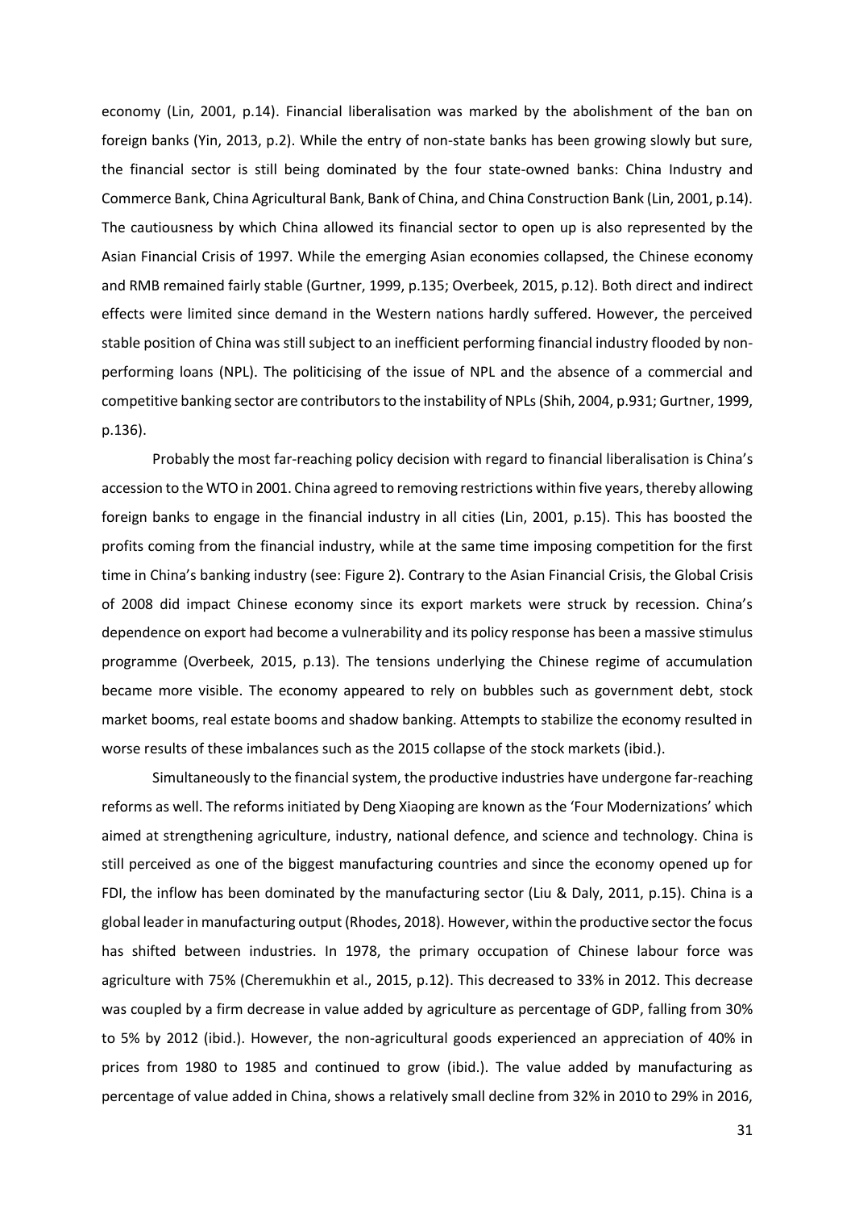economy (Lin, 2001, p.14). Financial liberalisation was marked by the abolishment of the ban on foreign banks (Yin, 2013, p.2). While the entry of non-state banks has been growing slowly but sure, the financial sector is still being dominated by the four state-owned banks: China Industry and Commerce Bank, China Agricultural Bank, Bank of China, and China Construction Bank (Lin, 2001, p.14). The cautiousness by which China allowed its financial sector to open up is also represented by the Asian Financial Crisis of 1997. While the emerging Asian economies collapsed, the Chinese economy and RMB remained fairly stable (Gurtner, 1999, p.135; Overbeek, 2015, p.12). Both direct and indirect effects were limited since demand in the Western nations hardly suffered. However, the perceived stable position of China was still subject to an inefficient performing financial industry flooded by non-performing loans (NPL). The politicising of the issue of NPL and the absence of a commercial and competitive banking sector are contributors to the instability of NPLs (Shih, 2004, p.931; Gurtner, 1999, p.136).

Probably the most far-reaching policy decision with regard to financial liberalisation is China's accession to the WTO in 2001. China agreed to removing restrictions within five years, thereby allowing foreign banks to engage in the financial industry in all cities (Lin, 2001, p.15). This has boosted the profits coming from the financial industry, while at the same time imposing competition for the first time in China's banking industry (see: Figure 2). Contrary to the Asian Financial Crisis, the Global Crisis of 2008 did impact Chinese economy since its export markets were struck by recession. China's dependence on export had become a vulnerability and its policy response has been a massive stimulus programme (Overbeek, 2015, p.13). The tensions underlying the Chinese regime of accumulation became more visible. The economy appeared to rely on bubbles such as government debt, stock market booms, real estate booms and shadow banking. Attempts to stabilize the economy resulted in worse results of these imbalances such as the 2015 collapse of the stock markets (ibid.).

Simultaneously to the financial system, the productive industries have undergone far-reaching reforms as well. The reforms initiated by Deng Xiaoping are known as the 'Four Modernizations' which aimed at strengthening agriculture, industry, national defence, and science and technology. China is still perceived as one of the biggest manufacturing countries and since the economy opened up for FDI, the inflow has been dominated by the manufacturing sector (Liu & Daly, 2011, p.15). China is a global leader in manufacturing output (Rhodes, 2018). However, within the productive sector the focus has shifted between industries. In 1978, the primary occupation of Chinese labour force was agriculture with 75% (Cheremukhin et al., 2015, p.12). This decreased to 33% in 2012. This decrease was coupled by a firm decrease in value added by agriculture as percentage of GDP, falling from 30% to 5% by 2012 (ibid.). However, the non-agricultural goods experienced an appreciation of 40% in prices from 1980 to 1985 and continued to grow (ibid.). The value added by manufacturing as percentage of value added in China, shows a relatively small decline from 32% in 2010 to 29% in 2016,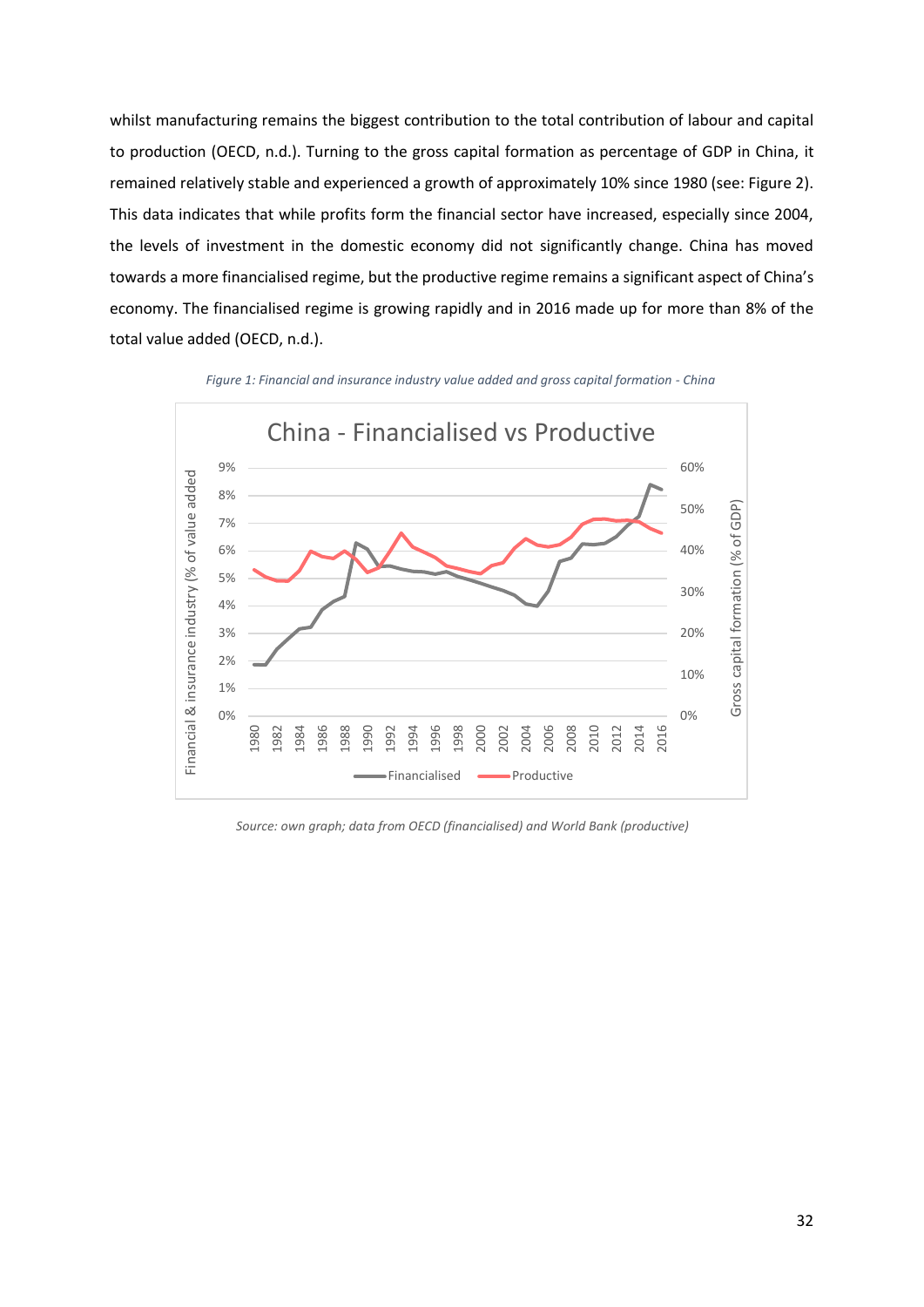whilst manufacturing remains the biggest contribution to the total contribution of labour and capital to production (OECD, n.d.). Turning to the gross capital formation as percentage of GDP in China, it remained relatively stable and experienced a growth of approximately 10% since 1980 (see: Figure 2). This data indicates that while profits form the financial sector have increased, especially since 2004, the levels of investment in the domestic economy did not significantly change. China has moved towards a more financialised regime, but the productive regime remains a significant aspect of China's economy. The financialised regime is growing rapidly and in 2016 made up for more than 8% of the total value added (OECD, n.d.).

*Figure 1: Financial and insurance industry value added and gross capital formation - China*

*Source: own graph; data from OECD (financialised) and World Bank (productive)*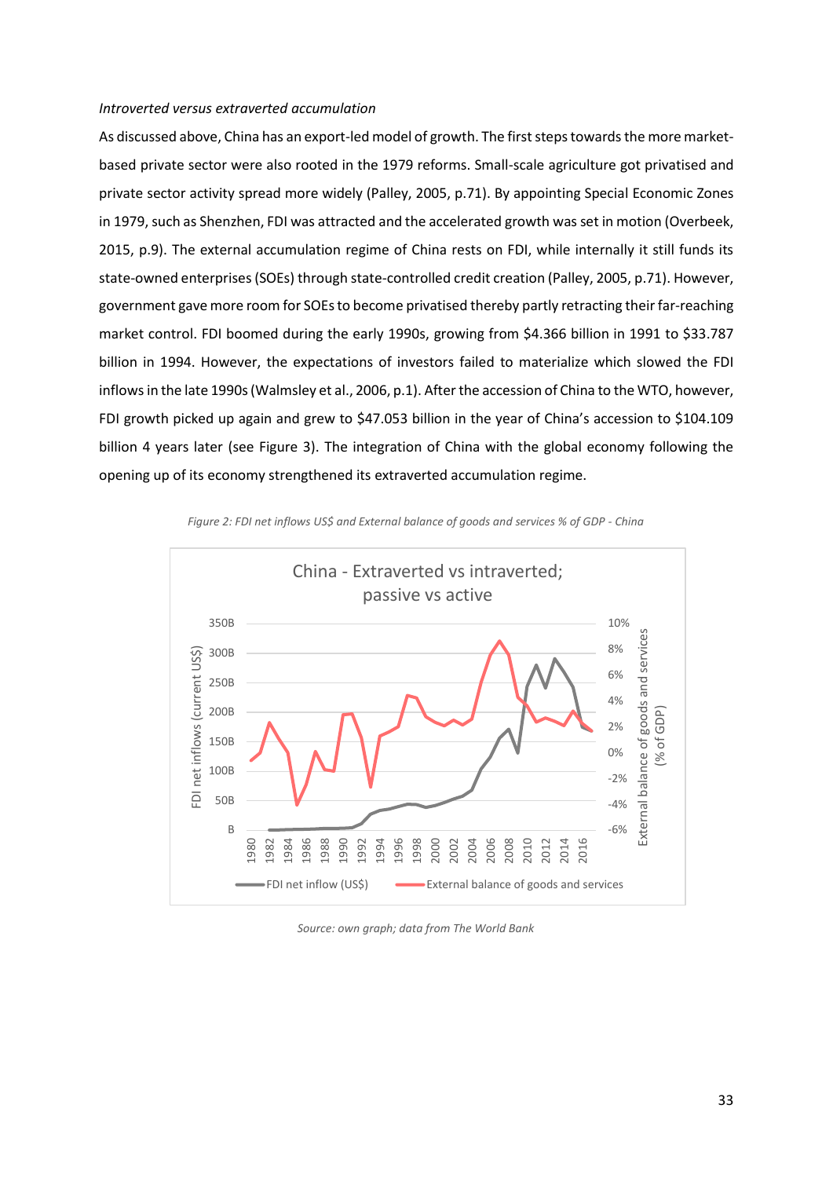*Introverted versus extraverted accumulation*

As discussed above, China has an export-led model of growth. The first steps towards the more market-based private sector were also rooted in the 1979 reforms. Small-scale agriculture got privatised and private sector activity spread more widely (Palley, 2005, p.71). By appointing Special Economic Zones in 1979, such as Shenzhen, FDI was attracted and the accelerated growth was set in motion (Overbeek, 2015, p.9). The external accumulation regime of China rests on FDI, while internally it still funds its state-owned enterprises (SOEs) through state-controlled credit creation (Palley, 2005, p.71). However, government gave more room for SOEs to become privatised thereby partly retracting their far-reaching market control. FDI boomed during the early 1990s, growing from $4.366 billion in 1991 to $33.787 billion in 1994. However, the expectations of investors failed to materialize which slowed the FDI inflows in the late 1990s (Walmsley et al., 2006, p.1). After the accession of China to the WTO, however, FDI growth picked up again and grew to $47.053 billion in the year of China's accession to $104.109 billion 4 years later (see Figure 3). The integration of China with the global economy following the opening up of its economy strengthened its extraverted accumulation regime.

*Figure 2: FDI net inflows US$ and External balance of goods and services % of GDP - China*

*Source: own graph; data from The World Bank*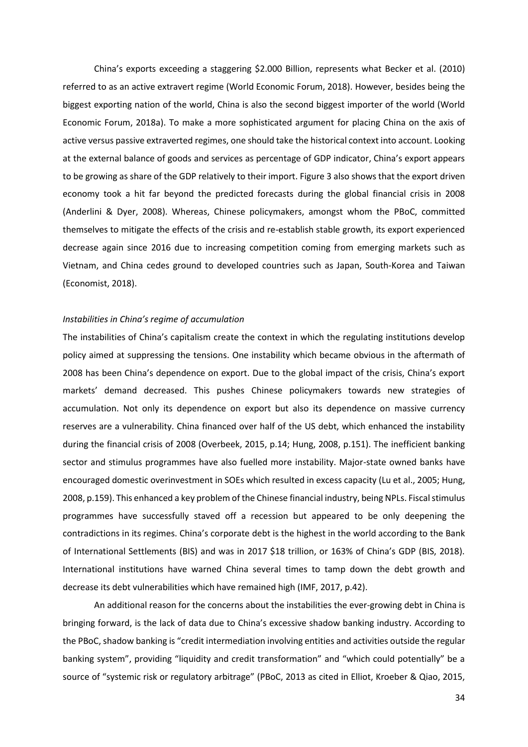China's exports exceeding a staggering $2.000 Billion, represents what Becker et al. (2010) referred to as an active extravert regime (World Economic Forum, 2018). However, besides being the biggest exporting nation of the world, China is also the second biggest importer of the world (World Economic Forum, 2018a). To make a more sophisticated argument for placing China on the axis of active versus passive extraverted regimes, one should take the historical context into account. Looking at the external balance of goods and services as percentage of GDP indicator, China's export appears to be growing as share of the GDP relatively to their import. Figure 3 also shows that the export driven economy took a hit far beyond the predicted forecasts during the global financial crisis in 2008 (Anderlini & Dyer, 2008). Whereas, Chinese policymakers, amongst whom the PBoC, committed themselves to mitigate the effects of the crisis and re-establish stable growth, its export experienced decrease again since 2016 due to increasing competition coming from emerging markets such as Vietnam, and China cedes ground to developed countries such as Japan, South-Korea and Taiwan (Economist, 2018).

*Instabilities in China's regime of accumulation*

The instabilities of China's capitalism create the context in which the regulating institutions develop policy aimed at suppressing the tensions. One instability which became obvious in the aftermath of 2008 has been China's dependence on export. Due to the global impact of the crisis, China's export markets' demand decreased. This pushes Chinese policymakers towards new strategies of accumulation. Not only its dependence on export but also its dependence on massive currency reserves are a vulnerability. China financed over half of the US debt, which enhanced the instability during the financial crisis of 2008 (Overbeek, 2015, p.14; Hung, 2008, p.151). The inefficient banking sector and stimulus programmes have also fuelled more instability. Major-state owned banks have encouraged domestic overinvestment in SOEs which resulted in excess capacity (Lu et al., 2005; Hung, 2008, p.159). This enhanced a key problem of the Chinese financial industry, being NPLs. Fiscal stimulus programmes have successfully staved off a recession but appeared to be only deepening the contradictions in its regimes. China's corporate debt is the highest in the world according to the Bank of International Settlements (BIS) and was in 2017 $18 trillion, or 163% of China's GDP (BIS, 2018). International institutions have warned China several times to tamp down the debt growth and decrease its debt vulnerabilities which have remained high (IMF, 2017, p.42).

An additional reason for the concerns about the instabilities the ever-growing debt in China is bringing forward, is the lack of data due to China's excessive shadow banking industry. According to the PBoC, shadow banking is "credit intermediation involving entities and activities outside the regular banking system", providing "liquidity and credit transformation" and "which could potentially" be a source of "systemic risk or regulatory arbitrage" (PBoC, 2013 as cited in Elliot, Kroeber & Qiao, 2015,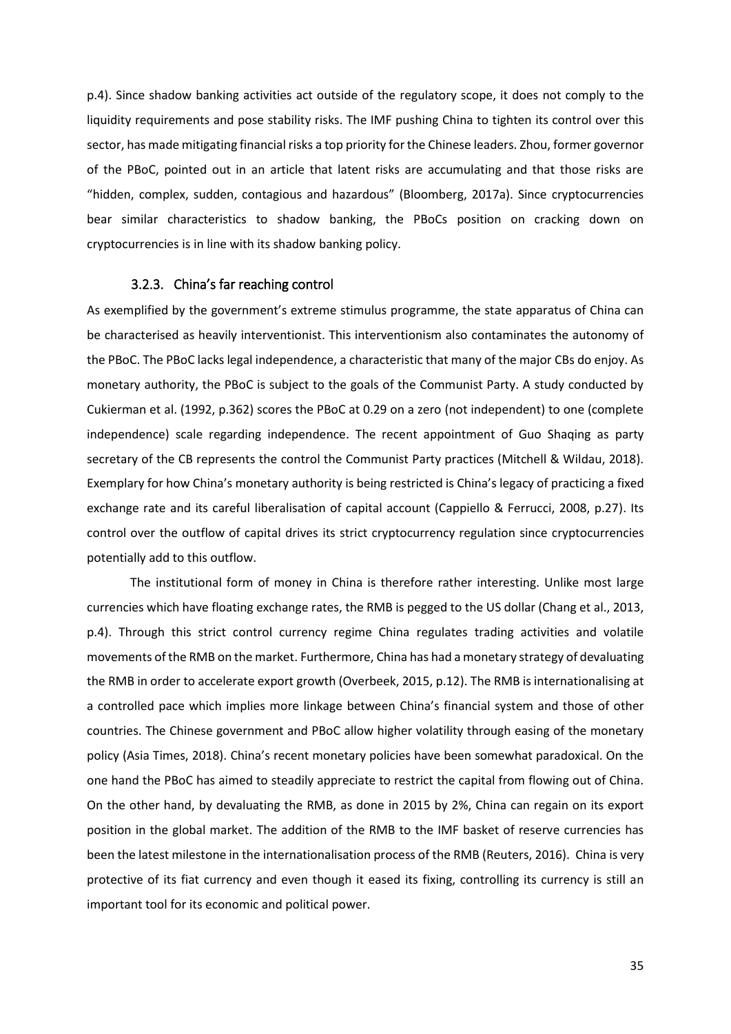p.4). Since shadow banking activities act outside of the regulatory scope, it does not comply to the liquidity requirements and pose stability risks. The IMF pushing China to tighten its control over this sector, has made mitigating financial risks a top priority for the Chinese leaders. Zhou, former governor of the PBoC, pointed out in an article that latent risks are accumulating and that those risks are "hidden, complex, sudden, contagious and hazardous" (Bloomberg, 2017a). Since cryptocurrencies bear similar characteristics to shadow banking, the PBoCs position on cracking down on cryptocurrencies is in line with its shadow banking policy.

### 3.2.3. China's far reaching control

As exemplified by the government's extreme stimulus programme, the state apparatus of China can be characterised as heavily interventionist. This interventionism also contaminates the autonomy of the PBoC. The PBoC lacks legal independence, a characteristic that many of the major CBs do enjoy. As monetary authority, the PBoC is subject to the goals of the Communist Party. A study conducted by Cukierman et al. (1992, p.362) scores the PBoC at 0.29 on a zero (not independent) to one (complete independence) scale regarding independence. The recent appointment of Guo Shaqing as party secretary of the CB represents the control the Communist Party practices (Mitchell & Wildau, 2018). Exemplary for how China's monetary authority is being restricted is China's legacy of practicing a fixed exchange rate and its careful liberalisation of capital account (Cappiello & Ferrucci, 2008, p.27). Its control over the outflow of capital drives its strict cryptocurrency regulation since cryptocurrencies potentially add to this outflow.

The institutional form of money in China is therefore rather interesting. Unlike most large currencies which have floating exchange rates, the RMB is pegged to the US dollar (Chang et al., 2013, p.4). Through this strict control currency regime China regulates trading activities and volatile movements of the RMB on the market. Furthermore, China has had a monetary strategy of devaluating the RMB in order to accelerate export growth (Overbeek, 2015, p.12). The RMB is internationalising at a controlled pace which implies more linkage between China's financial system and those of other countries. The Chinese government and PBoC allow higher volatility through easing of the monetary policy (Asia Times, 2018). China's recent monetary policies have been somewhat paradoxical. On the one hand the PBoC has aimed to steadily appreciate to restrict the capital from flowing out of China. On the other hand, by devaluating the RMB, as done in 2015 by 2%, China can regain on its export position in the global market. The addition of the RMB to the IMF basket of reserve currencies has been the latest milestone in the internationalisation process of the RMB (Reuters, 2016). China is very protective of its fiat currency and even though it eased its fixing, controlling its currency is still an important tool for its economic and political power.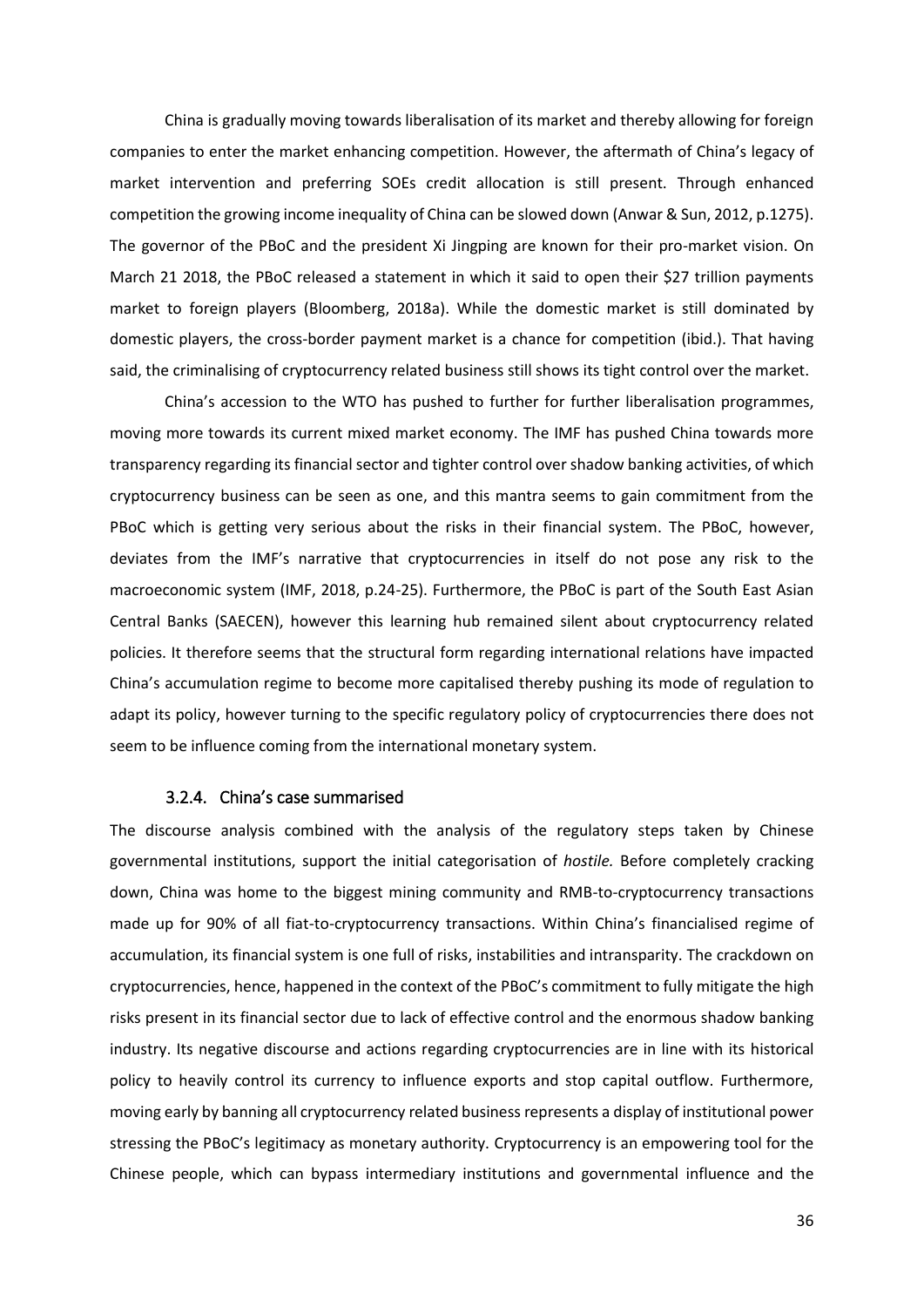China is gradually moving towards liberalisation of its market and thereby allowing for foreign companies to enter the market enhancing competition. However, the aftermath of China's legacy of market intervention and preferring SOEs credit allocation is still present. Through enhanced competition the growing income inequality of China can be slowed down (Anwar & Sun, 2012, p.1275). The governor of the PBoC and the president Xi Jingping are known for their pro-market vision. On March 21 2018, the PBoC released a statement in which it said to open their $27 trillion payments market to foreign players (Bloomberg, 2018a). While the domestic market is still dominated by domestic players, the cross-border payment market is a chance for competition (ibid.). That having said, the criminalising of cryptocurrency related business still shows its tight control over the market.

China's accession to the WTO has pushed to further for further liberalisation programmes, moving more towards its current mixed market economy. The IMF has pushed China towards more transparency regarding its financial sector and tighter control over shadow banking activities, of which cryptocurrency business can be seen as one, and this mantra seems to gain commitment from the PBoC which is getting very serious about the risks in their financial system. The PBoC, however, deviates from the IMF's narrative that cryptocurrencies in itself do not pose any risk to the macroeconomic system (IMF, 2018, p.24-25). Furthermore, the PBoC is part of the South East Asian Central Banks (SAECEN), however this learning hub remained silent about cryptocurrency related policies. It therefore seems that the structural form regarding international relations have impacted China's accumulation regime to become more capitalised thereby pushing its mode of regulation to adapt its policy, however turning to the specific regulatory policy of cryptocurrencies there does not seem to be influence coming from the international monetary system.

### 3.2.4. China's case summarised

The discourse analysis combined with the analysis of the regulatory steps taken by Chinese governmental institutions, support the initial categorisation of *hostile.* Before completely cracking down, China was home to the biggest mining community and RMB-to-cryptocurrency transactions made up for 90% of all fiat-to-cryptocurrency transactions. Within China's financialised regime of accumulation, its financial system is one full of risks, instabilities and intransparity. The crackdown on cryptocurrencies, hence, happened in the context of the PBoC's commitment to fully mitigate the high risks present in its financial sector due to lack of effective control and the enormous shadow banking industry. Its negative discourse and actions regarding cryptocurrencies are in line with its historical policy to heavily control its currency to influence exports and stop capital outflow. Furthermore, moving early by banning all cryptocurrency related business represents a display of institutional power stressing the PBoC's legitimacy as monetary authority. Cryptocurrency is an empowering tool for the Chinese people, which can bypass intermediary institutions and governmental influence and the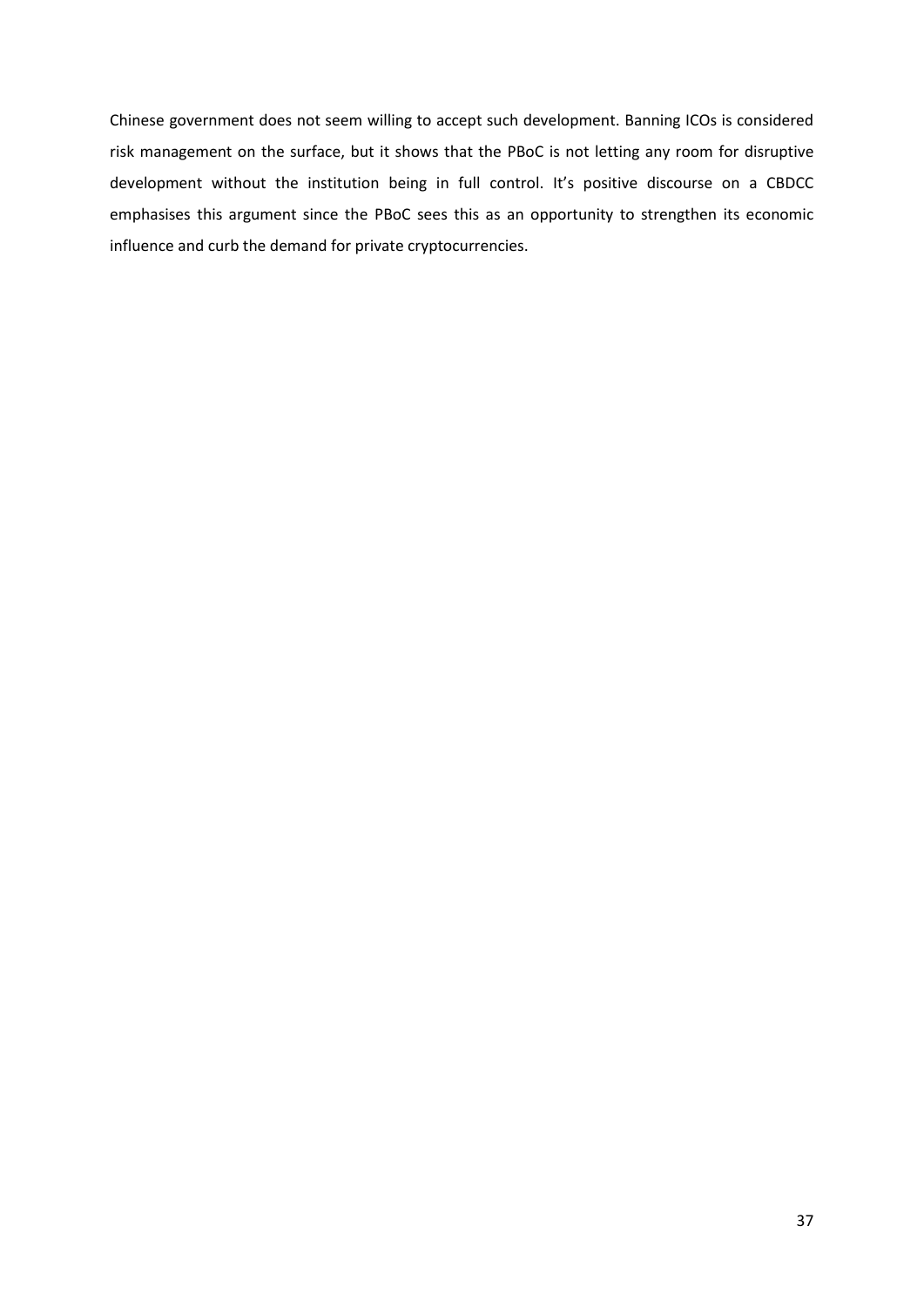Chinese government does not seem willing to accept such development. Banning ICOs is considered risk management on the surface, but it shows that the PBoC is not letting any room for disruptive development without the institution being in full control. It's positive discourse on a CBDCC emphasises this argument since the PBoC sees this as an opportunity to strengthen its economic influence and curb the demand for private cryptocurrencies.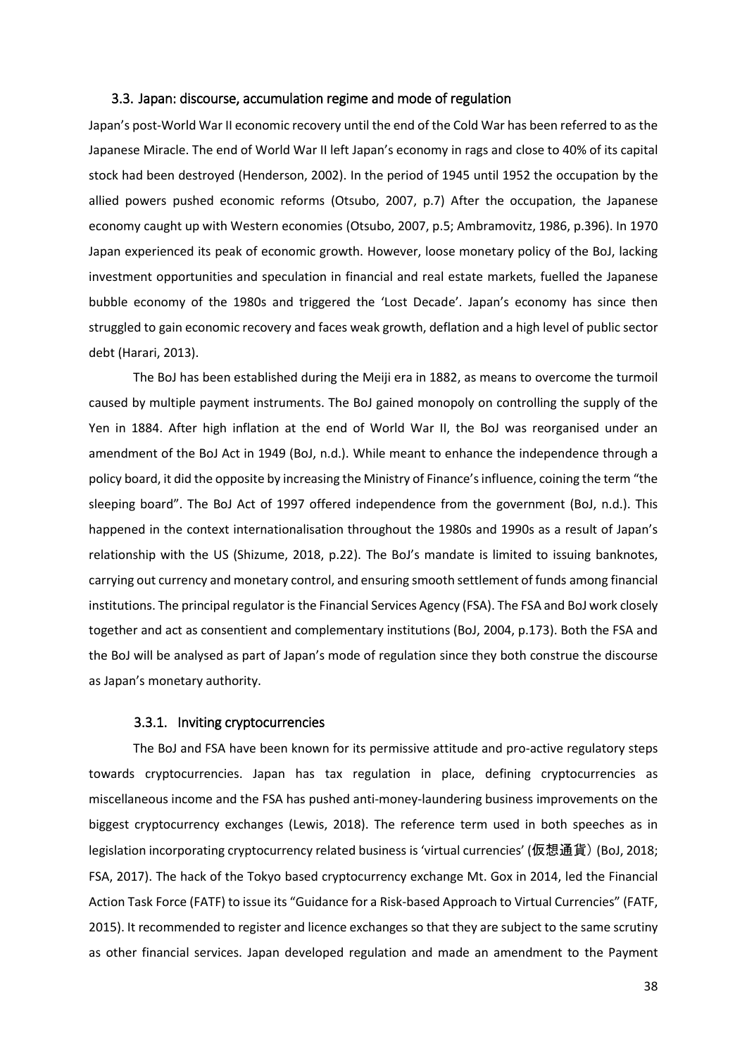### 3.3. Japan: discourse, accumulation regime and mode of regulation

Japan's post-World War II economic recovery until the end of the Cold War has been referred to as the Japanese Miracle. The end of World War II left Japan's economy in rags and close to 40% of its capital stock had been destroyed (Henderson, 2002). In the period of 1945 until 1952 the occupation by the allied powers pushed economic reforms (Otsubo, 2007, p.7) After the occupation, the Japanese economy caught up with Western economies (Otsubo, 2007, p.5; Ambramovitz, 1986, p.396). In 1970 Japan experienced its peak of economic growth. However, loose monetary policy of the BoJ, lacking investment opportunities and speculation in financial and real estate markets, fuelled the Japanese bubble economy of the 1980s and triggered the 'Lost Decade'. Japan's economy has since then struggled to gain economic recovery and faces weak growth, deflation and a high level of public sector debt (Harari, 2013).

The BoJ has been established during the Meiji era in 1882, as means to overcome the turmoil caused by multiple payment instruments. The BoJ gained monopoly on controlling the supply of the Yen in 1884. After high inflation at the end of World War II, the BoJ was reorganised under an amendment of the BoJ Act in 1949 (BoJ, n.d.). While meant to enhance the independence through a policy board, it did the opposite by increasing the Ministry of Finance's influence, coining the term "the sleeping board". The BoJ Act of 1997 offered independence from the government (BoJ, n.d.). This happened in the context internationalisation throughout the 1980s and 1990s as a result of Japan's relationship with the US (Shizume, 2018, p.22). The BoJ's mandate is limited to issuing banknotes, carrying out currency and monetary control, and ensuring smooth settlement of funds among financial institutions. The principal regulator is the Financial Services Agency (FSA). The FSA and BoJ work closely together and act as consentient and complementary institutions (BoJ, 2004, p.173). Both the FSA and the BoJ will be analysed as part of Japan's mode of regulation since they both construe the discourse as Japan's monetary authority.

#### 3.3.1. Inviting cryptocurrencies

The BoJ and FSA have been known for its permissive attitude and pro-active regulatory steps towards cryptocurrencies. Japan has tax regulation in place, defining cryptocurrencies as miscellaneous income and the FSA has pushed anti-money-laundering business improvements on the biggest cryptocurrency exchanges (Lewis, 2018). The reference term used in both speeches as in legislation incorporating cryptocurrency related business is 'virtual currencies' (仮想通貨) (BoJ, 2018; FSA, 2017). The hack of the Tokyo based cryptocurrency exchange Mt. Gox in 2014, led the Financial Action Task Force (FATF) to issue its "Guidance for a Risk-based Approach to Virtual Currencies" (FATF, 2015). It recommended to register and licence exchanges so that they are subject to the same scrutiny as other financial services. Japan developed regulation and made an amendment to the Payment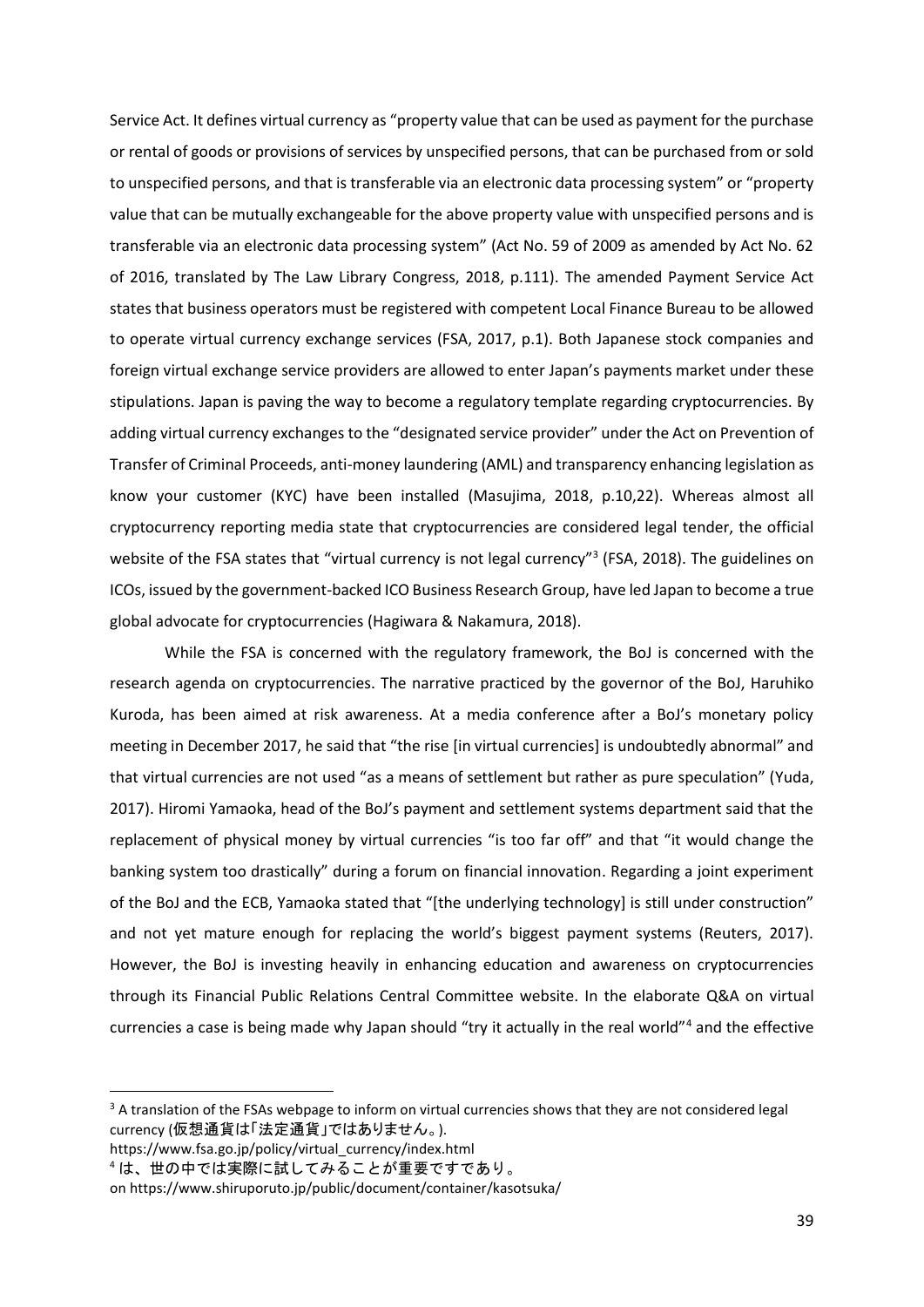Service Act. It defines virtual currency as "property value that can be used as payment for the purchase or rental of goods or provisions of services by unspecified persons, that can be purchased from or sold to unspecified persons, and that is transferable via an electronic data processing system" or "property value that can be mutually exchangeable for the above property value with unspecified persons and is transferable via an electronic data processing system" (Act No. 59 of 2009 as amended by Act No. 62 of 2016, translated by The Law Library Congress, 2018, p.111). The amended Payment Service Act states that business operators must be registered with competent Local Finance Bureau to be allowed to operate virtual currency exchange services (FSA, 2017, p.1). Both Japanese stock companies and foreign virtual exchange service providers are allowed to enter Japan's payments market under these stipulations. Japan is paving the way to become a regulatory template regarding cryptocurrencies. By adding virtual currency exchanges to the "designated service provider" under the Act on Prevention of Transfer of Criminal Proceeds, anti-money laundering (AML) and transparency enhancing legislation as know your customer (KYC) have been installed (Masujima, 2018, p.10,22). Whereas almost all cryptocurrency reporting media state that cryptocurrencies are considered legal tender, the official website of the FSA states that "virtual currency is not legal currency"[3] (FSA, 2018). The guidelines on ICOs, issued by the government-backed ICO Business Research Group, have led Japan to become a true global advocate for cryptocurrencies (Hagiwara & Nakamura, 2018).

While the FSA is concerned with the regulatory framework, the BoJ is concerned with the research agenda on cryptocurrencies. The narrative practiced by the governor of the BoJ, Haruhiko Kuroda, has been aimed at risk awareness. At a media conference after a BoJ's monetary policy meeting in December 2017, he said that "the rise [in virtual currencies] is undoubtedly abnormal" and that virtual currencies are not used "as a means of settlement but rather as pure speculation" (Yuda, 2017). Hiromi Yamaoka, head of the BoJ's payment and settlement systems department said that the replacement of physical money by virtual currencies "is too far off" and that "it would change the banking system too drastically" during a forum on financial innovation. Regarding a joint experiment of the BoJ and the ECB, Yamaoka stated that "[the underlying technology] is still under construction" and not yet mature enough for replacing the world's biggest payment systems (Reuters, 2017). However, the BoJ is investing heavily in enhancing education and awareness on cryptocurrencies through its Financial Public Relations Central Committee website. In the elaborate Q&A on virtual currencies a case is being made why Japan should "try it actually in the real world"[4] and the effective

[3] A translation of the FSAs webpage to inform on virtual currencies shows that they are not considered legal currency (仮想通貨は「法定通貨」ではありません。).
https://www.fsa.go.jp/policy/virtual_currency/index.html

[4] は、世の中では実際に試してみることが重要ですであり。
on https://www.shiruporuto.jp/public/document/container/kasotsuka/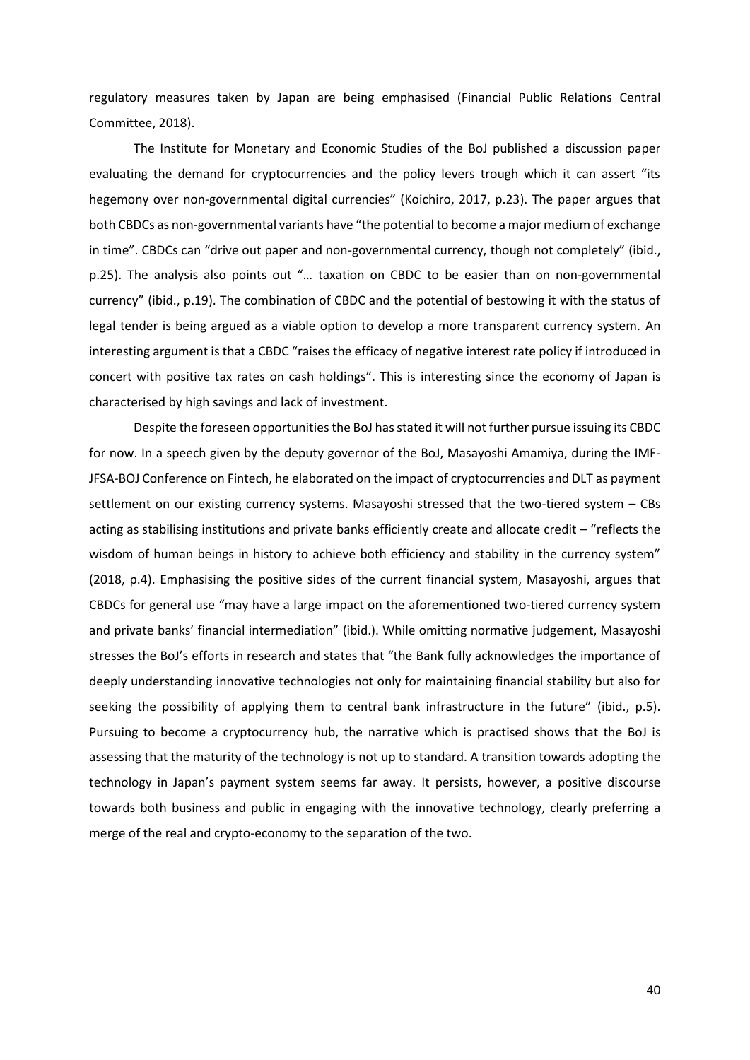regulatory measures taken by Japan are being emphasised (Financial Public Relations Central Committee, 2018).

The Institute for Monetary and Economic Studies of the BoJ published a discussion paper evaluating the demand for cryptocurrencies and the policy levers trough which it can assert "its hegemony over non-governmental digital currencies" (Koichiro, 2017, p.23). The paper argues that both CBDCs as non-governmental variants have "the potential to become a major medium of exchange in time". CBDCs can "drive out paper and non-governmental currency, though not completely" (ibid., p.25). The analysis also points out "… taxation on CBDC to be easier than on non-governmental currency" (ibid., p.19). The combination of CBDC and the potential of bestowing it with the status of legal tender is being argued as a viable option to develop a more transparent currency system. An interesting argument is that a CBDC "raises the efficacy of negative interest rate policy if introduced in concert with positive tax rates on cash holdings". This is interesting since the economy of Japan is characterised by high savings and lack of investment.

Despite the foreseen opportunities the BoJ has stated it will not further pursue issuing its CBDC for now. In a speech given by the deputy governor of the BoJ, Masayoshi Amamiya, during the IMF-JFSA-BOJ Conference on Fintech, he elaborated on the impact of cryptocurrencies and DLT as payment settlement on our existing currency systems. Masayoshi stressed that the two-tiered system – CBs acting as stabilising institutions and private banks efficiently create and allocate credit – "reflects the wisdom of human beings in history to achieve both efficiency and stability in the currency system" (2018, p.4). Emphasising the positive sides of the current financial system, Masayoshi, argues that CBDCs for general use "may have a large impact on the aforementioned two-tiered currency system and private banks' financial intermediation" (ibid.). While omitting normative judgement, Masayoshi stresses the BoJ's efforts in research and states that "the Bank fully acknowledges the importance of deeply understanding innovative technologies not only for maintaining financial stability but also for seeking the possibility of applying them to central bank infrastructure in the future" (ibid., p.5). Pursuing to become a cryptocurrency hub, the narrative which is practised shows that the BoJ is assessing that the maturity of the technology is not up to standard. A transition towards adopting the technology in Japan's payment system seems far away. It persists, however, a positive discourse towards both business and public in engaging with the innovative technology, clearly preferring a merge of the real and crypto-economy to the separation of the two.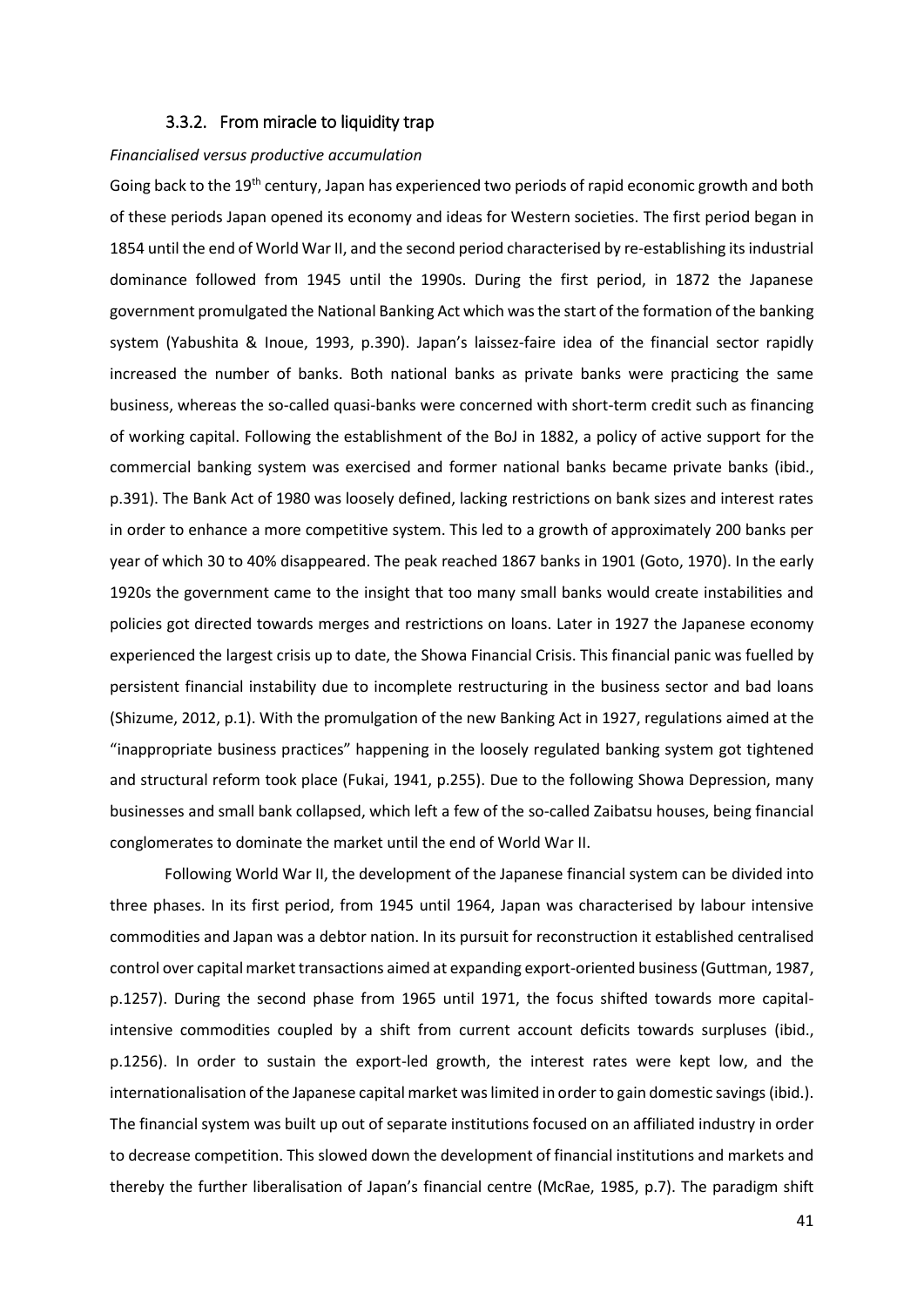### 3.3.2. From miracle to liquidity trap

*Financialised versus productive accumulation*

Going back to the 19th century, Japan has experienced two periods of rapid economic growth and both of these periods Japan opened its economy and ideas for Western societies. The first period began in 1854 until the end of World War II, and the second period characterised by re-establishing its industrial dominance followed from 1945 until the 1990s. During the first period, in 1872 the Japanese government promulgated the National Banking Act which was the start of the formation of the banking system (Yabushita & Inoue, 1993, p.390). Japan's laissez-faire idea of the financial sector rapidly increased the number of banks. Both national banks as private banks were practicing the same business, whereas the so-called quasi-banks were concerned with short-term credit such as financing of working capital. Following the establishment of the BoJ in 1882, a policy of active support for the commercial banking system was exercised and former national banks became private banks (ibid., p.391). The Bank Act of 1980 was loosely defined, lacking restrictions on bank sizes and interest rates in order to enhance a more competitive system. This led to a growth of approximately 200 banks per year of which 30 to 40% disappeared. The peak reached 1867 banks in 1901 (Goto, 1970). In the early 1920s the government came to the insight that too many small banks would create instabilities and policies got directed towards merges and restrictions on loans. Later in 1927 the Japanese economy experienced the largest crisis up to date, the Showa Financial Crisis. This financial panic was fuelled by persistent financial instability due to incomplete restructuring in the business sector and bad loans (Shizume, 2012, p.1). With the promulgation of the new Banking Act in 1927, regulations aimed at the "inappropriate business practices" happening in the loosely regulated banking system got tightened and structural reform took place (Fukai, 1941, p.255). Due to the following Showa Depression, many businesses and small bank collapsed, which left a few of the so-called Zaibatsu houses, being financial conglomerates to dominate the market until the end of World War II.

Following World War II, the development of the Japanese financial system can be divided into three phases. In its first period, from 1945 until 1964, Japan was characterised by labour intensive commodities and Japan was a debtor nation. In its pursuit for reconstruction it established centralised control over capital market transactions aimed at expanding export-oriented business (Guttman, 1987, p.1257). During the second phase from 1965 until 1971, the focus shifted towards more capital-intensive commodities coupled by a shift from current account deficits towards surpluses (ibid., p.1256). In order to sustain the export-led growth, the interest rates were kept low, and the internationalisation of the Japanese capital market was limited in order to gain domestic savings (ibid.). The financial system was built up out of separate institutions focused on an affiliated industry in order to decrease competition. This slowed down the development of financial institutions and markets and thereby the further liberalisation of Japan's financial centre (McRae, 1985, p.7). The paradigm shift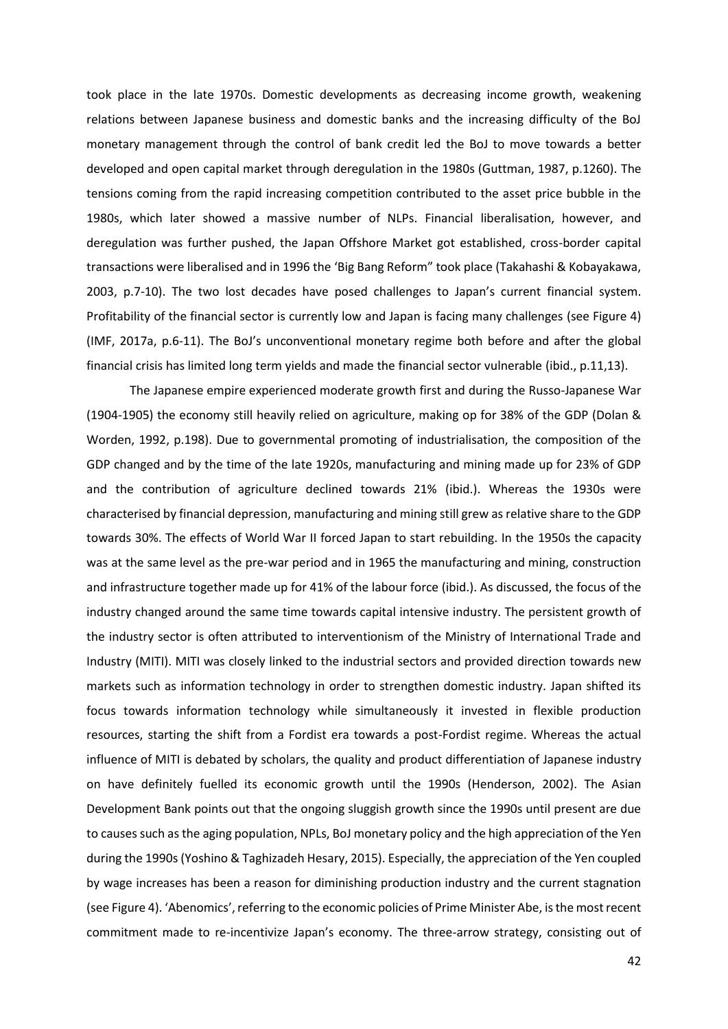took place in the late 1970s. Domestic developments as decreasing income growth, weakening relations between Japanese business and domestic banks and the increasing difficulty of the BoJ monetary management through the control of bank credit led the BoJ to move towards a better developed and open capital market through deregulation in the 1980s (Guttman, 1987, p.1260). The tensions coming from the rapid increasing competition contributed to the asset price bubble in the 1980s, which later showed a massive number of NLPs. Financial liberalisation, however, and deregulation was further pushed, the Japan Offshore Market got established, cross-border capital transactions were liberalised and in 1996 the 'Big Bang Reform" took place (Takahashi & Kobayakawa, 2003, p.7-10). The two lost decades have posed challenges to Japan's current financial system. Profitability of the financial sector is currently low and Japan is facing many challenges (see Figure 4) (IMF, 2017a, p.6-11). The BoJ's unconventional monetary regime both before and after the global financial crisis has limited long term yields and made the financial sector vulnerable (ibid., p.11,13).

The Japanese empire experienced moderate growth first and during the Russo-Japanese War (1904-1905) the economy still heavily relied on agriculture, making op for 38% of the GDP (Dolan & Worden, 1992, p.198). Due to governmental promoting of industrialisation, the composition of the GDP changed and by the time of the late 1920s, manufacturing and mining made up for 23% of GDP and the contribution of agriculture declined towards 21% (ibid.). Whereas the 1930s were characterised by financial depression, manufacturing and mining still grew as relative share to the GDP towards 30%. The effects of World War II forced Japan to start rebuilding. In the 1950s the capacity was at the same level as the pre-war period and in 1965 the manufacturing and mining, construction and infrastructure together made up for 41% of the labour force (ibid.). As discussed, the focus of the industry changed around the same time towards capital intensive industry. The persistent growth of the industry sector is often attributed to interventionism of the Ministry of International Trade and Industry (MITI). MITI was closely linked to the industrial sectors and provided direction towards new markets such as information technology in order to strengthen domestic industry. Japan shifted its focus towards information technology while simultaneously it invested in flexible production resources, starting the shift from a Fordist era towards a post-Fordist regime. Whereas the actual influence of MITI is debated by scholars, the quality and product differentiation of Japanese industry on have definitely fuelled its economic growth until the 1990s (Henderson, 2002). The Asian Development Bank points out that the ongoing sluggish growth since the 1990s until present are due to causes such as the aging population, NPLs, BoJ monetary policy and the high appreciation of the Yen during the 1990s (Yoshino & Taghizadeh Hesary, 2015). Especially, the appreciation of the Yen coupled by wage increases has been a reason for diminishing production industry and the current stagnation (see Figure 4). 'Abenomics', referring to the economic policies of Prime Minister Abe, is the most recent commitment made to re-incentivize Japan's economy. The three-arrow strategy, consisting out of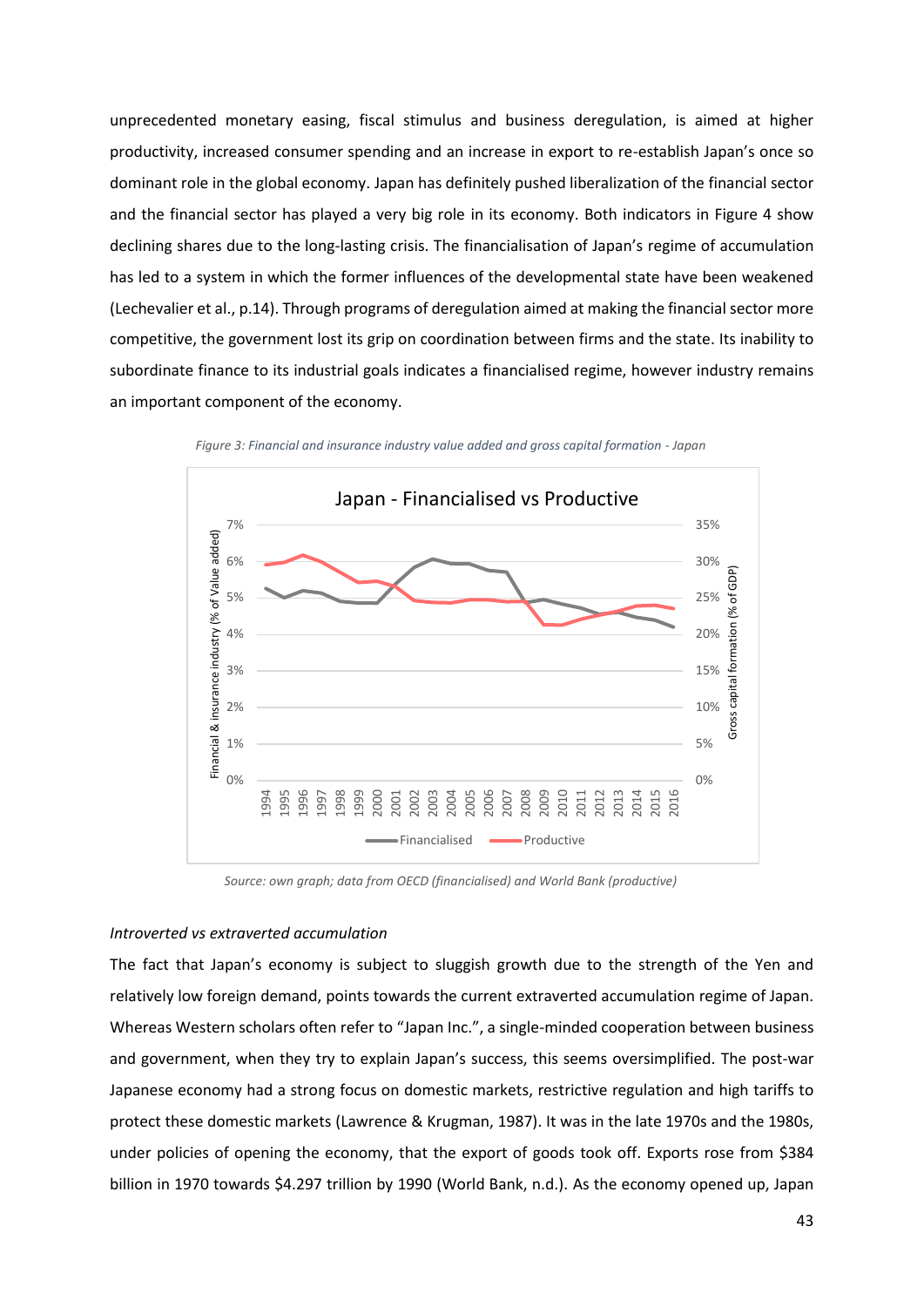unprecedented monetary easing, fiscal stimulus and business deregulation, is aimed at higher productivity, increased consumer spending and an increase in export to re-establish Japan's once so dominant role in the global economy. Japan has definitely pushed liberalization of the financial sector and the financial sector has played a very big role in its economy. Both indicators in Figure 4 show declining shares due to the long-lasting crisis. The financialisation of Japan's regime of accumulation has led to a system in which the former influences of the developmental state have been weakened (Lechevalier et al., p.14). Through programs of deregulation aimed at making the financial sector more competitive, the government lost its grip on coordination between firms and the state. Its inability to subordinate finance to its industrial goals indicates a financialised regime, however industry remains an important component of the economy.

*Figure 3: Financial and insurance industry value added and gross capital formation - Japan*

*Source: own graph; data from OECD (financialised) and World Bank (productive)*

*Introverted vs extraverted accumulation*

The fact that Japan's economy is subject to sluggish growth due to the strength of the Yen and relatively low foreign demand, points towards the current extraverted accumulation regime of Japan. Whereas Western scholars often refer to "Japan Inc.", a single-minded cooperation between business and government, when they try to explain Japan's success, this seems oversimplified. The post-war Japanese economy had a strong focus on domestic markets, restrictive regulation and high tariffs to protect these domestic markets (Lawrence & Krugman, 1987). It was in the late 1970s and the 1980s, under policies of opening the economy, that the export of goods took off. Exports rose from $384 billion in 1970 towards $4.297 trillion by 1990 (World Bank, n.d.). As the economy opened up, Japan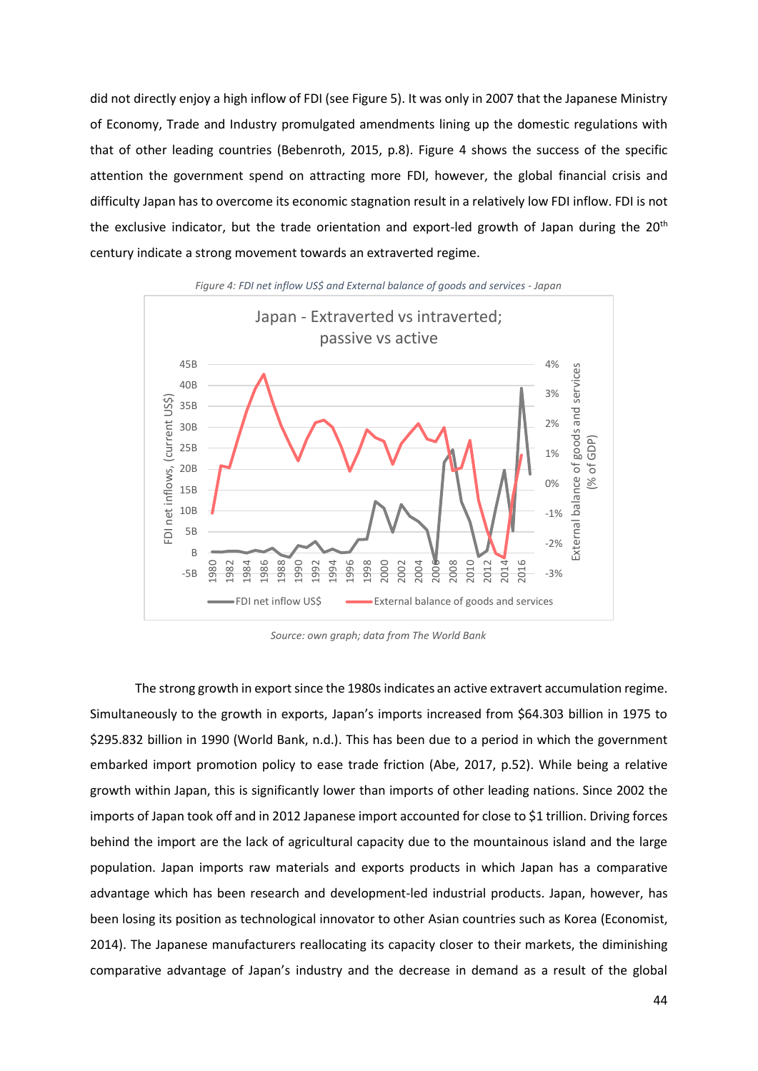did not directly enjoy a high inflow of FDI (see Figure 5). It was only in 2007 that the Japanese Ministry of Economy, Trade and Industry promulgated amendments lining up the domestic regulations with that of other leading countries (Bebenroth, 2015, p.8). Figure 4 shows the success of the specific attention the government spend on attracting more FDI, however, the global financial crisis and difficulty Japan has to overcome its economic stagnation result in a relatively low FDI inflow. FDI is not the exclusive indicator, but the trade orientation and export-led growth of Japan during the 20th century indicate a strong movement towards an extraverted regime.

*Figure 4: FDI net inflow US$ and External balance of goods and services - Japan*

*Source: own graph; data from The World Bank*

The strong growth in export since the 1980s indicates an active extravert accumulation regime. Simultaneously to the growth in exports, Japan's imports increased from $64.303 billion in 1975 to $295.832 billion in 1990 (World Bank, n.d.). This has been due to a period in which the government embarked import promotion policy to ease trade friction (Abe, 2017, p.52). While being a relative growth within Japan, this is significantly lower than imports of other leading nations. Since 2002 the imports of Japan took off and in 2012 Japanese import accounted for close to $1 trillion. Driving forces behind the import are the lack of agricultural capacity due to the mountainous island and the large population. Japan imports raw materials and exports products in which Japan has a comparative advantage which has been research and development-led industrial products. Japan, however, has been losing its position as technological innovator to other Asian countries such as Korea (Economist, 2014). The Japanese manufacturers reallocating its capacity closer to their markets, the diminishing comparative advantage of Japan's industry and the decrease in demand as a result of the global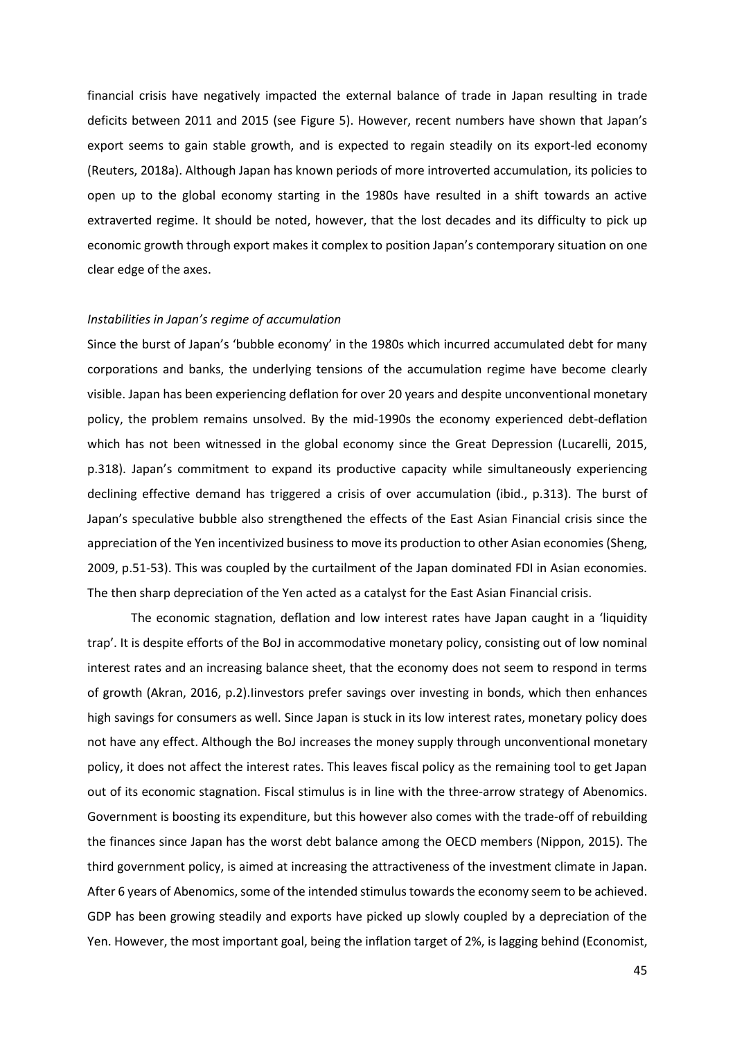financial crisis have negatively impacted the external balance of trade in Japan resulting in trade deficits between 2011 and 2015 (see Figure 5). However, recent numbers have shown that Japan's export seems to gain stable growth, and is expected to regain steadily on its export-led economy (Reuters, 2018a). Although Japan has known periods of more introverted accumulation, its policies to open up to the global economy starting in the 1980s have resulted in a shift towards an active extraverted regime. It should be noted, however, that the lost decades and its difficulty to pick up economic growth through export makes it complex to position Japan's contemporary situation on one clear edge of the axes.

*Instabilities in Japan's regime of accumulation*

Since the burst of Japan's 'bubble economy' in the 1980s which incurred accumulated debt for many corporations and banks, the underlying tensions of the accumulation regime have become clearly visible. Japan has been experiencing deflation for over 20 years and despite unconventional monetary policy, the problem remains unsolved. By the mid-1990s the economy experienced debt-deflation which has not been witnessed in the global economy since the Great Depression (Lucarelli, 2015, p.318). Japan's commitment to expand its productive capacity while simultaneously experiencing declining effective demand has triggered a crisis of over accumulation (ibid., p.313). The burst of Japan's speculative bubble also strengthened the effects of the East Asian Financial crisis since the appreciation of the Yen incentivized business to move its production to other Asian economies (Sheng, 2009, p.51-53). This was coupled by the curtailment of the Japan dominated FDI in Asian economies. The then sharp depreciation of the Yen acted as a catalyst for the East Asian Financial crisis.

The economic stagnation, deflation and low interest rates have Japan caught in a 'liquidity trap'. It is despite efforts of the BoJ in accommodative monetary policy, consisting out of low nominal interest rates and an increasing balance sheet, that the economy does not seem to respond in terms of growth (Akran, 2016, p.2).Iinvestors prefer savings over investing in bonds, which then enhances high savings for consumers as well. Since Japan is stuck in its low interest rates, monetary policy does not have any effect. Although the BoJ increases the money supply through unconventional monetary policy, it does not affect the interest rates. This leaves fiscal policy as the remaining tool to get Japan out of its economic stagnation. Fiscal stimulus is in line with the three-arrow strategy of Abenomics. Government is boosting its expenditure, but this however also comes with the trade-off of rebuilding the finances since Japan has the worst debt balance among the OECD members (Nippon, 2015). The third government policy, is aimed at increasing the attractiveness of the investment climate in Japan. After 6 years of Abenomics, some of the intended stimulus towards the economy seem to be achieved. GDP has been growing steadily and exports have picked up slowly coupled by a depreciation of the Yen. However, the most important goal, being the inflation target of 2%, is lagging behind (Economist,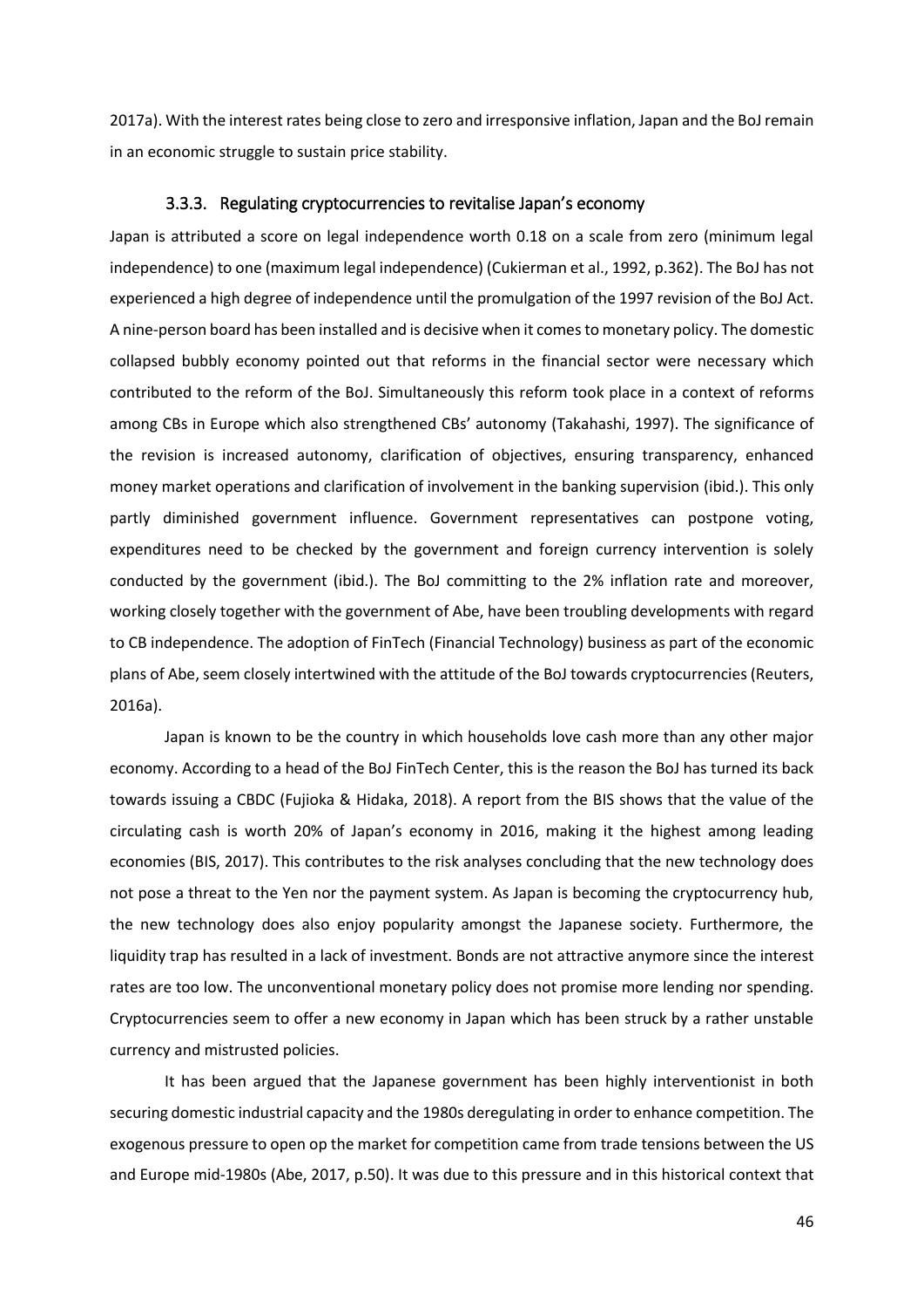2017a). With the interest rates being close to zero and irresponsive inflation, Japan and the BoJ remain in an economic struggle to sustain price stability.

### 3.3.3. Regulating cryptocurrencies to revitalise Japan's economy

Japan is attributed a score on legal independence worth 0.18 on a scale from zero (minimum legal independence) to one (maximum legal independence) (Cukierman et al., 1992, p.362). The BoJ has not experienced a high degree of independence until the promulgation of the 1997 revision of the BoJ Act. A nine-person board has been installed and is decisive when it comes to monetary policy. The domestic collapsed bubbly economy pointed out that reforms in the financial sector were necessary which contributed to the reform of the BoJ. Simultaneously this reform took place in a context of reforms among CBs in Europe which also strengthened CBs' autonomy (Takahashi, 1997). The significance of the revision is increased autonomy, clarification of objectives, ensuring transparency, enhanced money market operations and clarification of involvement in the banking supervision (ibid.). This only partly diminished government influence. Government representatives can postpone voting, expenditures need to be checked by the government and foreign currency intervention is solely conducted by the government (ibid.). The BoJ committing to the 2% inflation rate and moreover, working closely together with the government of Abe, have been troubling developments with regard to CB independence. The adoption of FinTech (Financial Technology) business as part of the economic plans of Abe, seem closely intertwined with the attitude of the BoJ towards cryptocurrencies (Reuters, 2016a).

Japan is known to be the country in which households love cash more than any other major economy. According to a head of the BoJ FinTech Center, this is the reason the BoJ has turned its back towards issuing a CBDC (Fujioka & Hidaka, 2018). A report from the BIS shows that the value of the circulating cash is worth 20% of Japan's economy in 2016, making it the highest among leading economies (BIS, 2017). This contributes to the risk analyses concluding that the new technology does not pose a threat to the Yen nor the payment system. As Japan is becoming the cryptocurrency hub, the new technology does also enjoy popularity amongst the Japanese society. Furthermore, the liquidity trap has resulted in a lack of investment. Bonds are not attractive anymore since the interest rates are too low. The unconventional monetary policy does not promise more lending nor spending. Cryptocurrencies seem to offer a new economy in Japan which has been struck by a rather unstable currency and mistrusted policies.

It has been argued that the Japanese government has been highly interventionist in both securing domestic industrial capacity and the 1980s deregulating in order to enhance competition. The exogenous pressure to open op the market for competition came from trade tensions between the US and Europe mid-1980s (Abe, 2017, p.50). It was due to this pressure and in this historical context that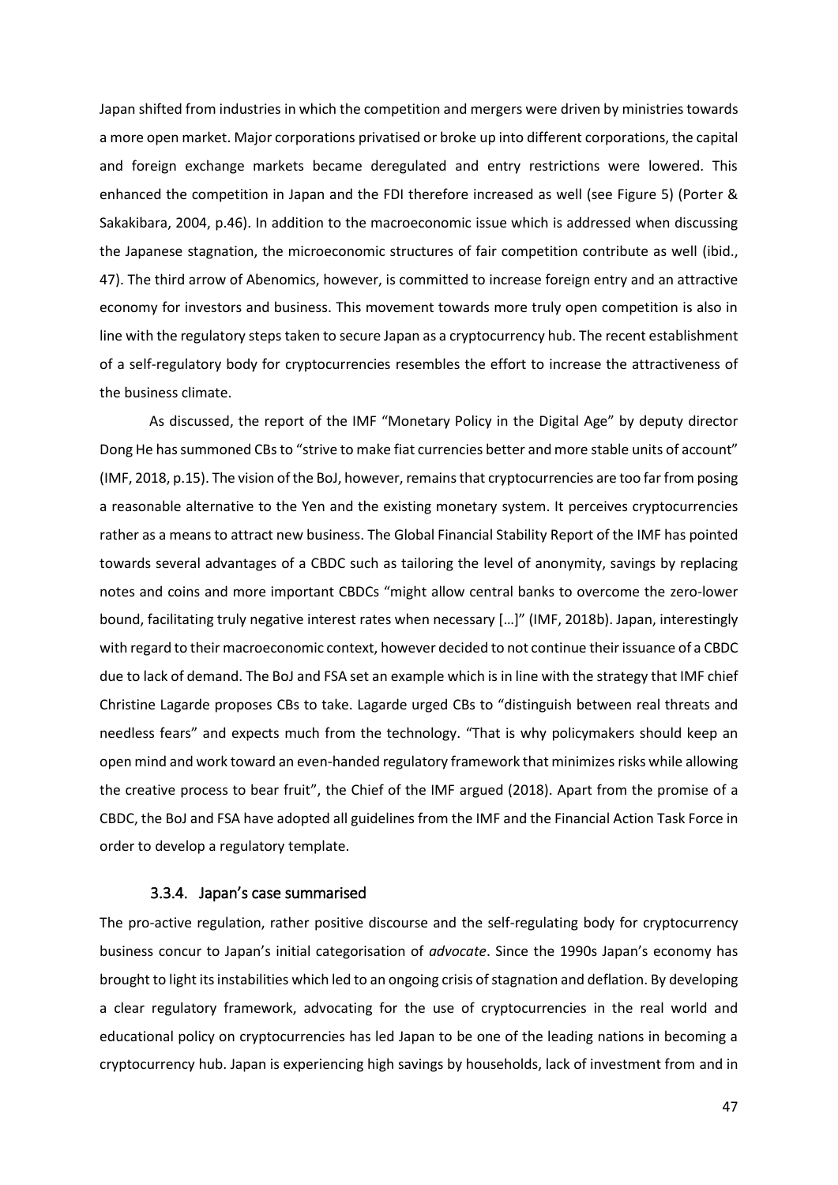Japan shifted from industries in which the competition and mergers were driven by ministries towards a more open market. Major corporations privatised or broke up into different corporations, the capital and foreign exchange markets became deregulated and entry restrictions were lowered. This enhanced the competition in Japan and the FDI therefore increased as well (see Figure 5) (Porter & Sakakibara, 2004, p.46). In addition to the macroeconomic issue which is addressed when discussing the Japanese stagnation, the microeconomic structures of fair competition contribute as well (ibid., 47). The third arrow of Abenomics, however, is committed to increase foreign entry and an attractive economy for investors and business. This movement towards more truly open competition is also in line with the regulatory steps taken to secure Japan as a cryptocurrency hub. The recent establishment of a self-regulatory body for cryptocurrencies resembles the effort to increase the attractiveness of the business climate.

As discussed, the report of the IMF "Monetary Policy in the Digital Age" by deputy director Dong He has summoned CBs to "strive to make fiat currencies better and more stable units of account" (IMF, 2018, p.15). The vision of the BoJ, however, remains that cryptocurrencies are too far from posing a reasonable alternative to the Yen and the existing monetary system. It perceives cryptocurrencies rather as a means to attract new business. The Global Financial Stability Report of the IMF has pointed towards several advantages of a CBDC such as tailoring the level of anonymity, savings by replacing notes and coins and more important CBDCs "might allow central banks to overcome the zero-lower bound, facilitating truly negative interest rates when necessary […]" (IMF, 2018b). Japan, interestingly with regard to their macroeconomic context, however decided to not continue their issuance of a CBDC due to lack of demand. The BoJ and FSA set an example which is in line with the strategy that IMF chief Christine Lagarde proposes CBs to take. Lagarde urged CBs to "distinguish between real threats and needless fears" and expects much from the technology. "That is why policymakers should keep an open mind and work toward an even-handed regulatory framework that minimizes risks while allowing the creative process to bear fruit", the Chief of the IMF argued (2018). Apart from the promise of a CBDC, the BoJ and FSA have adopted all guidelines from the IMF and the Financial Action Task Force in order to develop a regulatory template.

### 3.3.4. Japan's case summarised

The pro-active regulation, rather positive discourse and the self-regulating body for cryptocurrency business concur to Japan's initial categorisation of *advocate*. Since the 1990s Japan's economy has brought to light its instabilities which led to an ongoing crisis of stagnation and deflation. By developing a clear regulatory framework, advocating for the use of cryptocurrencies in the real world and educational policy on cryptocurrencies has led Japan to be one of the leading nations in becoming a cryptocurrency hub. Japan is experiencing high savings by households, lack of investment from and in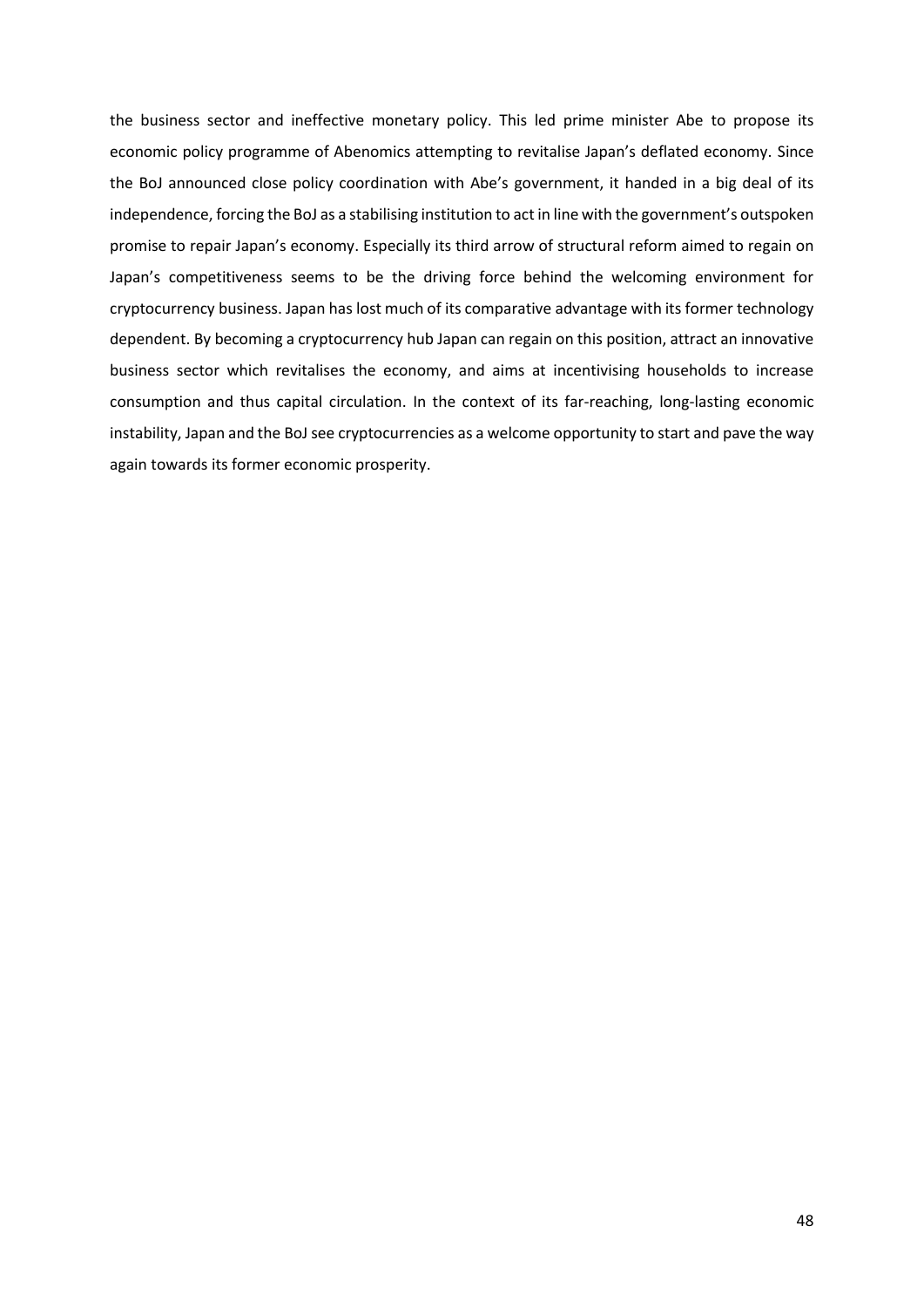the business sector and ineffective monetary policy. This led prime minister Abe to propose its economic policy programme of Abenomics attempting to revitalise Japan's deflated economy. Since the BoJ announced close policy coordination with Abe's government, it handed in a big deal of its independence, forcing the BoJ as a stabilising institution to act in line with the government's outspoken promise to repair Japan's economy. Especially its third arrow of structural reform aimed to regain on Japan's competitiveness seems to be the driving force behind the welcoming environment for cryptocurrency business. Japan has lost much of its comparative advantage with its former technology dependent. By becoming a cryptocurrency hub Japan can regain on this position, attract an innovative business sector which revitalises the economy, and aims at incentivising households to increase consumption and thus capital circulation. In the context of its far-reaching, long-lasting economic instability, Japan and the BoJ see cryptocurrencies as a welcome opportunity to start and pave the way again towards its former economic prosperity.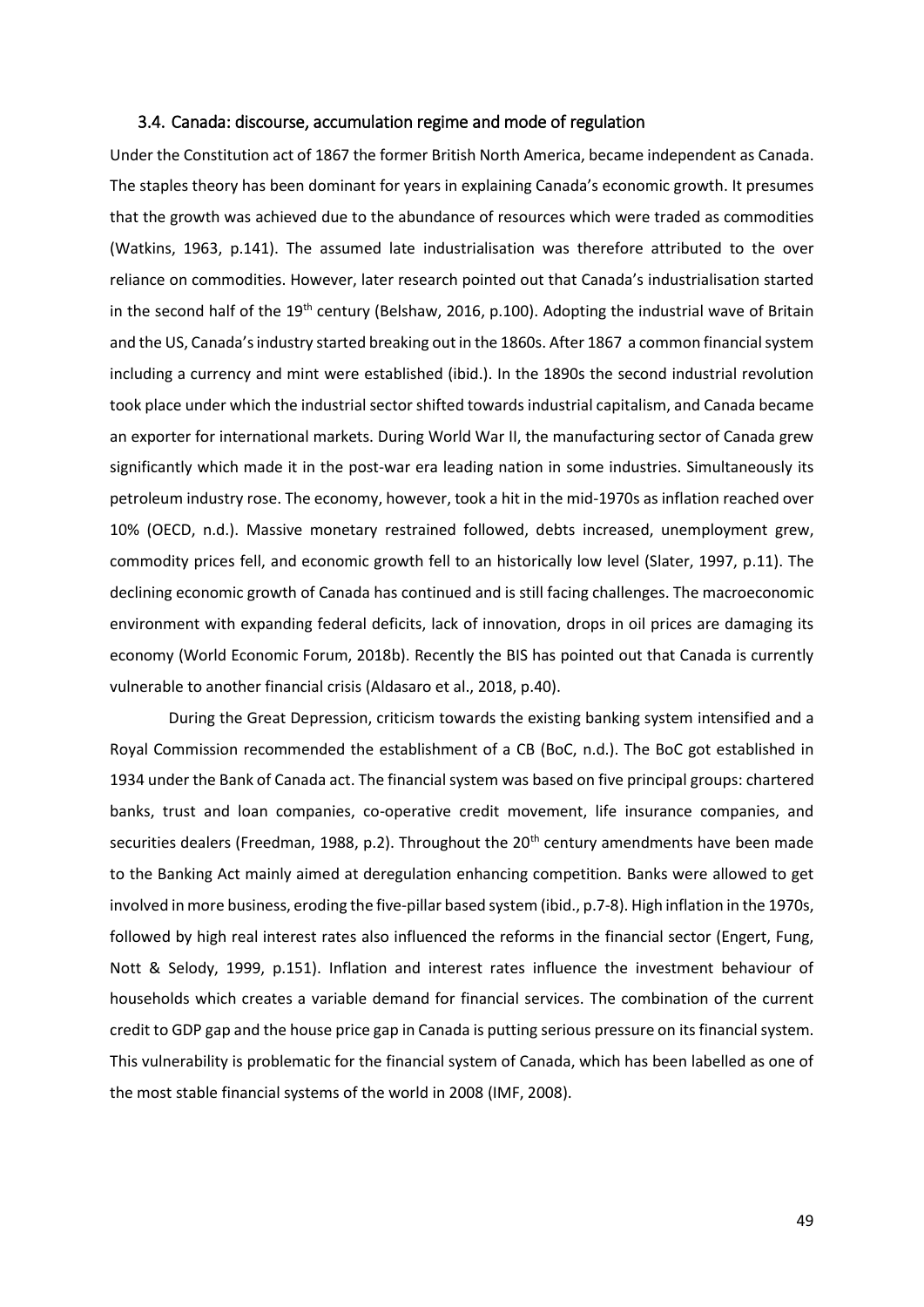### 3.4. Canada: discourse, accumulation regime and mode of regulation

Under the Constitution act of 1867 the former British North America, became independent as Canada. The staples theory has been dominant for years in explaining Canada's economic growth. It presumes that the growth was achieved due to the abundance of resources which were traded as commodities (Watkins, 1963, p.141). The assumed late industrialisation was therefore attributed to the over reliance on commodities. However, later research pointed out that Canada's industrialisation started in the second half of the 19th century (Belshaw, 2016, p.100). Adopting the industrial wave of Britain and the US, Canada's industry started breaking out in the 1860s. After 1867 a common financial system including a currency and mint were established (ibid.). In the 1890s the second industrial revolution took place under which the industrial sector shifted towards industrial capitalism, and Canada became an exporter for international markets. During World War II, the manufacturing sector of Canada grew significantly which made it in the post-war era leading nation in some industries. Simultaneously its petroleum industry rose. The economy, however, took a hit in the mid-1970s as inflation reached over 10% (OECD, n.d.). Massive monetary restrained followed, debts increased, unemployment grew, commodity prices fell, and economic growth fell to an historically low level (Slater, 1997, p.11). The declining economic growth of Canada has continued and is still facing challenges. The macroeconomic environment with expanding federal deficits, lack of innovation, drops in oil prices are damaging its economy (World Economic Forum, 2018b). Recently the BIS has pointed out that Canada is currently vulnerable to another financial crisis (Aldasaro et al., 2018, p.40).

During the Great Depression, criticism towards the existing banking system intensified and a Royal Commission recommended the establishment of a CB (BoC, n.d.). The BoC got established in 1934 under the Bank of Canada act. The financial system was based on five principal groups: chartered banks, trust and loan companies, co-operative credit movement, life insurance companies, and securities dealers (Freedman, 1988, p.2). Throughout the 20th century amendments have been made to the Banking Act mainly aimed at deregulation enhancing competition. Banks were allowed to get involved in more business, eroding the five-pillar based system (ibid., p.7-8). High inflation in the 1970s, followed by high real interest rates also influenced the reforms in the financial sector (Engert, Fung, Nott & Selody, 1999, p.151). Inflation and interest rates influence the investment behaviour of households which creates a variable demand for financial services. The combination of the current credit to GDP gap and the house price gap in Canada is putting serious pressure on its financial system. This vulnerability is problematic for the financial system of Canada, which has been labelled as one of the most stable financial systems of the world in 2008 (IMF, 2008).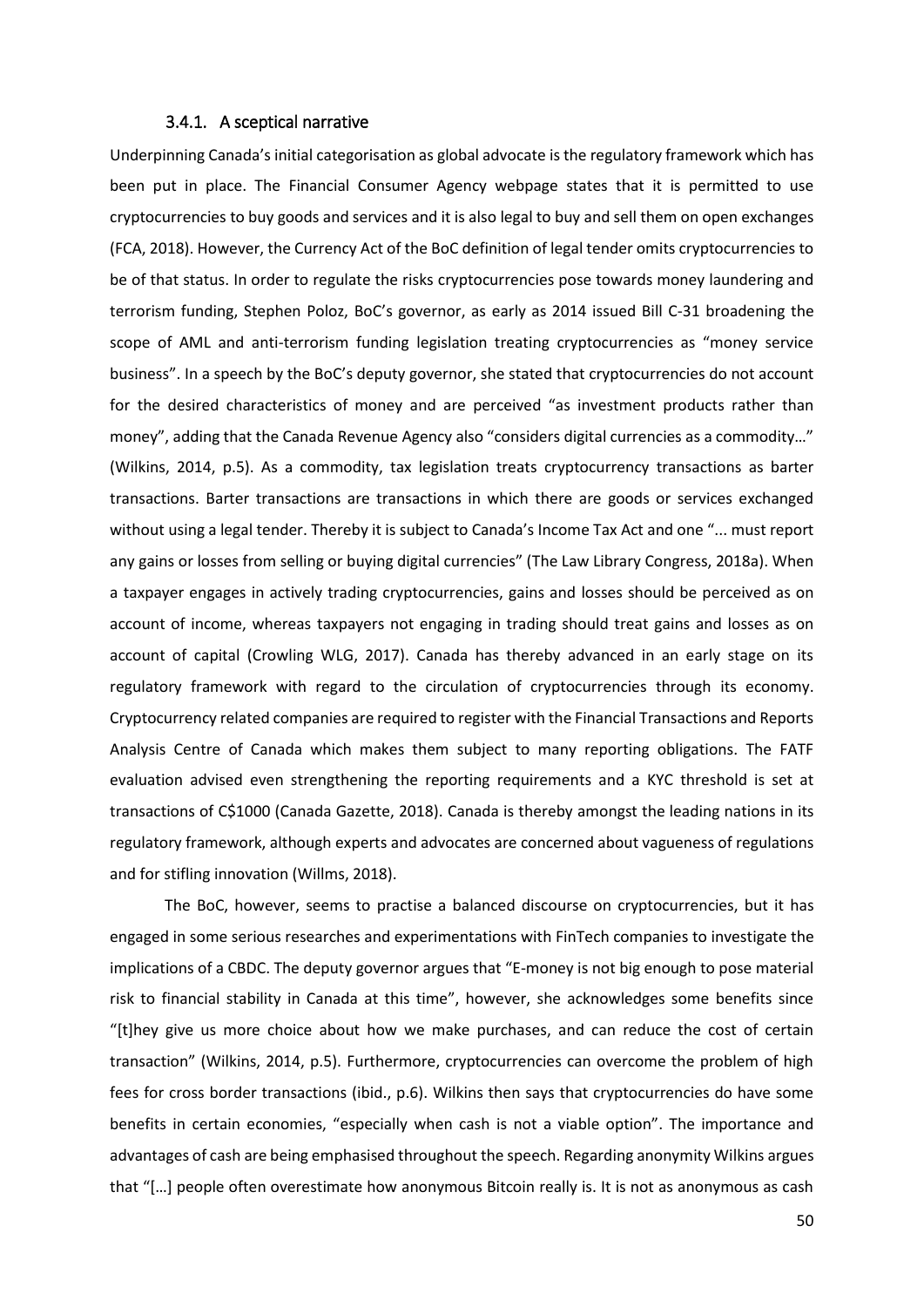### 3.4.1. A sceptical narrative

Underpinning Canada's initial categorisation as global advocate is the regulatory framework which has been put in place. The Financial Consumer Agency webpage states that it is permitted to use cryptocurrencies to buy goods and services and it is also legal to buy and sell them on open exchanges (FCA, 2018). However, the Currency Act of the BoC definition of legal tender omits cryptocurrencies to be of that status. In order to regulate the risks cryptocurrencies pose towards money laundering and terrorism funding, Stephen Poloz, BoC's governor, as early as 2014 issued Bill C-31 broadening the scope of AML and anti-terrorism funding legislation treating cryptocurrencies as "money service business". In a speech by the BoC's deputy governor, she stated that cryptocurrencies do not account for the desired characteristics of money and are perceived "as investment products rather than money", adding that the Canada Revenue Agency also "considers digital currencies as a commodity…" (Wilkins, 2014, p.5). As a commodity, tax legislation treats cryptocurrency transactions as barter transactions. Barter transactions are transactions in which there are goods or services exchanged without using a legal tender. Thereby it is subject to Canada's Income Tax Act and one "... must report any gains or losses from selling or buying digital currencies" (The Law Library Congress, 2018a). When a taxpayer engages in actively trading cryptocurrencies, gains and losses should be perceived as on account of income, whereas taxpayers not engaging in trading should treat gains and losses as on account of capital (Crowling WLG, 2017). Canada has thereby advanced in an early stage on its regulatory framework with regard to the circulation of cryptocurrencies through its economy. Cryptocurrency related companies are required to register with the Financial Transactions and Reports Analysis Centre of Canada which makes them subject to many reporting obligations. The FATF evaluation advised even strengthening the reporting requirements and a KYC threshold is set at transactions of C$1000 (Canada Gazette, 2018). Canada is thereby amongst the leading nations in its regulatory framework, although experts and advocates are concerned about vagueness of regulations and for stifling innovation (Willms, 2018).

The BoC, however, seems to practise a balanced discourse on cryptocurrencies, but it has engaged in some serious researches and experimentations with FinTech companies to investigate the implications of a CBDC. The deputy governor argues that "E-money is not big enough to pose material risk to financial stability in Canada at this time", however, she acknowledges some benefits since "[t]hey give us more choice about how we make purchases, and can reduce the cost of certain transaction" (Wilkins, 2014, p.5). Furthermore, cryptocurrencies can overcome the problem of high fees for cross border transactions (ibid., p.6). Wilkins then says that cryptocurrencies do have some benefits in certain economies, "especially when cash is not a viable option". The importance and advantages of cash are being emphasised throughout the speech. Regarding anonymity Wilkins argues that "[…] people often overestimate how anonymous Bitcoin really is. It is not as anonymous as cash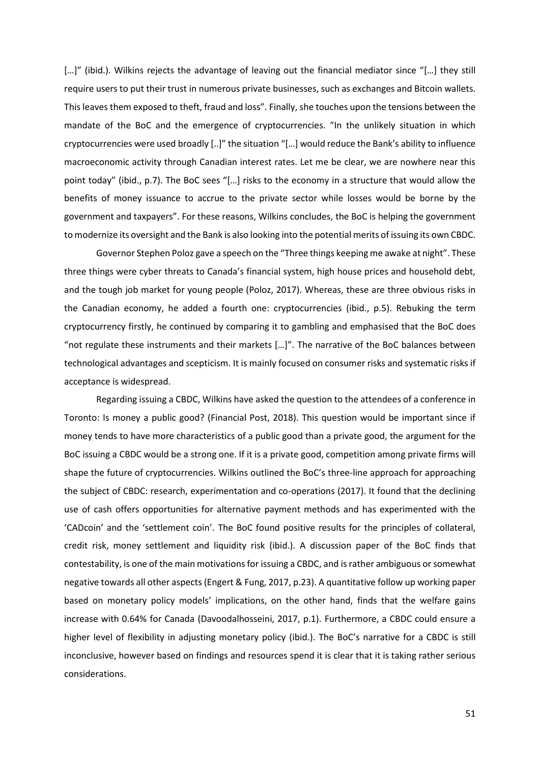[…]" (ibid.). Wilkins rejects the advantage of leaving out the financial mediator since "[…] they still require users to put their trust in numerous private businesses, such as exchanges and Bitcoin wallets. This leaves them exposed to theft, fraud and loss". Finally, she touches upon the tensions between the mandate of the BoC and the emergence of cryptocurrencies. "In the unlikely situation in which cryptocurrencies were used broadly [..]" the situation "[…] would reduce the Bank's ability to influence macroeconomic activity through Canadian interest rates. Let me be clear, we are nowhere near this point today" (ibid., p.7). The BoC sees "[…] risks to the economy in a structure that would allow the benefits of money issuance to accrue to the private sector while losses would be borne by the government and taxpayers". For these reasons, Wilkins concludes, the BoC is helping the government to modernize its oversight and the Bank is also looking into the potential merits of issuing its own CBDC.

Governor Stephen Poloz gave a speech on the "Three things keeping me awake at night". These three things were cyber threats to Canada's financial system, high house prices and household debt, and the tough job market for young people (Poloz, 2017). Whereas, these are three obvious risks in the Canadian economy, he added a fourth one: cryptocurrencies (ibid., p.5). Rebuking the term cryptocurrency firstly, he continued by comparing it to gambling and emphasised that the BoC does "not regulate these instruments and their markets […]". The narrative of the BoC balances between technological advantages and scepticism. It is mainly focused on consumer risks and systematic risks if acceptance is widespread.

Regarding issuing a CBDC, Wilkins have asked the question to the attendees of a conference in Toronto: Is money a public good? (Financial Post, 2018). This question would be important since if money tends to have more characteristics of a public good than a private good, the argument for the BoC issuing a CBDC would be a strong one. If it is a private good, competition among private firms will shape the future of cryptocurrencies. Wilkins outlined the BoC's three-line approach for approaching the subject of CBDC: research, experimentation and co-operations (2017). It found that the declining use of cash offers opportunities for alternative payment methods and has experimented with the 'CADcoin' and the 'settlement coin'. The BoC found positive results for the principles of collateral, credit risk, money settlement and liquidity risk (ibid.). A discussion paper of the BoC finds that contestability, is one of the main motivations for issuing a CBDC, and is rather ambiguous or somewhat negative towards all other aspects (Engert & Fung, 2017, p.23). A quantitative follow up working paper based on monetary policy models' implications, on the other hand, finds that the welfare gains increase with 0.64% for Canada (Davoodalhosseini, 2017, p.1). Furthermore, a CBDC could ensure a higher level of flexibility in adjusting monetary policy (ibid.). The BoC's narrative for a CBDC is still inconclusive, however based on findings and resources spend it is clear that it is taking rather serious considerations.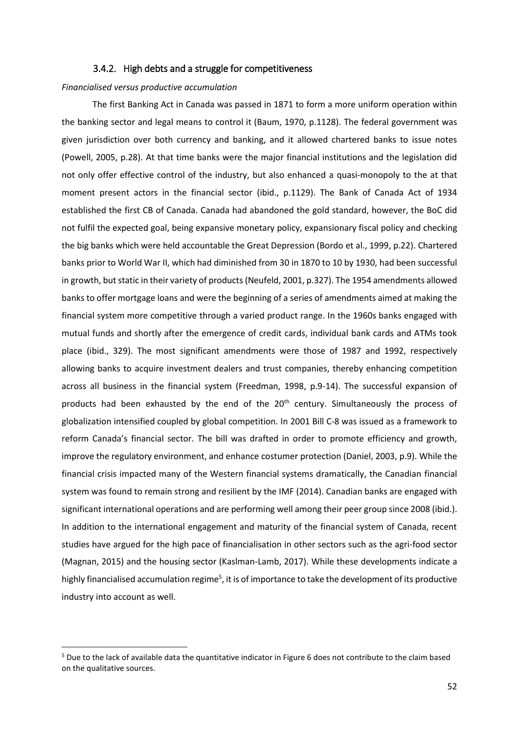### 3.4.2. High debts and a struggle for competitiveness

*Financialised versus productive accumulation*

The first Banking Act in Canada was passed in 1871 to form a more uniform operation within the banking sector and legal means to control it (Baum, 1970, p.1128). The federal government was given jurisdiction over both currency and banking, and it allowed chartered banks to issue notes (Powell, 2005, p.28). At that time banks were the major financial institutions and the legislation did not only offer effective control of the industry, but also enhanced a quasi-monopoly to the at that moment present actors in the financial sector (ibid., p.1129). The Bank of Canada Act of 1934 established the first CB of Canada. Canada had abandoned the gold standard, however, the BoC did not fulfil the expected goal, being expansive monetary policy, expansionary fiscal policy and checking the big banks which were held accountable the Great Depression (Bordo et al., 1999, p.22). Chartered banks prior to World War II, which had diminished from 30 in 1870 to 10 by 1930, had been successful in growth, but static in their variety of products (Neufeld, 2001, p.327). The 1954 amendments allowed banks to offer mortgage loans and were the beginning of a series of amendments aimed at making the financial system more competitive through a varied product range. In the 1960s banks engaged with mutual funds and shortly after the emergence of credit cards, individual bank cards and ATMs took place (ibid., 329). The most significant amendments were those of 1987 and 1992, respectively allowing banks to acquire investment dealers and trust companies, thereby enhancing competition across all business in the financial system (Freedman, 1998, p.9-14). The successful expansion of products had been exhausted by the end of the 20th century. Simultaneously the process of globalization intensified coupled by global competition. In 2001 Bill C-8 was issued as a framework to reform Canada's financial sector. The bill was drafted in order to promote efficiency and growth, improve the regulatory environment, and enhance costumer protection (Daniel, 2003, p.9). While the financial crisis impacted many of the Western financial systems dramatically, the Canadian financial system was found to remain strong and resilient by the IMF (2014). Canadian banks are engaged with significant international operations and are performing well among their peer group since 2008 (ibid.). In addition to the international engagement and maturity of the financial system of Canada, recent studies have argued for the high pace of financialisation in other sectors such as the agri-food sector (Magnan, 2015) and the housing sector (Kaslman-Lamb, 2017). While these developments indicate a highly financialised accumulation regime[5], it is of importance to take the development of its productive industry into account as well.

[5] Due to the lack of available data the quantitative indicator in Figure 6 does not contribute to the claim based on the qualitative sources.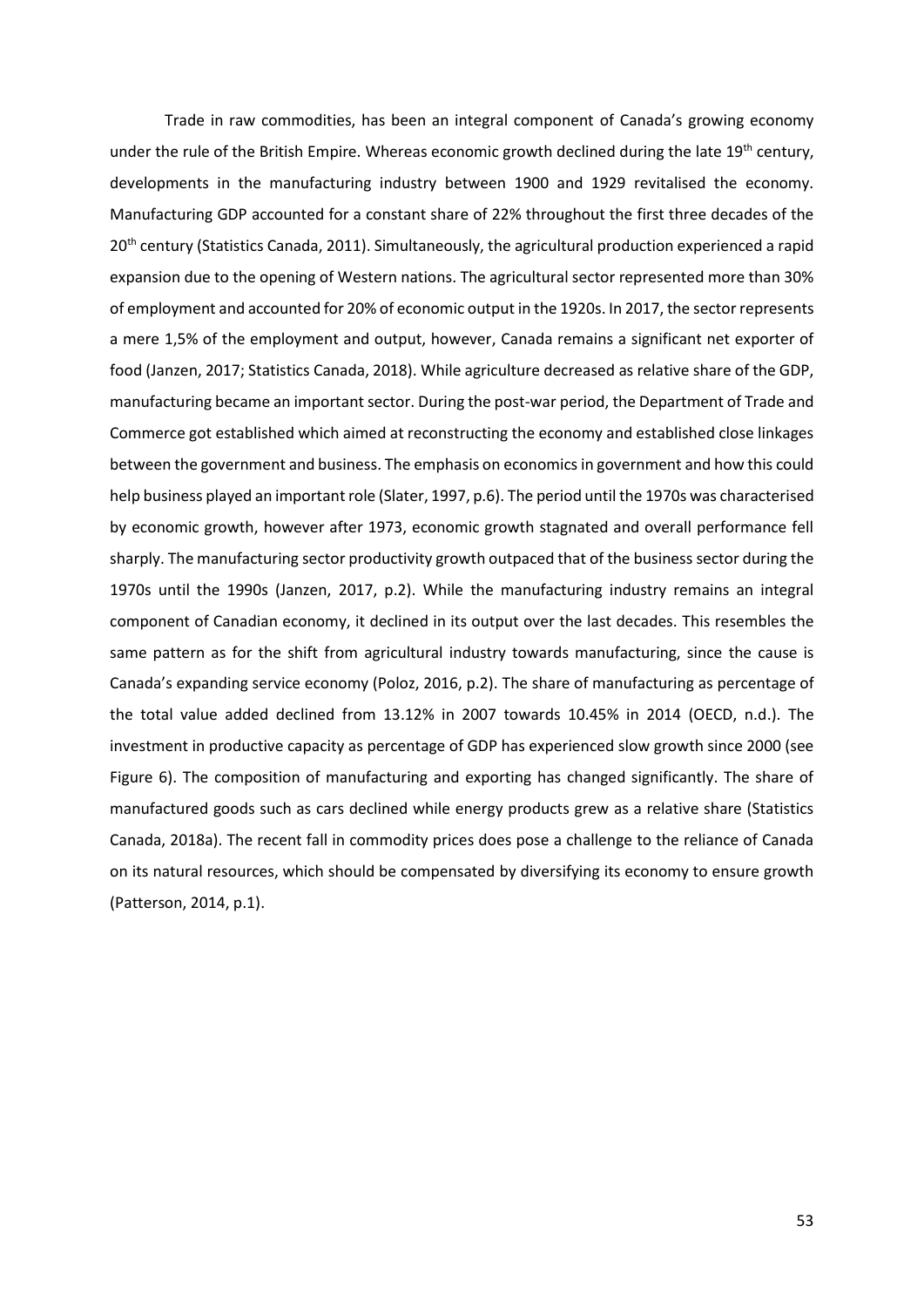Trade in raw commodities, has been an integral component of Canada's growing economy under the rule of the British Empire. Whereas economic growth declined during the late 19th century, developments in the manufacturing industry between 1900 and 1929 revitalised the economy. Manufacturing GDP accounted for a constant share of 22% throughout the first three decades of the 20th century (Statistics Canada, 2011). Simultaneously, the agricultural production experienced a rapid expansion due to the opening of Western nations. The agricultural sector represented more than 30% of employment and accounted for 20% of economic output in the 1920s. In 2017, the sector represents a mere 1,5% of the employment and output, however, Canada remains a significant net exporter of food (Janzen, 2017; Statistics Canada, 2018). While agriculture decreased as relative share of the GDP, manufacturing became an important sector. During the post-war period, the Department of Trade and Commerce got established which aimed at reconstructing the economy and established close linkages between the government and business. The emphasis on economics in government and how this could help business played an important role (Slater, 1997, p.6). The period until the 1970s was characterised by economic growth, however after 1973, economic growth stagnated and overall performance fell sharply. The manufacturing sector productivity growth outpaced that of the business sector during the 1970s until the 1990s (Janzen, 2017, p.2). While the manufacturing industry remains an integral component of Canadian economy, it declined in its output over the last decades. This resembles the same pattern as for the shift from agricultural industry towards manufacturing, since the cause is Canada's expanding service economy (Poloz, 2016, p.2). The share of manufacturing as percentage of the total value added declined from 13.12% in 2007 towards 10.45% in 2014 (OECD, n.d.). The investment in productive capacity as percentage of GDP has experienced slow growth since 2000 (see Figure 6). The composition of manufacturing and exporting has changed significantly. The share of manufactured goods such as cars declined while energy products grew as a relative share (Statistics Canada, 2018a). The recent fall in commodity prices does pose a challenge to the reliance of Canada on its natural resources, which should be compensated by diversifying its economy to ensure growth (Patterson, 2014, p.1).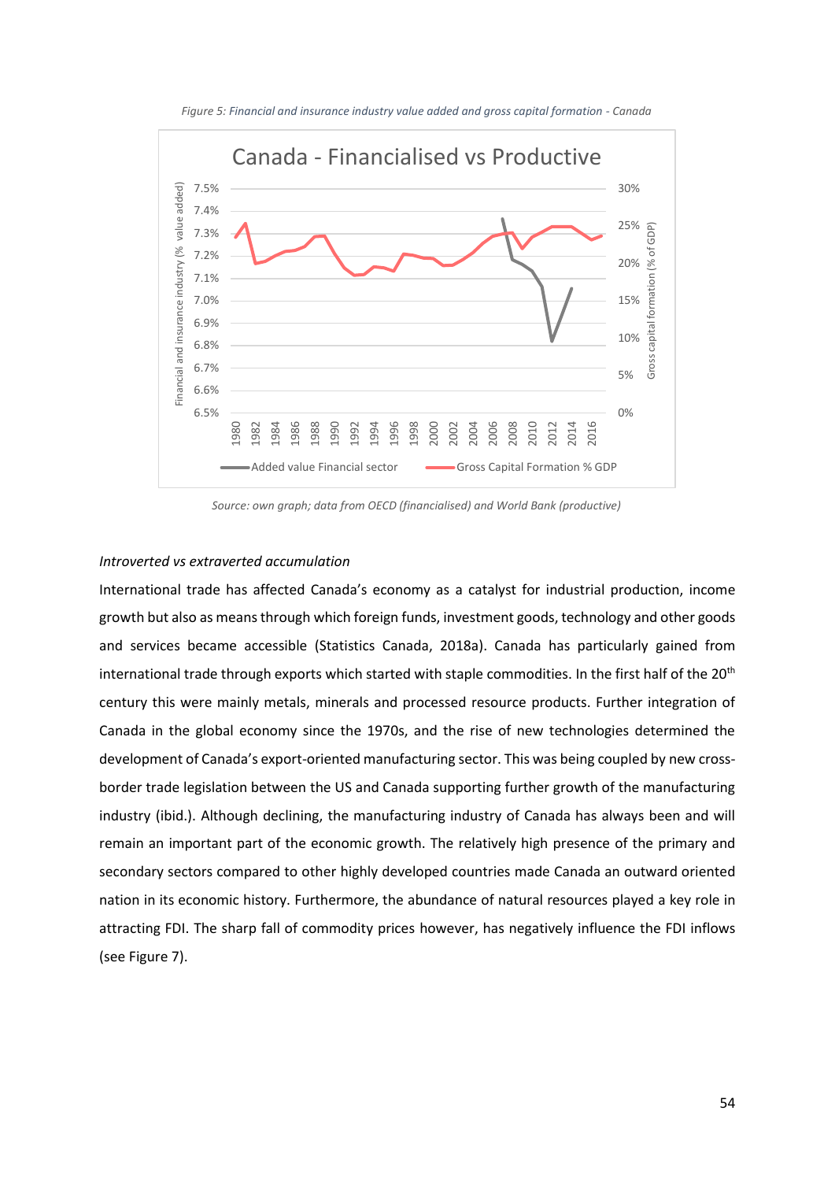*Figure 5: Financial and insurance industry value added and gross capital formation - Canada*

*Source: own graph; data from OECD (financialised) and World Bank (productive)*

*Introverted vs extraverted accumulation*

International trade has affected Canada's economy as a catalyst for industrial production, income growth but also as means through which foreign funds, investment goods, technology and other goods and services became accessible (Statistics Canada, 2018a). Canada has particularly gained from international trade through exports which started with staple commodities. In the first half of the 20th century this were mainly metals, minerals and processed resource products. Further integration of Canada in the global economy since the 1970s, and the rise of new technologies determined the development of Canada's export-oriented manufacturing sector. This was being coupled by new cross-border trade legislation between the US and Canada supporting further growth of the manufacturing industry (ibid.). Although declining, the manufacturing industry of Canada has always been and will remain an important part of the economic growth. The relatively high presence of the primary and secondary sectors compared to other highly developed countries made Canada an outward oriented nation in its economic history. Furthermore, the abundance of natural resources played a key role in attracting FDI. The sharp fall of commodity prices however, has negatively influence the FDI inflows (see Figure 7).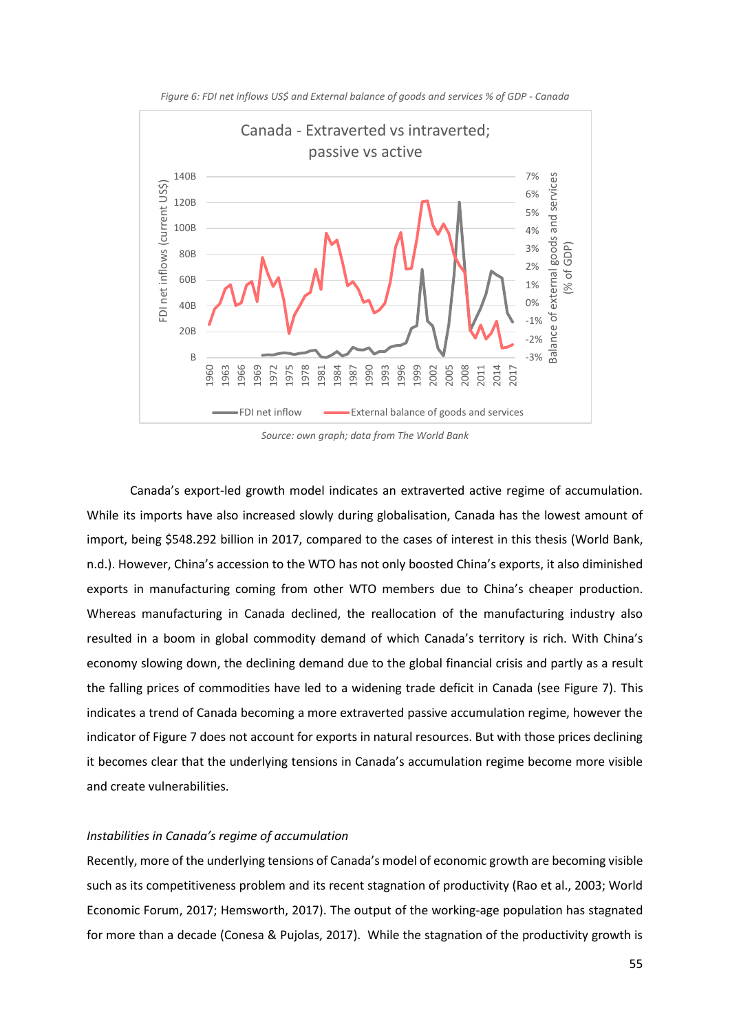*Figure 6: FDI net inflows US$ and External balance of goods and services % of GDP - Canada*

*Source: own graph; data from The World Bank*

Canada's export-led growth model indicates an extraverted active regime of accumulation. While its imports have also increased slowly during globalisation, Canada has the lowest amount of import, being $548.292 billion in 2017, compared to the cases of interest in this thesis (World Bank, n.d.). However, China's accession to the WTO has not only boosted China's exports, it also diminished exports in manufacturing coming from other WTO members due to China's cheaper production. Whereas manufacturing in Canada declined, the reallocation of the manufacturing industry also resulted in a boom in global commodity demand of which Canada's territory is rich. With China's economy slowing down, the declining demand due to the global financial crisis and partly as a result the falling prices of commodities have led to a widening trade deficit in Canada (see Figure 7). This indicates a trend of Canada becoming a more extraverted passive accumulation regime, however the indicator of Figure 7 does not account for exports in natural resources. But with those prices declining it becomes clear that the underlying tensions in Canada's accumulation regime become more visible and create vulnerabilities.

*Instabilities in Canada's regime of accumulation*

Recently, more of the underlying tensions of Canada's model of economic growth are becoming visible such as its competitiveness problem and its recent stagnation of productivity (Rao et al., 2003; World Economic Forum, 2017; Hemsworth, 2017). The output of the working-age population has stagnated for more than a decade (Conesa & Pujolas, 2017). While the stagnation of the productivity growth is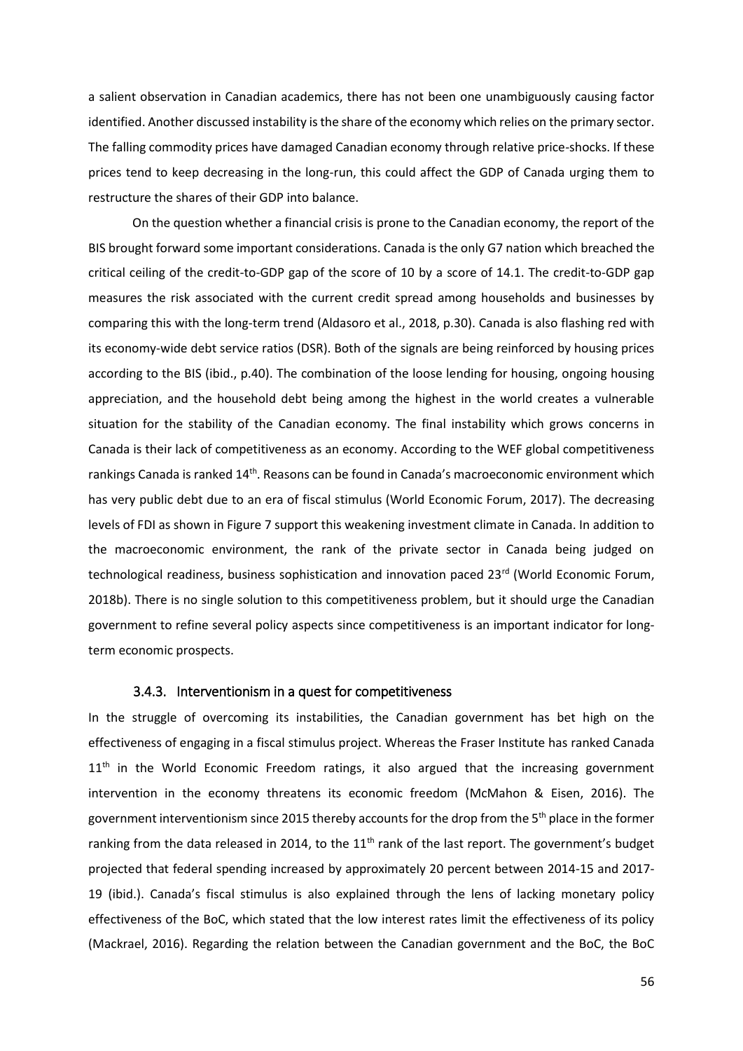a salient observation in Canadian academics, there has not been one unambiguously causing factor identified. Another discussed instability is the share of the economy which relies on the primary sector. The falling commodity prices have damaged Canadian economy through relative price-shocks. If these prices tend to keep decreasing in the long-run, this could affect the GDP of Canada urging them to restructure the shares of their GDP into balance.

On the question whether a financial crisis is prone to the Canadian economy, the report of the BIS brought forward some important considerations. Canada is the only G7 nation which breached the critical ceiling of the credit-to-GDP gap of the score of 10 by a score of 14.1. The credit-to-GDP gap measures the risk associated with the current credit spread among households and businesses by comparing this with the long-term trend (Aldasoro et al., 2018, p.30). Canada is also flashing red with its economy-wide debt service ratios (DSR). Both of the signals are being reinforced by housing prices according to the BIS (ibid., p.40). The combination of the loose lending for housing, ongoing housing appreciation, and the household debt being among the highest in the world creates a vulnerable situation for the stability of the Canadian economy. The final instability which grows concerns in Canada is their lack of competitiveness as an economy. According to the WEF global competitiveness rankings Canada is ranked 14th. Reasons can be found in Canada's macroeconomic environment which has very public debt due to an era of fiscal stimulus (World Economic Forum, 2017). The decreasing levels of FDI as shown in Figure 7 support this weakening investment climate in Canada. In addition to the macroeconomic environment, the rank of the private sector in Canada being judged on technological readiness, business sophistication and innovation paced 23rd (World Economic Forum, 2018b). There is no single solution to this competitiveness problem, but it should urge the Canadian government to refine several policy aspects since competitiveness is an important indicator for long-term economic prospects.

### 3.4.3. Interventionism in a quest for competitiveness

In the struggle of overcoming its instabilities, the Canadian government has bet high on the effectiveness of engaging in a fiscal stimulus project. Whereas the Fraser Institute has ranked Canada 11th in the World Economic Freedom ratings, it also argued that the increasing government intervention in the economy threatens its economic freedom (McMahon & Eisen, 2016). The government interventionism since 2015 thereby accounts for the drop from the 5th place in the former ranking from the data released in 2014, to the 11th rank of the last report. The government's budget projected that federal spending increased by approximately 20 percent between 2014-15 and 2017-19 (ibid.). Canada's fiscal stimulus is also explained through the lens of lacking monetary policy effectiveness of the BoC, which stated that the low interest rates limit the effectiveness of its policy (Mackrael, 2016). Regarding the relation between the Canadian government and the BoC, the BoC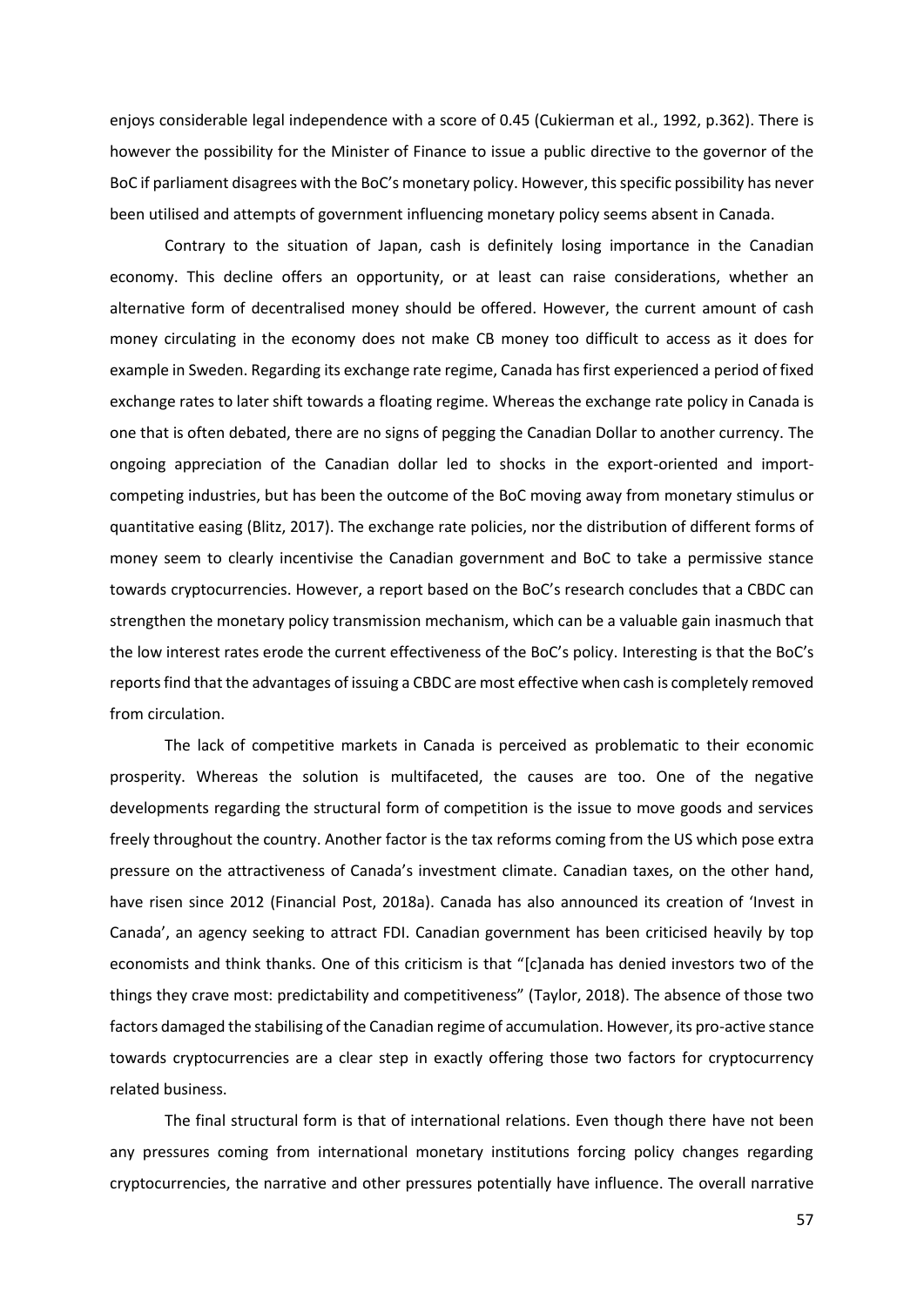enjoys considerable legal independence with a score of 0.45 (Cukierman et al., 1992, p.362). There is however the possibility for the Minister of Finance to issue a public directive to the governor of the BoC if parliament disagrees with the BoC's monetary policy. However, this specific possibility has never been utilised and attempts of government influencing monetary policy seems absent in Canada.

Contrary to the situation of Japan, cash is definitely losing importance in the Canadian economy. This decline offers an opportunity, or at least can raise considerations, whether an alternative form of decentralised money should be offered. However, the current amount of cash money circulating in the economy does not make CB money too difficult to access as it does for example in Sweden. Regarding its exchange rate regime, Canada has first experienced a period of fixed exchange rates to later shift towards a floating regime. Whereas the exchange rate policy in Canada is one that is often debated, there are no signs of pegging the Canadian Dollar to another currency. The ongoing appreciation of the Canadian dollar led to shocks in the export-oriented and import-competing industries, but has been the outcome of the BoC moving away from monetary stimulus or quantitative easing (Blitz, 2017). The exchange rate policies, nor the distribution of different forms of money seem to clearly incentivise the Canadian government and BoC to take a permissive stance towards cryptocurrencies. However, a report based on the BoC's research concludes that a CBDC can strengthen the monetary policy transmission mechanism, which can be a valuable gain inasmuch that the low interest rates erode the current effectiveness of the BoC's policy. Interesting is that the BoC's reports find that the advantages of issuing a CBDC are most effective when cash is completely removed from circulation.

The lack of competitive markets in Canada is perceived as problematic to their economic prosperity. Whereas the solution is multifaceted, the causes are too. One of the negative developments regarding the structural form of competition is the issue to move goods and services freely throughout the country. Another factor is the tax reforms coming from the US which pose extra pressure on the attractiveness of Canada's investment climate. Canadian taxes, on the other hand, have risen since 2012 (Financial Post, 2018a). Canada has also announced its creation of 'Invest in Canada', an agency seeking to attract FDI. Canadian government has been criticised heavily by top economists and think thanks. One of this criticism is that "[c]anada has denied investors two of the things they crave most: predictability and competitiveness" (Taylor, 2018). The absence of those two factors damaged the stabilising of the Canadian regime of accumulation. However, its pro-active stance towards cryptocurrencies are a clear step in exactly offering those two factors for cryptocurrency related business.

The final structural form is that of international relations. Even though there have not been any pressures coming from international monetary institutions forcing policy changes regarding cryptocurrencies, the narrative and other pressures potentially have influence. The overall narrative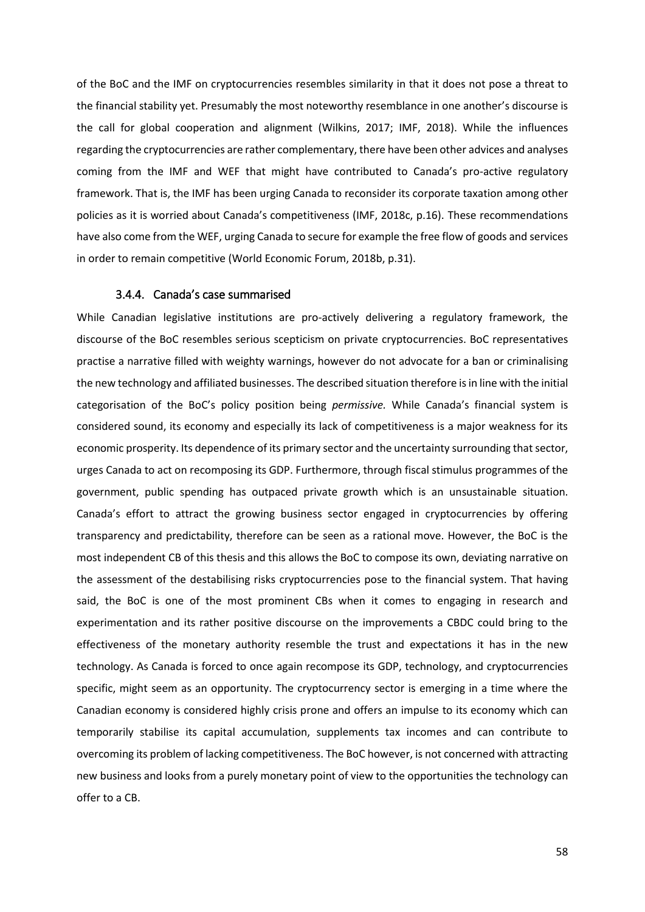of the BoC and the IMF on cryptocurrencies resembles similarity in that it does not pose a threat to the financial stability yet. Presumably the most noteworthy resemblance in one another's discourse is the call for global cooperation and alignment (Wilkins, 2017; IMF, 2018). While the influences regarding the cryptocurrencies are rather complementary, there have been other advices and analyses coming from the IMF and WEF that might have contributed to Canada's pro-active regulatory framework. That is, the IMF has been urging Canada to reconsider its corporate taxation among other policies as it is worried about Canada's competitiveness (IMF, 2018c, p.16). These recommendations have also come from the WEF, urging Canada to secure for example the free flow of goods and services in order to remain competitive (World Economic Forum, 2018b, p.31).

### 3.4.4. Canada's case summarised

While Canadian legislative institutions are pro-actively delivering a regulatory framework, the discourse of the BoC resembles serious scepticism on private cryptocurrencies. BoC representatives practise a narrative filled with weighty warnings, however do not advocate for a ban or criminalising the new technology and affiliated businesses. The described situation therefore is in line with the initial categorisation of the BoC's policy position being *permissive.* While Canada's financial system is considered sound, its economy and especially its lack of competitiveness is a major weakness for its economic prosperity. Its dependence of its primary sector and the uncertainty surrounding that sector, urges Canada to act on recomposing its GDP. Furthermore, through fiscal stimulus programmes of the government, public spending has outpaced private growth which is an unsustainable situation. Canada's effort to attract the growing business sector engaged in cryptocurrencies by offering transparency and predictability, therefore can be seen as a rational move. However, the BoC is the most independent CB of this thesis and this allows the BoC to compose its own, deviating narrative on the assessment of the destabilising risks cryptocurrencies pose to the financial system. That having said, the BoC is one of the most prominent CBs when it comes to engaging in research and experimentation and its rather positive discourse on the improvements a CBDC could bring to the effectiveness of the monetary authority resemble the trust and expectations it has in the new technology. As Canada is forced to once again recompose its GDP, technology, and cryptocurrencies specific, might seem as an opportunity. The cryptocurrency sector is emerging in a time where the Canadian economy is considered highly crisis prone and offers an impulse to its economy which can temporarily stabilise its capital accumulation, supplements tax incomes and can contribute to overcoming its problem of lacking competitiveness. The BoC however, is not concerned with attracting new business and looks from a purely monetary point of view to the opportunities the technology can offer to a CB.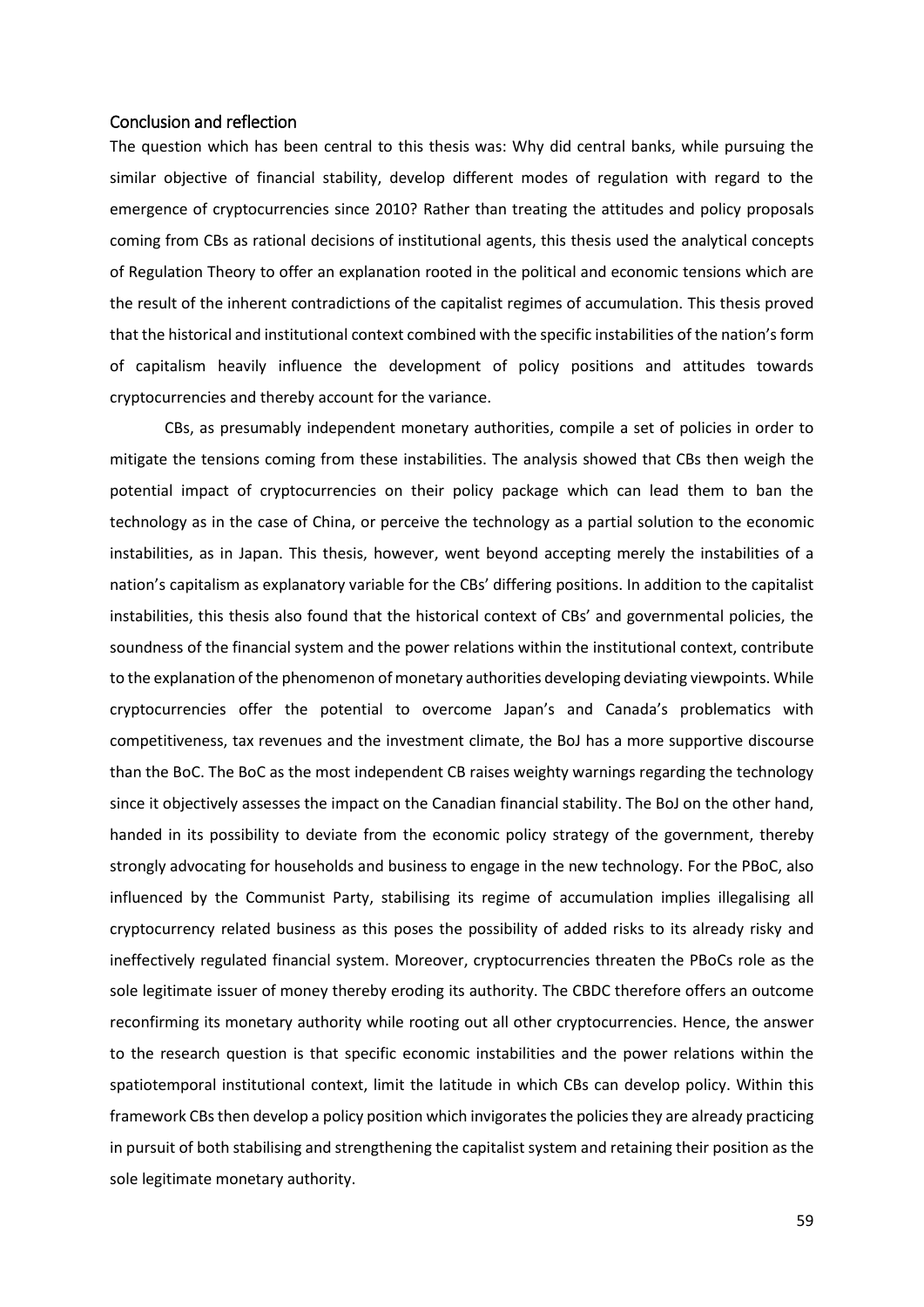## Conclusion and reflection

The question which has been central to this thesis was: Why did central banks, while pursuing the similar objective of financial stability, develop different modes of regulation with regard to the emergence of cryptocurrencies since 2010? Rather than treating the attitudes and policy proposals coming from CBs as rational decisions of institutional agents, this thesis used the analytical concepts of Regulation Theory to offer an explanation rooted in the political and economic tensions which are the result of the inherent contradictions of the capitalist regimes of accumulation. This thesis proved that the historical and institutional context combined with the specific instabilities of the nation's form of capitalism heavily influence the development of policy positions and attitudes towards cryptocurrencies and thereby account for the variance.

CBs, as presumably independent monetary authorities, compile a set of policies in order to mitigate the tensions coming from these instabilities. The analysis showed that CBs then weigh the potential impact of cryptocurrencies on their policy package which can lead them to ban the technology as in the case of China, or perceive the technology as a partial solution to the economic instabilities, as in Japan. This thesis, however, went beyond accepting merely the instabilities of a nation's capitalism as explanatory variable for the CBs' differing positions. In addition to the capitalist instabilities, this thesis also found that the historical context of CBs' and governmental policies, the soundness of the financial system and the power relations within the institutional context, contribute to the explanation of the phenomenon of monetary authorities developing deviating viewpoints. While cryptocurrencies offer the potential to overcome Japan's and Canada's problematics with competitiveness, tax revenues and the investment climate, the BoJ has a more supportive discourse than the BoC. The BoC as the most independent CB raises weighty warnings regarding the technology since it objectively assesses the impact on the Canadian financial stability. The BoJ on the other hand, handed in its possibility to deviate from the economic policy strategy of the government, thereby strongly advocating for households and business to engage in the new technology. For the PBoC, also influenced by the Communist Party, stabilising its regime of accumulation implies illegalising all cryptocurrency related business as this poses the possibility of added risks to its already risky and ineffectively regulated financial system. Moreover, cryptocurrencies threaten the PBoCs role as the sole legitimate issuer of money thereby eroding its authority. The CBDC therefore offers an outcome reconfirming its monetary authority while rooting out all other cryptocurrencies. Hence, the answer to the research question is that specific economic instabilities and the power relations within the spatiotemporal institutional context, limit the latitude in which CBs can develop policy. Within this framework CBs then develop a policy position which invigorates the policies they are already practicing in pursuit of both stabilising and strengthening the capitalist system and retaining their position as the sole legitimate monetary authority.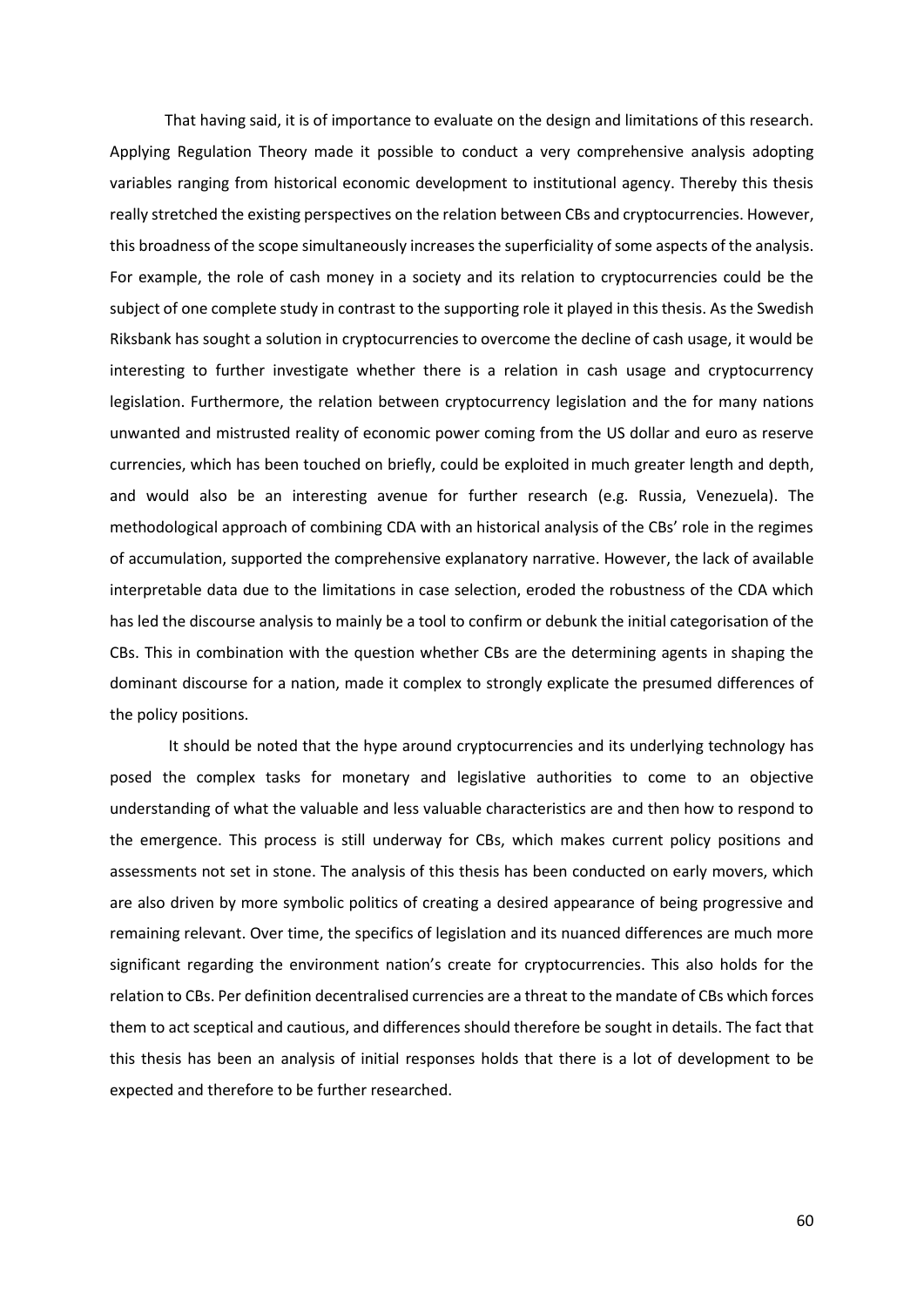That having said, it is of importance to evaluate on the design and limitations of this research. Applying Regulation Theory made it possible to conduct a very comprehensive analysis adopting variables ranging from historical economic development to institutional agency. Thereby this thesis really stretched the existing perspectives on the relation between CBs and cryptocurrencies. However, this broadness of the scope simultaneously increases the superficiality of some aspects of the analysis. For example, the role of cash money in a society and its relation to cryptocurrencies could be the subject of one complete study in contrast to the supporting role it played in this thesis. As the Swedish Riksbank has sought a solution in cryptocurrencies to overcome the decline of cash usage, it would be interesting to further investigate whether there is a relation in cash usage and cryptocurrency legislation. Furthermore, the relation between cryptocurrency legislation and the for many nations unwanted and mistrusted reality of economic power coming from the US dollar and euro as reserve currencies, which has been touched on briefly, could be exploited in much greater length and depth, and would also be an interesting avenue for further research (e.g. Russia, Venezuela). The methodological approach of combining CDA with an historical analysis of the CBs' role in the regimes of accumulation, supported the comprehensive explanatory narrative. However, the lack of available interpretable data due to the limitations in case selection, eroded the robustness of the CDA which has led the discourse analysis to mainly be a tool to confirm or debunk the initial categorisation of the CBs. This in combination with the question whether CBs are the determining agents in shaping the dominant discourse for a nation, made it complex to strongly explicate the presumed differences of the policy positions.

It should be noted that the hype around cryptocurrencies and its underlying technology has posed the complex tasks for monetary and legislative authorities to come to an objective understanding of what the valuable and less valuable characteristics are and then how to respond to the emergence. This process is still underway for CBs, which makes current policy positions and assessments not set in stone. The analysis of this thesis has been conducted on early movers, which are also driven by more symbolic politics of creating a desired appearance of being progressive and remaining relevant. Over time, the specifics of legislation and its nuanced differences are much more significant regarding the environment nation's create for cryptocurrencies. This also holds for the relation to CBs. Per definition decentralised currencies are a threat to the mandate of CBs which forces them to act sceptical and cautious, and differences should therefore be sought in details. The fact that this thesis has been an analysis of initial responses holds that there is a lot of development to be expected and therefore to be further researched.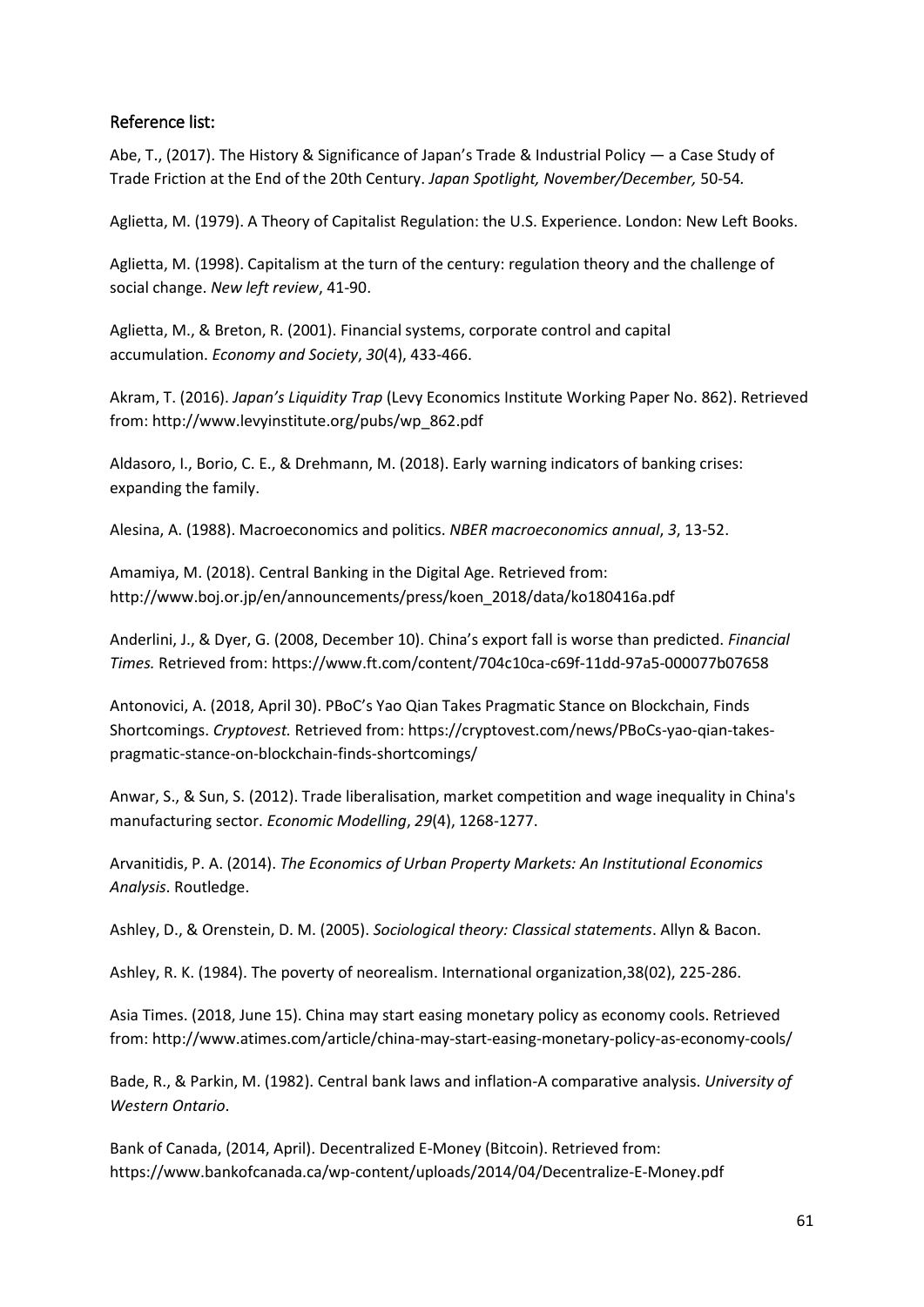## Reference list:

Abe, T., (2017). The History & Significance of Japan's Trade & Industrial Policy — a Case Study of Trade Friction at the End of the 20th Century. *Japan Spotlight, November/December,* 50-54*.*

Aglietta, M. (1979). A Theory of Capitalist Regulation: the U.S. Experience. London: New Left Books.

Aglietta, M. (1998). Capitalism at the turn of the century: regulation theory and the challenge of social change. *New left review*, 41-90.

Aglietta, M., & Breton, R. (2001). Financial systems, corporate control and capital accumulation. *Economy and Society*, *30*(4), 433-466.

Akram, T. (2016). *Japan's Liquidity Trap* (Levy Economics Institute Working Paper No. 862). Retrieved from: http://www.levyinstitute.org/pubs/wp_862.pdf

Aldasoro, I., Borio, C. E., & Drehmann, M. (2018). Early warning indicators of banking crises: expanding the family.

Alesina, A. (1988). Macroeconomics and politics. *NBER macroeconomics annual*, *3*, 13-52.

Amamiya, M. (2018). Central Banking in the Digital Age. Retrieved from: http://www.boj.or.jp/en/announcements/press/koen_2018/data/ko180416a.pdf

Anderlini, J., & Dyer, G. (2008, December 10). China's export fall is worse than predicted. *Financial Times.* Retrieved from: https://www.ft.com/content/704c10ca-c69f-11dd-97a5-000077b07658

Antonovici, A. (2018, April 30). PBoC's Yao Qian Takes Pragmatic Stance on Blockchain, Finds Shortcomings. *Cryptovest.* Retrieved from: https://cryptovest.com/news/PBoCs-yao-qian-takes-pragmatic-stance-on-blockchain-finds-shortcomings/

Anwar, S., & Sun, S. (2012). Trade liberalisation, market competition and wage inequality in China's manufacturing sector. *Economic Modelling*, *29*(4), 1268-1277.

Arvanitidis, P. A. (2014). *The Economics of Urban Property Markets: An Institutional Economics Analysis*. Routledge.

Ashley, D., & Orenstein, D. M. (2005). *Sociological theory: Classical statements*. Allyn & Bacon.

Ashley, R. K. (1984). The poverty of neorealism. International organization,38(02), 225-286.

Asia Times. (2018, June 15). China may start easing monetary policy as economy cools. Retrieved from: http://www.atimes.com/article/china-may-start-easing-monetary-policy-as-economy-cools/

Bade, R., & Parkin, M. (1982). Central bank laws and inflation-A comparative analysis. *University of Western Ontario*.

Bank of Canada, (2014, April). Decentralized E-Money (Bitcoin). Retrieved from: https://www.bankofcanada.ca/wp-content/uploads/2014/04/Decentralize-E-Money.pdf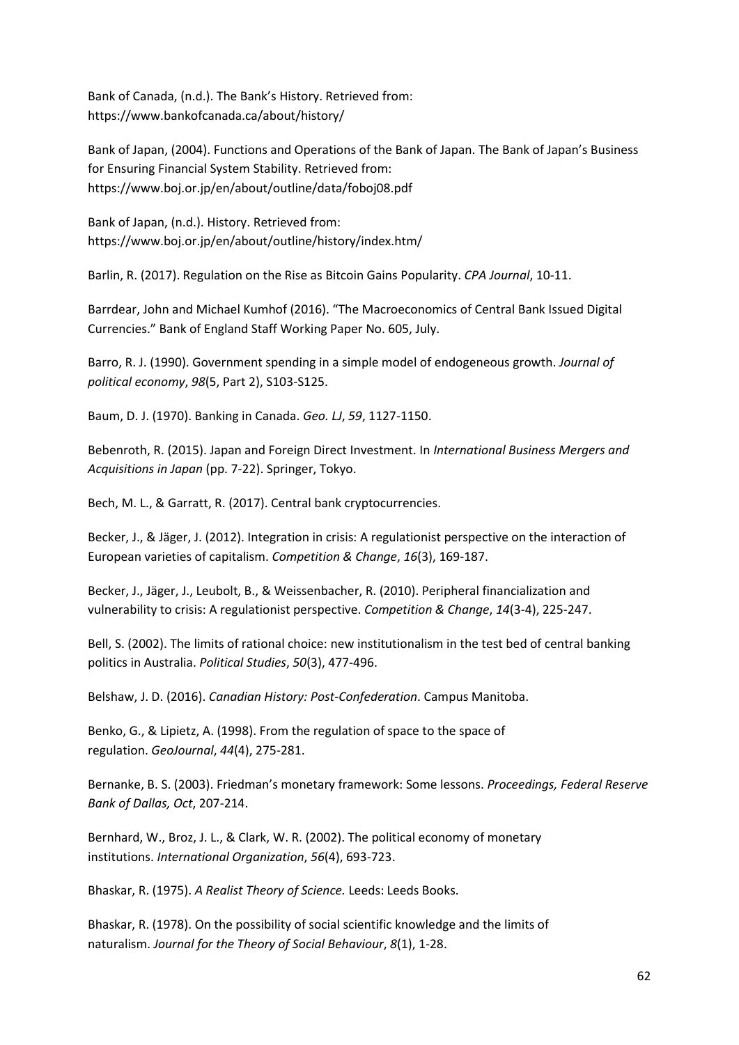Bank of Canada, (n.d.). The Bank's History. Retrieved from: https://www.bankofcanada.ca/about/history/

Bank of Japan, (2004). Functions and Operations of the Bank of Japan. The Bank of Japan's Business for Ensuring Financial System Stability. Retrieved from: https://www.boj.or.jp/en/about/outline/data/foboj08.pdf

Bank of Japan, (n.d.). History. Retrieved from: https://www.boj.or.jp/en/about/outline/history/index.htm/

Barlin, R. (2017). Regulation on the Rise as Bitcoin Gains Popularity. *CPA Journal*, 10-11.

Barrdear, John and Michael Kumhof (2016). "The Macroeconomics of Central Bank Issued Digital Currencies." Bank of England Staff Working Paper No. 605, July.

Barro, R. J. (1990). Government spending in a simple model of endogeneous growth. *Journal of political economy*, *98*(5, Part 2), S103-S125.

Baum, D. J. (1970). Banking in Canada. *Geo. LJ*, *59*, 1127-1150.

Bebenroth, R. (2015). Japan and Foreign Direct Investment. In *International Business Mergers and Acquisitions in Japan* (pp. 7-22). Springer, Tokyo.

Bech, M. L., & Garratt, R. (2017). Central bank cryptocurrencies.

Becker, J., & Jäger, J. (2012). Integration in crisis: A regulationist perspective on the interaction of European varieties of capitalism. *Competition & Change*, *16*(3), 169-187.

Becker, J., Jäger, J., Leubolt, B., & Weissenbacher, R. (2010). Peripheral financialization and vulnerability to crisis: A regulationist perspective. *Competition & Change*, *14*(3-4), 225-247.

Bell, S. (2002). The limits of rational choice: new institutionalism in the test bed of central banking politics in Australia. *Political Studies*, *50*(3), 477-496.

Belshaw, J. D. (2016). *Canadian History: Post-Confederation*. Campus Manitoba.

Benko, G., & Lipietz, A. (1998). From the regulation of space to the space of regulation. *GeoJournal*, *44*(4), 275-281.

Bernanke, B. S. (2003). Friedman's monetary framework: Some lessons. *Proceedings, Federal Reserve Bank of Dallas, Oct*, 207-214.

Bernhard, W., Broz, J. L., & Clark, W. R. (2002). The political economy of monetary institutions. *International Organization*, *56*(4), 693-723.

Bhaskar, R. (1975). *A Realist Theory of Science.* Leeds: Leeds Books.

Bhaskar, R. (1978). On the possibility of social scientific knowledge and the limits of naturalism. *Journal for the Theory of Social Behaviour*, *8*(1), 1-28.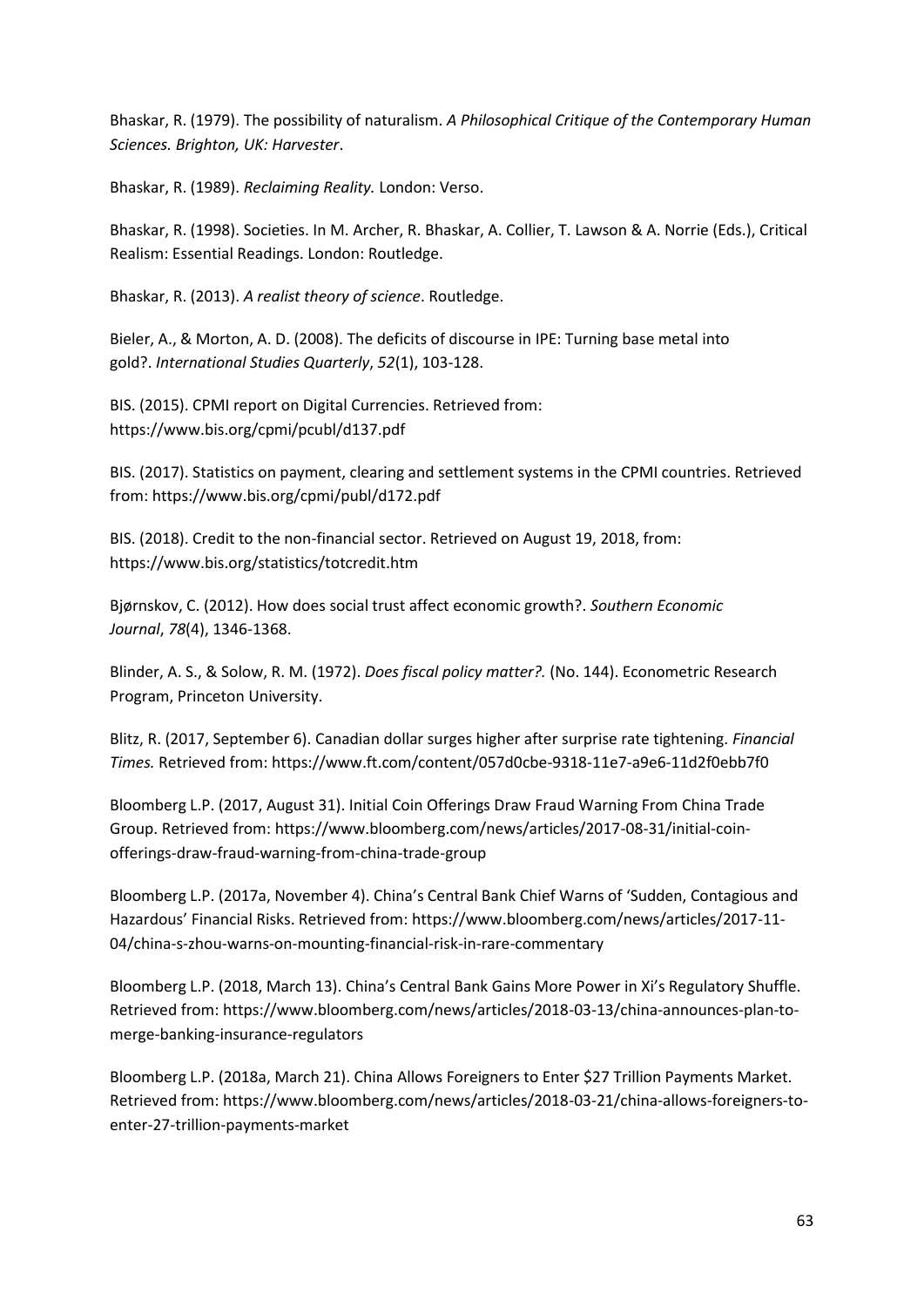Bhaskar, R. (1979). The possibility of naturalism. *A Philosophical Critique of the Contemporary Human Sciences. Brighton, UK: Harvester*.

Bhaskar, R. (1989). *Reclaiming Reality.* London: Verso.

Bhaskar, R. (1998). Societies. In M. Archer, R. Bhaskar, A. Collier, T. Lawson & A. Norrie (Eds.), Critical Realism: Essential Readings. London: Routledge.

Bhaskar, R. (2013). *A realist theory of science*. Routledge.

Bieler, A., & Morton, A. D. (2008). The deficits of discourse in IPE: Turning base metal into gold?. *International Studies Quarterly*, *52*(1), 103-128.

BIS. (2015). CPMI report on Digital Currencies. Retrieved from: https://www.bis.org/cpmi/pcubl/d137.pdf

BIS. (2017). Statistics on payment, clearing and settlement systems in the CPMI countries. Retrieved from: https://www.bis.org/cpmi/publ/d172.pdf

BIS. (2018). Credit to the non-financial sector. Retrieved on August 19, 2018, from: https://www.bis.org/statistics/totcredit.htm

Bjørnskov, C. (2012). How does social trust affect economic growth?. *Southern Economic Journal*, *78*(4), 1346-1368.

Blinder, A. S., & Solow, R. M. (1972). *Does fiscal policy matter?.* (No. 144). Econometric Research Program, Princeton University.

Blitz, R. (2017, September 6). Canadian dollar surges higher after surprise rate tightening. *Financial Times.* Retrieved from: https://www.ft.com/content/057d0cbe-9318-11e7-a9e6-11d2f0ebb7f0

Bloomberg L.P. (2017, August 31). Initial Coin Offerings Draw Fraud Warning From China Trade Group. Retrieved from: https://www.bloomberg.com/news/articles/2017-08-31/initial-coin-offerings-draw-fraud-warning-from-china-trade-group

Bloomberg L.P. (2017a, November 4). China's Central Bank Chief Warns of 'Sudden, Contagious and Hazardous' Financial Risks. Retrieved from: https://www.bloomberg.com/news/articles/2017-11-04/china-s-zhou-warns-on-mounting-financial-risk-in-rare-commentary

Bloomberg L.P. (2018, March 13). China's Central Bank Gains More Power in Xi's Regulatory Shuffle. Retrieved from: https://www.bloomberg.com/news/articles/2018-03-13/china-announces-plan-to-merge-banking-insurance-regulators

Bloomberg L.P. (2018a, March 21). China Allows Foreigners to Enter $27 Trillion Payments Market. Retrieved from: https://www.bloomberg.com/news/articles/2018-03-21/china-allows-foreigners-to-enter-27-trillion-payments-market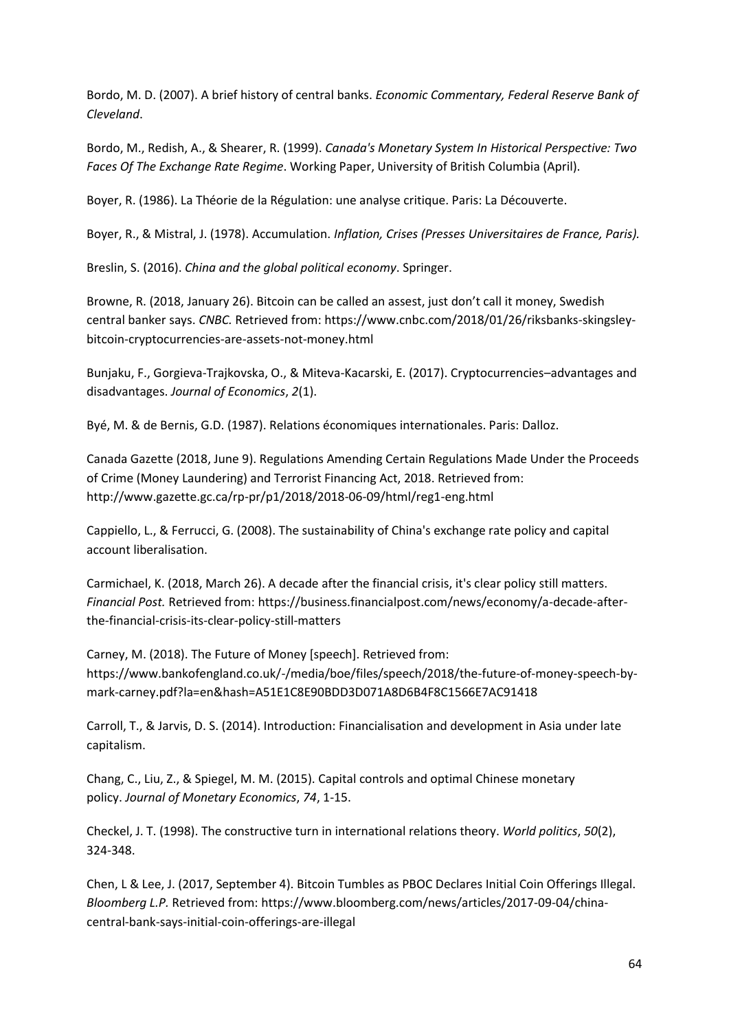Bordo, M. D. (2007). A brief history of central banks. *Economic Commentary, Federal Reserve Bank of Cleveland*.

Bordo, M., Redish, A., & Shearer, R. (1999). *Canada's Monetary System In Historical Perspective: Two Faces Of The Exchange Rate Regime*. Working Paper, University of British Columbia (April).

Boyer, R. (1986). La Théorie de la Régulation: une analyse critique. Paris: La Découverte.

Boyer, R., & Mistral, J. (1978). Accumulation. *Inflation, Crises (Presses Universitaires de France, Paris).*

Breslin, S. (2016). *China and the global political economy*. Springer.

Browne, R. (2018, January 26). Bitcoin can be called an assest, just don't call it money, Swedish central banker says. *CNBC.* Retrieved from: https://www.cnbc.com/2018/01/26/riksbanks-skingsley-bitcoin-cryptocurrencies-are-assets-not-money.html

Bunjaku, F., Gorgieva-Trajkovska, O., & Miteva-Kacarski, E. (2017). Cryptocurrencies–advantages and disadvantages. *Journal of Economics*, *2*(1).

Byé, M. & de Bernis, G.D. (1987). Relations économiques internationales. Paris: Dalloz.

Canada Gazette (2018, June 9). Regulations Amending Certain Regulations Made Under the Proceeds of Crime (Money Laundering) and Terrorist Financing Act, 2018. Retrieved from: http://www.gazette.gc.ca/rp-pr/p1/2018/2018-06-09/html/reg1-eng.html

Cappiello, L., & Ferrucci, G. (2008). The sustainability of China's exchange rate policy and capital account liberalisation.

Carmichael, K. (2018, March 26). A decade after the financial crisis, it's clear policy still matters. *Financial Post.* Retrieved from: https://business.financialpost.com/news/economy/a-decade-after-the-financial-crisis-its-clear-policy-still-matters

Carney, M. (2018). The Future of Money [speech]. Retrieved from: https://www.bankofengland.co.uk/-/media/boe/files/speech/2018/the-future-of-money-speech-by-mark-carney.pdf?la=en&hash=A51E1C8E90BDD3D071A8D6B4F8C1566E7AC91418

Carroll, T., & Jarvis, D. S. (2014). Introduction: Financialisation and development in Asia under late capitalism.

Chang, C., Liu, Z., & Spiegel, M. M. (2015). Capital controls and optimal Chinese monetary policy. *Journal of Monetary Economics*, *74*, 1-15.

Checkel, J. T. (1998). The constructive turn in international relations theory. *World politics*, *50*(2), 324-348.

Chen, L & Lee, J. (2017, September 4). Bitcoin Tumbles as PBOC Declares Initial Coin Offerings Illegal. *Bloomberg L.P.* Retrieved from: https://www.bloomberg.com/news/articles/2017-09-04/china-central-bank-says-initial-coin-offerings-are-illegal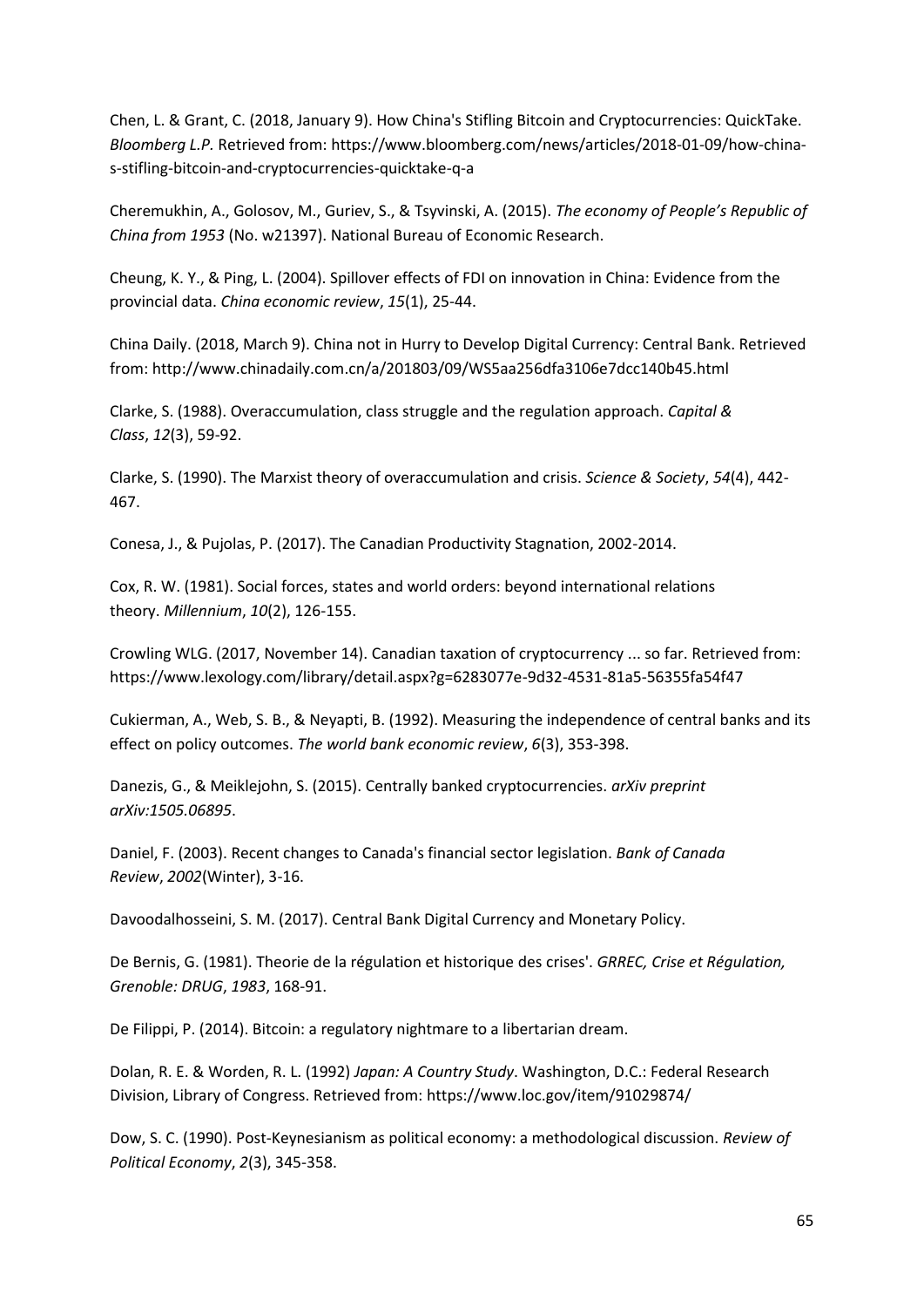Chen, L. & Grant, C. (2018, January 9). How China's Stifling Bitcoin and Cryptocurrencies: QuickTake. *Bloomberg L.P.* Retrieved from: https://www.bloomberg.com/news/articles/2018-01-09/how-china-s-stifling-bitcoin-and-cryptocurrencies-quicktake-q-a

Cheremukhin, A., Golosov, M., Guriev, S., & Tsyvinski, A. (2015). *The economy of People's Republic of China from 1953* (No. w21397). National Bureau of Economic Research.

Cheung, K. Y., & Ping, L. (2004). Spillover effects of FDI on innovation in China: Evidence from the provincial data. *China economic review*, *15*(1), 25-44.

China Daily. (2018, March 9). China not in Hurry to Develop Digital Currency: Central Bank. Retrieved from: http://www.chinadaily.com.cn/a/201803/09/WS5aa256dfa3106e7dcc140b45.html

Clarke, S. (1988). Overaccumulation, class struggle and the regulation approach. *Capital & Class*, *12*(3), 59-92.

Clarke, S. (1990). The Marxist theory of overaccumulation and crisis. *Science & Society*, *54*(4), 442-467.

Conesa, J., & Pujolas, P. (2017). The Canadian Productivity Stagnation, 2002-2014.

Cox, R. W. (1981). Social forces, states and world orders: beyond international relations theory. *Millennium*, *10*(2), 126-155.

Crowling WLG. (2017, November 14). Canadian taxation of cryptocurrency ... so far. Retrieved from: https://www.lexology.com/library/detail.aspx?g=6283077e-9d32-4531-81a5-56355fa54f47

Cukierman, A., Web, S. B., & Neyapti, B. (1992). Measuring the independence of central banks and its effect on policy outcomes. *The world bank economic review*, *6*(3), 353-398.

Danezis, G., & Meiklejohn, S. (2015). Centrally banked cryptocurrencies. *arXiv preprint arXiv:1505.06895*.

Daniel, F. (2003). Recent changes to Canada's financial sector legislation. *Bank of Canada Review*, *2002*(Winter), 3-16.

Davoodalhosseini, S. M. (2017). Central Bank Digital Currency and Monetary Policy.

De Bernis, G. (1981). Theorie de la régulation et historique des crises'. *GRREC, Crise et Régulation, Grenoble: DRUG*, *1983*, 168-91.

De Filippi, P. (2014). Bitcoin: a regulatory nightmare to a libertarian dream.

Dolan, R. E. & Worden, R. L. (1992) *Japan: A Country Study*. Washington, D.C.: Federal Research Division, Library of Congress. Retrieved from: https://www.loc.gov/item/91029874/

Dow, S. C. (1990). Post-Keynesianism as political economy: a methodological discussion. *Review of Political Economy*, *2*(3), 345-358.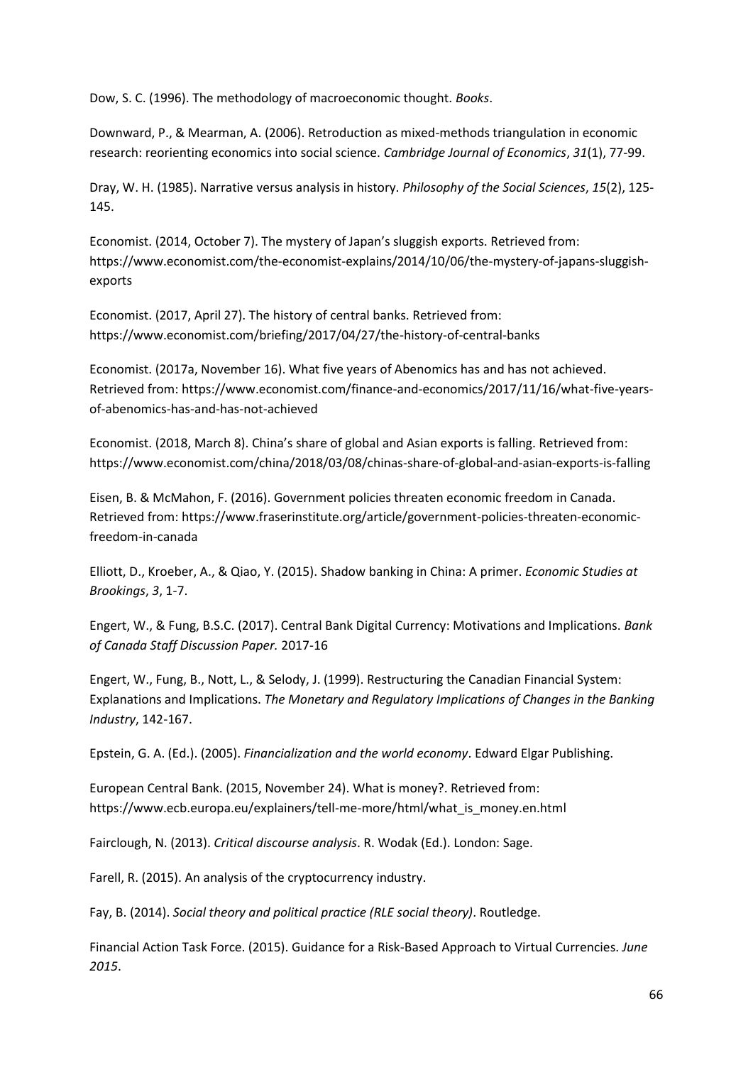Dow, S. C. (1996). The methodology of macroeconomic thought. *Books*.

Downward, P., & Mearman, A. (2006). Retroduction as mixed-methods triangulation in economic research: reorienting economics into social science. *Cambridge Journal of Economics*, *31*(1), 77-99.

Dray, W. H. (1985). Narrative versus analysis in history. *Philosophy of the Social Sciences*, *15*(2), 125-145.

Economist. (2014, October 7). The mystery of Japan's sluggish exports. Retrieved from: https://www.economist.com/the-economist-explains/2014/10/06/the-mystery-of-japans-sluggish-exports

Economist. (2017, April 27). The history of central banks. Retrieved from: https://www.economist.com/briefing/2017/04/27/the-history-of-central-banks

Economist. (2017a, November 16). What five years of Abenomics has and has not achieved. Retrieved from: https://www.economist.com/finance-and-economics/2017/11/16/what-five-years-of-abenomics-has-and-has-not-achieved

Economist. (2018, March 8). China's share of global and Asian exports is falling. Retrieved from: https://www.economist.com/china/2018/03/08/chinas-share-of-global-and-asian-exports-is-falling

Eisen, B. & McMahon, F. (2016). Government policies threaten economic freedom in Canada. Retrieved from: https://www.fraserinstitute.org/article/government-policies-threaten-economic-freedom-in-canada

Elliott, D., Kroeber, A., & Qiao, Y. (2015). Shadow banking in China: A primer. *Economic Studies at Brookings*, *3*, 1-7.

Engert, W., & Fung, B.S.C. (2017). Central Bank Digital Currency: Motivations and Implications. *Bank of Canada Staff Discussion Paper.* 2017-16

Engert, W., Fung, B., Nott, L., & Selody, J. (1999). Restructuring the Canadian Financial System: Explanations and Implications. *The Monetary and Regulatory Implications of Changes in the Banking Industry*, 142-167.

Epstein, G. A. (Ed.). (2005). *Financialization and the world economy*. Edward Elgar Publishing.

European Central Bank. (2015, November 24). What is money?. Retrieved from: https://www.ecb.europa.eu/explainers/tell-me-more/html/what_is_money.en.html

Fairclough, N. (2013). *Critical discourse analysis*. R. Wodak (Ed.). London: Sage.

Farell, R. (2015). An analysis of the cryptocurrency industry.

Fay, B. (2014). *Social theory and political practice (RLE social theory)*. Routledge.

Financial Action Task Force. (2015). Guidance for a Risk-Based Approach to Virtual Currencies. *June 2015*.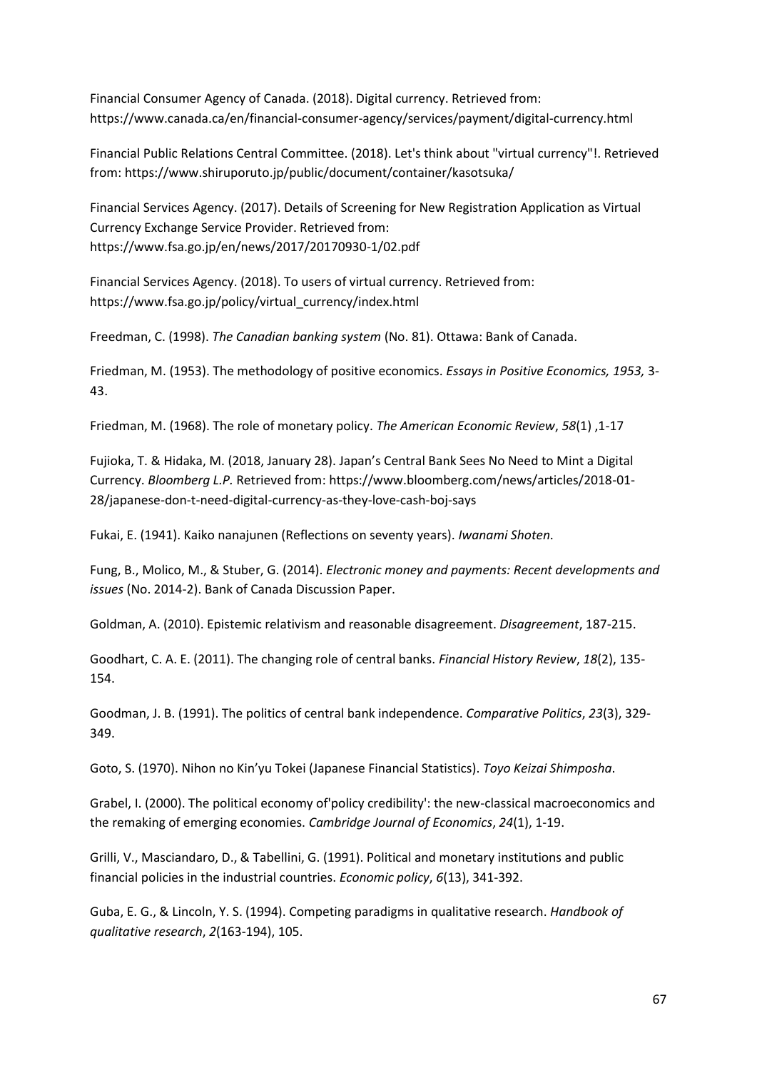Financial Consumer Agency of Canada. (2018). Digital currency. Retrieved from: https://www.canada.ca/en/financial-consumer-agency/services/payment/digital-currency.html

Financial Public Relations Central Committee. (2018). Let's think about "virtual currency"!. Retrieved from: https://www.shiruporuto.jp/public/document/container/kasotsuka/

Financial Services Agency. (2017). Details of Screening for New Registration Application as Virtual Currency Exchange Service Provider. Retrieved from: https://www.fsa.go.jp/en/news/2017/20170930-1/02.pdf

Financial Services Agency. (2018). To users of virtual currency. Retrieved from: https://www.fsa.go.jp/policy/virtual_currency/index.html

Freedman, C. (1998). *The Canadian banking system* (No. 81). Ottawa: Bank of Canada.

Friedman, M. (1953). The methodology of positive economics. *Essays in Positive Economics, 1953,* 3-43.

Friedman, M. (1968). The role of monetary policy. *The American Economic Review*, *58*(1) ,1-17

Fujioka, T. & Hidaka, M. (2018, January 28). Japan's Central Bank Sees No Need to Mint a Digital Currency. *Bloomberg L.P.* Retrieved from: https://www.bloomberg.com/news/articles/2018-01-28/japanese-don-t-need-digital-currency-as-they-love-cash-boj-says

Fukai, E. (1941). Kaiko nanajunen (Reflections on seventy years). *Iwanami Shoten*.

Fung, B., Molico, M., & Stuber, G. (2014). *Electronic money and payments: Recent developments and issues* (No. 2014-2). Bank of Canada Discussion Paper.

Goldman, A. (2010). Epistemic relativism and reasonable disagreement. *Disagreement*, 187-215.

Goodhart, C. A. E. (2011). The changing role of central banks. *Financial History Review*, *18*(2), 135-154.

Goodman, J. B. (1991). The politics of central bank independence. *Comparative Politics*, *23*(3), 329-349.

Goto, S. (1970). Nihon no Kin'yu Tokei (Japanese Financial Statistics). *Toyo Keizai Shimposha*.

Grabel, I. (2000). The political economy of'policy credibility': the new-classical macroeconomics and the remaking of emerging economies. *Cambridge Journal of Economics*, *24*(1), 1-19.

Grilli, V., Masciandaro, D., & Tabellini, G. (1991). Political and monetary institutions and public financial policies in the industrial countries. *Economic policy*, *6*(13), 341-392.

Guba, E. G., & Lincoln, Y. S. (1994). Competing paradigms in qualitative research. *Handbook of qualitative research*, *2*(163-194), 105.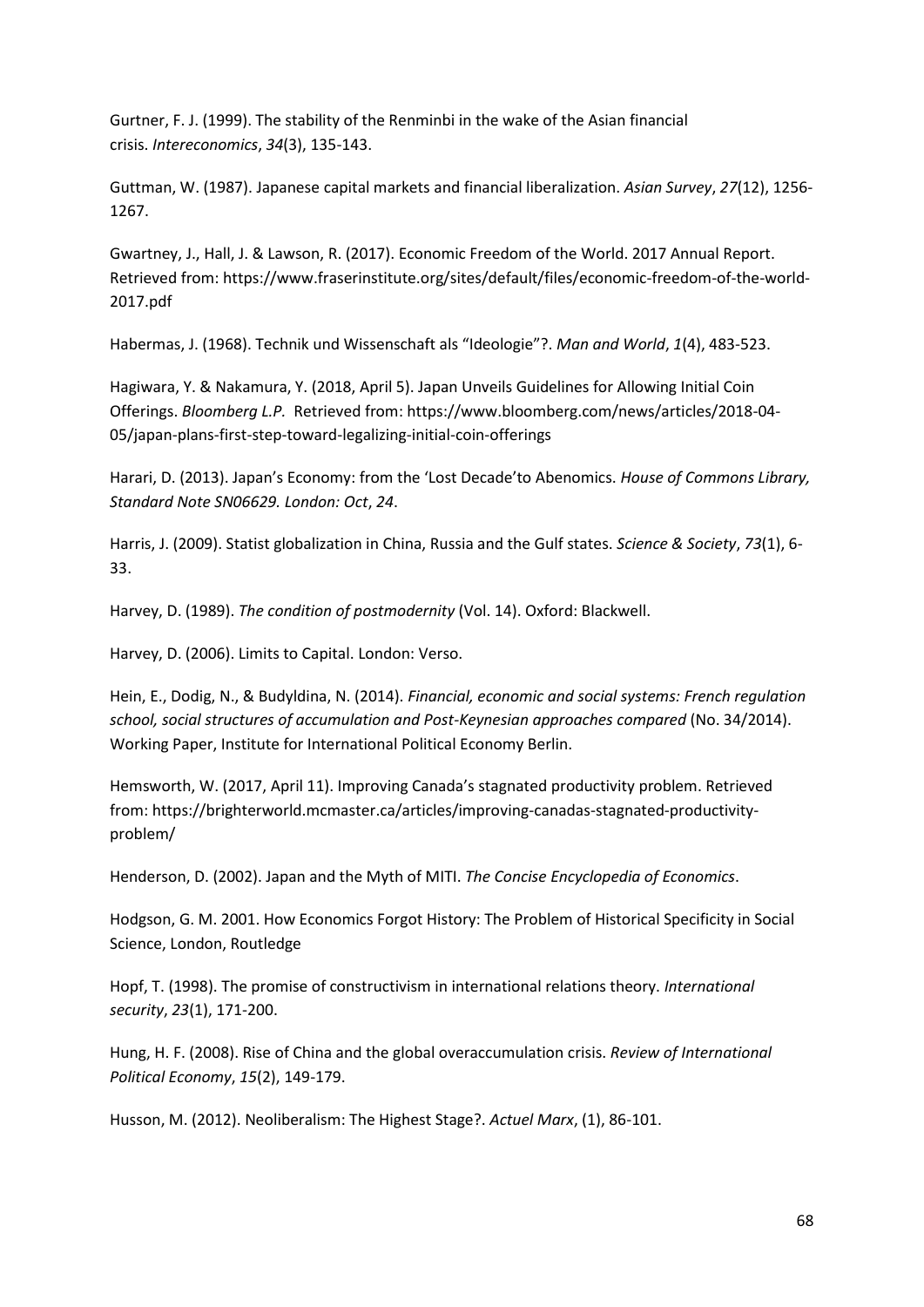Gurtner, F. J. (1999). The stability of the Renminbi in the wake of the Asian financial crisis. *Intereconomics*, *34*(3), 135-143.

Guttman, W. (1987). Japanese capital markets and financial liberalization. *Asian Survey*, *27*(12), 1256-1267.

Gwartney, J., Hall, J. & Lawson, R. (2017). Economic Freedom of the World. 2017 Annual Report. Retrieved from: https://www.fraserinstitute.org/sites/default/files/economic-freedom-of-the-world-2017.pdf

Habermas, J. (1968). Technik und Wissenschaft als "Ideologie"?. *Man and World*, *1*(4), 483-523.

Hagiwara, Y. & Nakamura, Y. (2018, April 5). Japan Unveils Guidelines for Allowing Initial Coin Offerings. *Bloomberg L.P.* Retrieved from: https://www.bloomberg.com/news/articles/2018-04-05/japan-plans-first-step-toward-legalizing-initial-coin-offerings

Harari, D. (2013). Japan's Economy: from the 'Lost Decade'to Abenomics. *House of Commons Library, Standard Note SN06629. London: Oct*, *24*.

Harris, J. (2009). Statist globalization in China, Russia and the Gulf states. *Science & Society*, *73*(1), 6-33.

Harvey, D. (1989). *The condition of postmodernity* (Vol. 14). Oxford: Blackwell.

Harvey, D. (2006). Limits to Capital. London: Verso.

Hein, E., Dodig, N., & Budyldina, N. (2014). *Financial, economic and social systems: French regulation school, social structures of accumulation and Post-Keynesian approaches compared* (No. 34/2014). Working Paper, Institute for International Political Economy Berlin.

Hemsworth, W. (2017, April 11). Improving Canada's stagnated productivity problem. Retrieved from: https://brighterworld.mcmaster.ca/articles/improving-canadas-stagnated-productivity-problem/

Henderson, D. (2002). Japan and the Myth of MITI. *The Concise Encyclopedia of Economics*.

Hodgson, G. M. 2001. How Economics Forgot History: The Problem of Historical Specificity in Social Science, London, Routledge

Hopf, T. (1998). The promise of constructivism in international relations theory. *International security*, *23*(1), 171-200.

Hung, H. F. (2008). Rise of China and the global overaccumulation crisis. *Review of International Political Economy*, *15*(2), 149-179.

Husson, M. (2012). Neoliberalism: The Highest Stage?. *Actuel Marx*, (1), 86-101.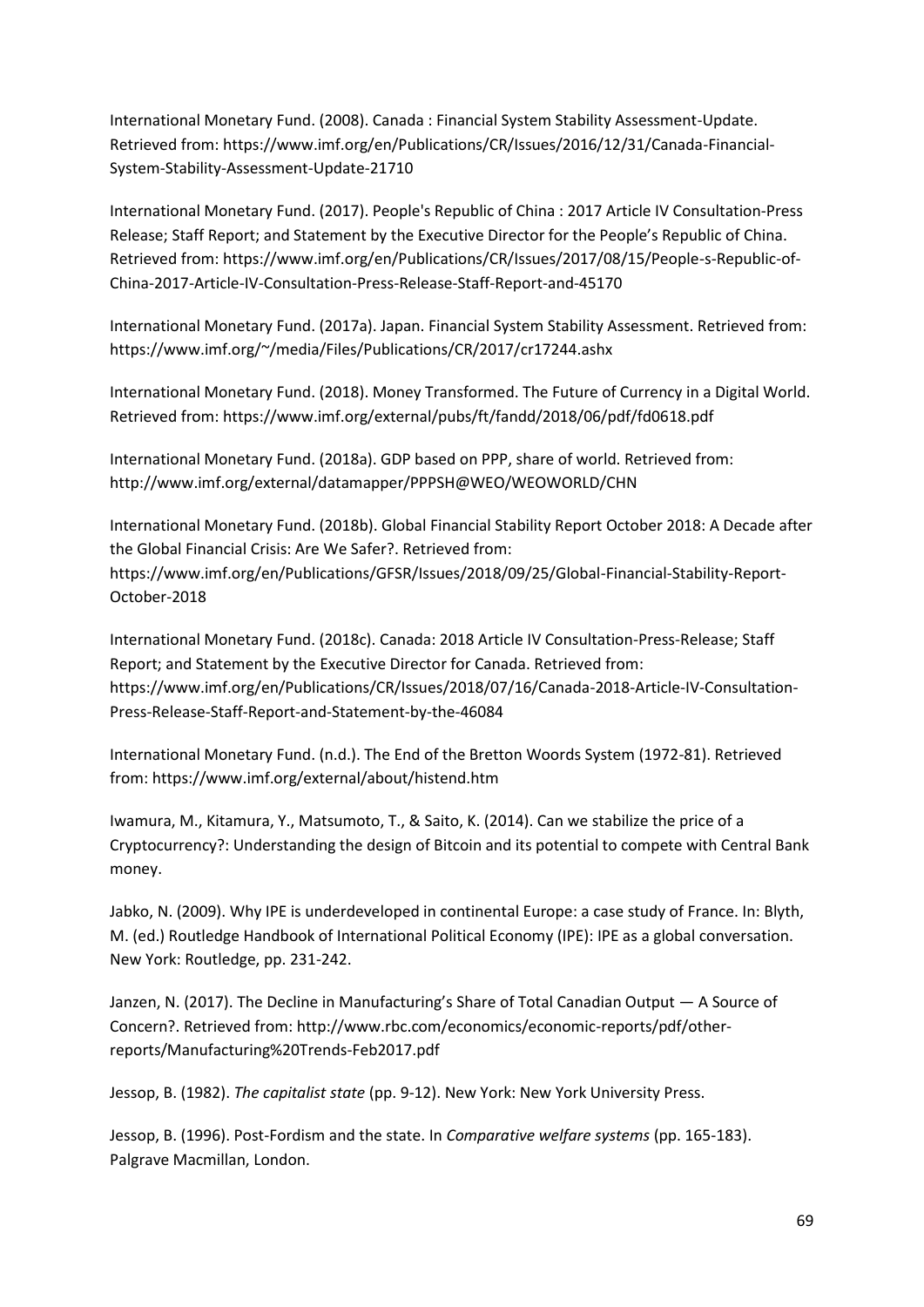International Monetary Fund. (2008). Canada : Financial System Stability Assessment-Update. Retrieved from: https://www.imf.org/en/Publications/CR/Issues/2016/12/31/Canada-Financial-System-Stability-Assessment-Update-21710

International Monetary Fund. (2017). People's Republic of China : 2017 Article IV Consultation-Press Release; Staff Report; and Statement by the Executive Director for the People's Republic of China. Retrieved from: https://www.imf.org/en/Publications/CR/Issues/2017/08/15/People-s-Republic-of-China-2017-Article-IV-Consultation-Press-Release-Staff-Report-and-45170

International Monetary Fund. (2017a). Japan. Financial System Stability Assessment. Retrieved from: https://www.imf.org/~/media/Files/Publications/CR/2017/cr17244.ashx

International Monetary Fund. (2018). Money Transformed. The Future of Currency in a Digital World. Retrieved from: https://www.imf.org/external/pubs/ft/fandd/2018/06/pdf/fd0618.pdf

International Monetary Fund. (2018a). GDP based on PPP, share of world. Retrieved from: http://www.imf.org/external/datamapper/PPPSH@WEO/WEOWORLD/CHN

International Monetary Fund. (2018b). Global Financial Stability Report October 2018: A Decade after the Global Financial Crisis: Are We Safer?. Retrieved from: https://www.imf.org/en/Publications/GFSR/Issues/2018/09/25/Global-Financial-Stability-Report-October-2018

International Monetary Fund. (2018c). Canada: 2018 Article IV Consultation-Press-Release; Staff Report; and Statement by the Executive Director for Canada. Retrieved from: https://www.imf.org/en/Publications/CR/Issues/2018/07/16/Canada-2018-Article-IV-Consultation-Press-Release-Staff-Report-and-Statement-by-the-46084

International Monetary Fund. (n.d.). The End of the Bretton Woords System (1972-81). Retrieved from: https://www.imf.org/external/about/histend.htm

Iwamura, M., Kitamura, Y., Matsumoto, T., & Saito, K. (2014). Can we stabilize the price of a Cryptocurrency?: Understanding the design of Bitcoin and its potential to compete with Central Bank money.

Jabko, N. (2009). Why IPE is underdeveloped in continental Europe: a case study of France. In: Blyth, M. (ed.) Routledge Handbook of International Political Economy (IPE): IPE as a global conversation. New York: Routledge, pp. 231-242.

Janzen, N. (2017). The Decline in Manufacturing's Share of Total Canadian Output — A Source of Concern?. Retrieved from: http://www.rbc.com/economics/economic-reports/pdf/other-reports/Manufacturing%20Trends-Feb2017.pdf

Jessop, B. (1982). *The capitalist state* (pp. 9-12). New York: New York University Press.

Jessop, B. (1996). Post-Fordism and the state. In *Comparative welfare systems* (pp. 165-183). Palgrave Macmillan, London.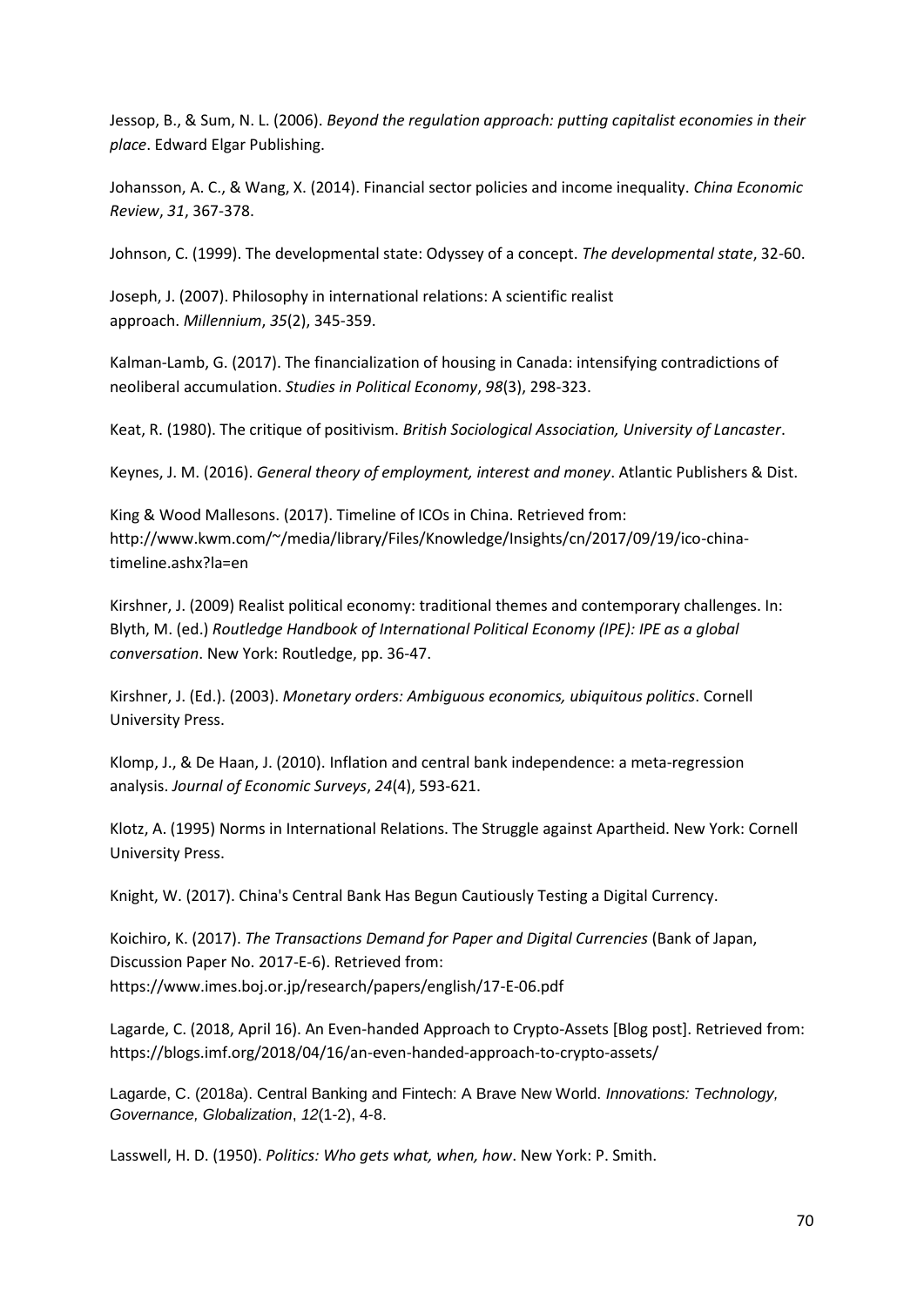Jessop, B., & Sum, N. L. (2006). *Beyond the regulation approach: putting capitalist economies in their place*. Edward Elgar Publishing.

Johansson, A. C., & Wang, X. (2014). Financial sector policies and income inequality. *China Economic Review*, *31*, 367-378.

Johnson, C. (1999). The developmental state: Odyssey of a concept. *The developmental state*, 32-60.

Joseph, J. (2007). Philosophy in international relations: A scientific realist approach. *Millennium*, *35*(2), 345-359.

Kalman-Lamb, G. (2017). The financialization of housing in Canada: intensifying contradictions of neoliberal accumulation. *Studies in Political Economy*, *98*(3), 298-323.

Keat, R. (1980). The critique of positivism. *British Sociological Association, University of Lancaster*.

Keynes, J. M. (2016). *General theory of employment, interest and money*. Atlantic Publishers & Dist.

King & Wood Mallesons. (2017). Timeline of ICOs in China. Retrieved from: http://www.kwm.com/~/media/library/Files/Knowledge/Insights/cn/2017/09/19/ico-china-timeline.ashx?la=en

Kirshner, J. (2009) Realist political economy: traditional themes and contemporary challenges. In: Blyth, M. (ed.) *Routledge Handbook of International Political Economy (IPE): IPE as a global conversation*. New York: Routledge, pp. 36-47.

Kirshner, J. (Ed.). (2003). *Monetary orders: Ambiguous economics, ubiquitous politics*. Cornell University Press.

Klomp, J., & De Haan, J. (2010). Inflation and central bank independence: a meta-regression analysis. *Journal of Economic Surveys*, *24*(4), 593-621.

Klotz, A. (1995) Norms in International Relations. The Struggle against Apartheid. New York: Cornell University Press.

Knight, W. (2017). China's Central Bank Has Begun Cautiously Testing a Digital Currency.

Koichiro, K. (2017). *The Transactions Demand for Paper and Digital Currencies* (Bank of Japan, Discussion Paper No. 2017-E-6). Retrieved from: https://www.imes.boj.or.jp/research/papers/english/17-E-06.pdf

Lagarde, C. (2018, April 16). An Even-handed Approach to Crypto-Assets [Blog post]. Retrieved from: https://blogs.imf.org/2018/04/16/an-even-handed-approach-to-crypto-assets/

Lagarde, C. (2018a). Central Banking and Fintech: A Brave New World. *Innovations: Technology, Governance, Globalization*, *12*(1-2), 4-8.

Lasswell, H. D. (1950). *Politics: Who gets what, when, how*. New York: P. Smith.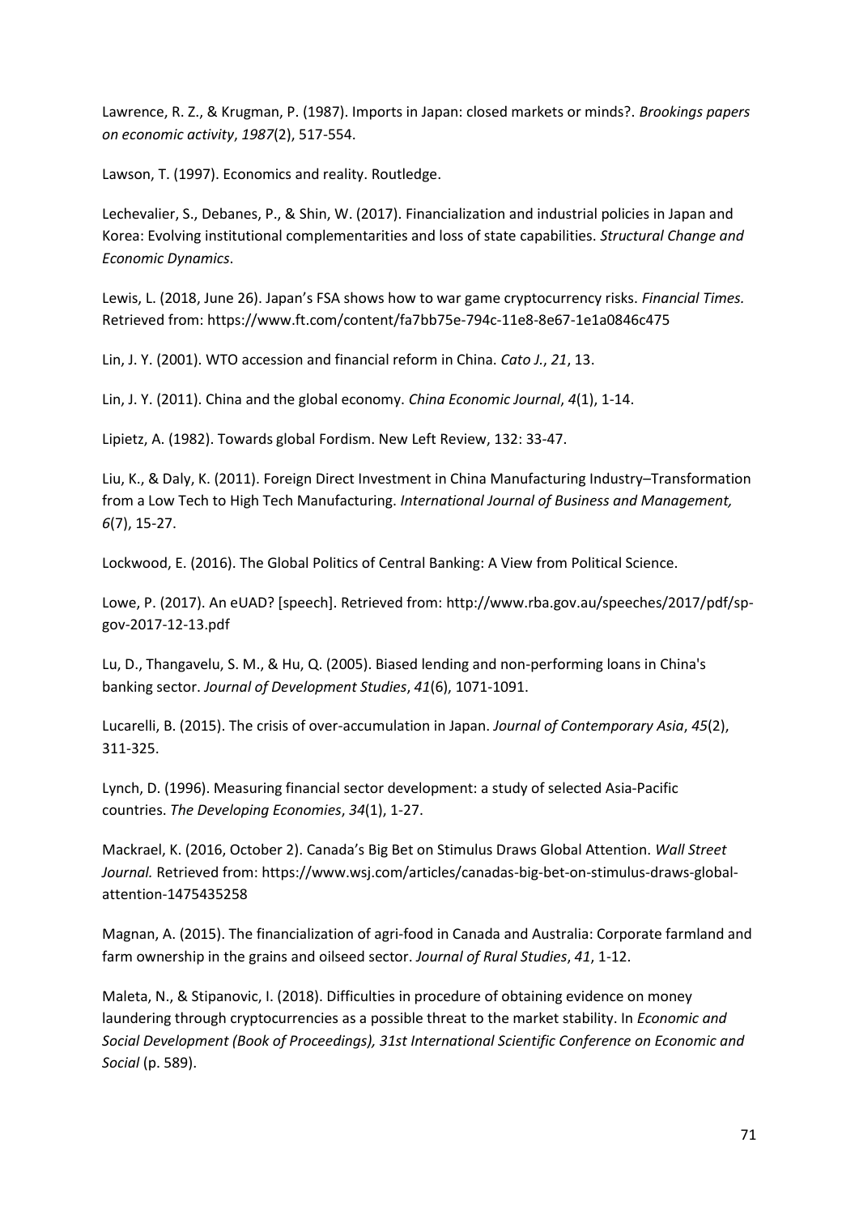Lawrence, R. Z., & Krugman, P. (1987). Imports in Japan: closed markets or minds?. *Brookings papers on economic activity*, *1987*(2), 517-554.

Lawson, T. (1997). Economics and reality. Routledge.

Lechevalier, S., Debanes, P., & Shin, W. (2017). Financialization and industrial policies in Japan and Korea: Evolving institutional complementarities and loss of state capabilities. *Structural Change and Economic Dynamics*.

Lewis, L. (2018, June 26). Japan's FSA shows how to war game cryptocurrency risks. *Financial Times.* Retrieved from: https://www.ft.com/content/fa7bb75e-794c-11e8-8e67-1e1a0846c475

Lin, J. Y. (2001). WTO accession and financial reform in China. *Cato J.*, *21*, 13.

Lin, J. Y. (2011). China and the global economy. *China Economic Journal*, *4*(1), 1-14.

Lipietz, A. (1982). Towards global Fordism. New Left Review, 132: 33-47.

Liu, K., & Daly, K. (2011). Foreign Direct Investment in China Manufacturing Industry–Transformation from a Low Tech to High Tech Manufacturing. *International Journal of Business and Management, 6*(7), 15-27.

Lockwood, E. (2016). The Global Politics of Central Banking: A View from Political Science.

Lowe, P. (2017). An eUAD? [speech]. Retrieved from: http://www.rba.gov.au/speeches/2017/pdf/sp-gov-2017-12-13.pdf

Lu, D., Thangavelu, S. M., & Hu, Q. (2005). Biased lending and non-performing loans in China's banking sector. *Journal of Development Studies*, *41*(6), 1071-1091.

Lucarelli, B. (2015). The crisis of over-accumulation in Japan. *Journal of Contemporary Asia*, *45*(2), 311-325.

Lynch, D. (1996). Measuring financial sector development: a study of selected Asia-Pacific countries. *The Developing Economies*, *34*(1), 1-27.

Mackrael, K. (2016, October 2). Canada's Big Bet on Stimulus Draws Global Attention. *Wall Street Journal.* Retrieved from: https://www.wsj.com/articles/canadas-big-bet-on-stimulus-draws-global-attention-1475435258

Magnan, A. (2015). The financialization of agri-food in Canada and Australia: Corporate farmland and farm ownership in the grains and oilseed sector. *Journal of Rural Studies*, *41*, 1-12.

Maleta, N., & Stipanovic, I. (2018). Difficulties in procedure of obtaining evidence on money laundering through cryptocurrencies as a possible threat to the market stability. In *Economic and Social Development (Book of Proceedings), 31st International Scientific Conference on Economic and Social* (p. 589).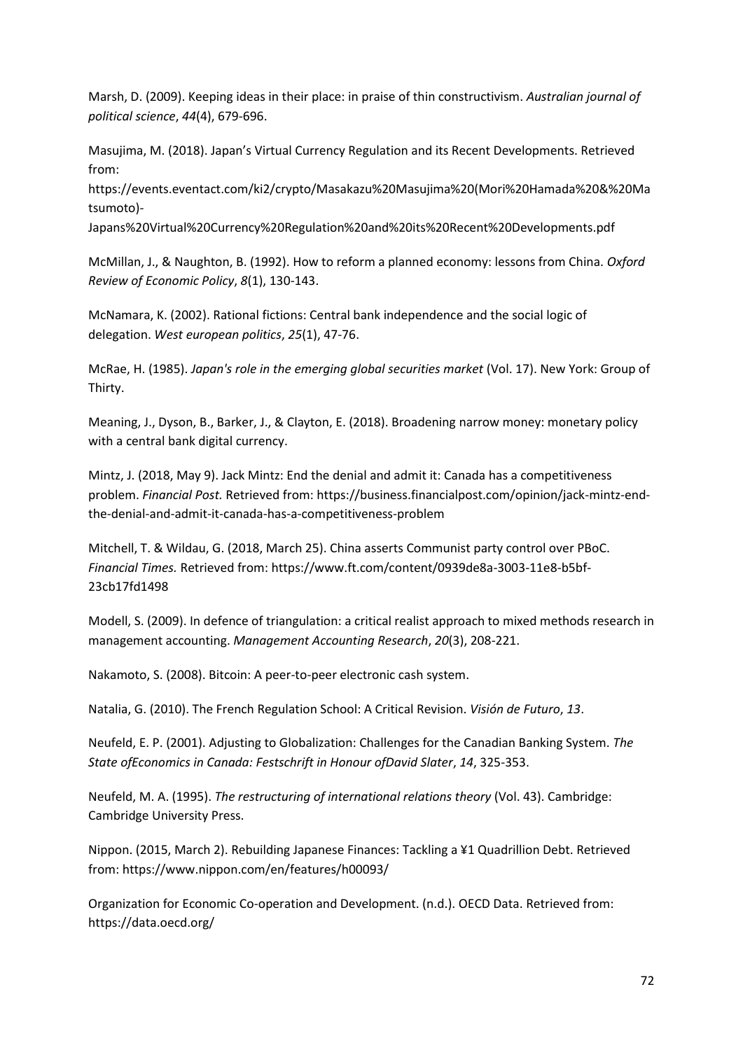Marsh, D. (2009). Keeping ideas in their place: in praise of thin constructivism. *Australian journal of political science*, *44*(4), 679-696.

Masujima, M. (2018). Japan's Virtual Currency Regulation and its Recent Developments. Retrieved from: https://events.eventact.com/ki2/crypto/Masakazu%20Masujima%20(Mori%20Hamada%20&%20Matsumoto)-Japans%20Virtual%20Currency%20Regulation%20and%20its%20Recent%20Developments.pdf

McMillan, J., & Naughton, B. (1992). How to reform a planned economy: lessons from China. *Oxford Review of Economic Policy*, *8*(1), 130-143.

McNamara, K. (2002). Rational fictions: Central bank independence and the social logic of delegation. *West european politics*, *25*(1), 47-76.

McRae, H. (1985). *Japan's role in the emerging global securities market* (Vol. 17). New York: Group of Thirty.

Meaning, J., Dyson, B., Barker, J., & Clayton, E. (2018). Broadening narrow money: monetary policy with a central bank digital currency.

Mintz, J. (2018, May 9). Jack Mintz: End the denial and admit it: Canada has a competitiveness problem. *Financial Post.* Retrieved from: https://business.financialpost.com/opinion/jack-mintz-end-the-denial-and-admit-it-canada-has-a-competitiveness-problem

Mitchell, T. & Wildau, G. (2018, March 25). China asserts Communist party control over PBoC. *Financial Times.* Retrieved from: https://www.ft.com/content/0939de8a-3003-11e8-b5bf-23cb17fd1498

Modell, S. (2009). In defence of triangulation: a critical realist approach to mixed methods research in management accounting. *Management Accounting Research*, *20*(3), 208-221.

Nakamoto, S. (2008). Bitcoin: A peer-to-peer electronic cash system.

Natalia, G. (2010). The French Regulation School: A Critical Revision. *Visión de Futuro*, *13*.

Neufeld, E. P. (2001). Adjusting to Globalization: Challenges for the Canadian Banking System. *The State ofEconomics in Canada: Festschrift in Honour ofDavid Slater*, *14*, 325-353.

Neufeld, M. A. (1995). *The restructuring of international relations theory* (Vol. 43). Cambridge: Cambridge University Press.

Nippon. (2015, March 2). Rebuilding Japanese Finances: Tackling a ¥1 Quadrillion Debt. Retrieved from: https://www.nippon.com/en/features/h00093/

Organization for Economic Co-operation and Development. (n.d.). OECD Data. Retrieved from: https://data.oecd.org/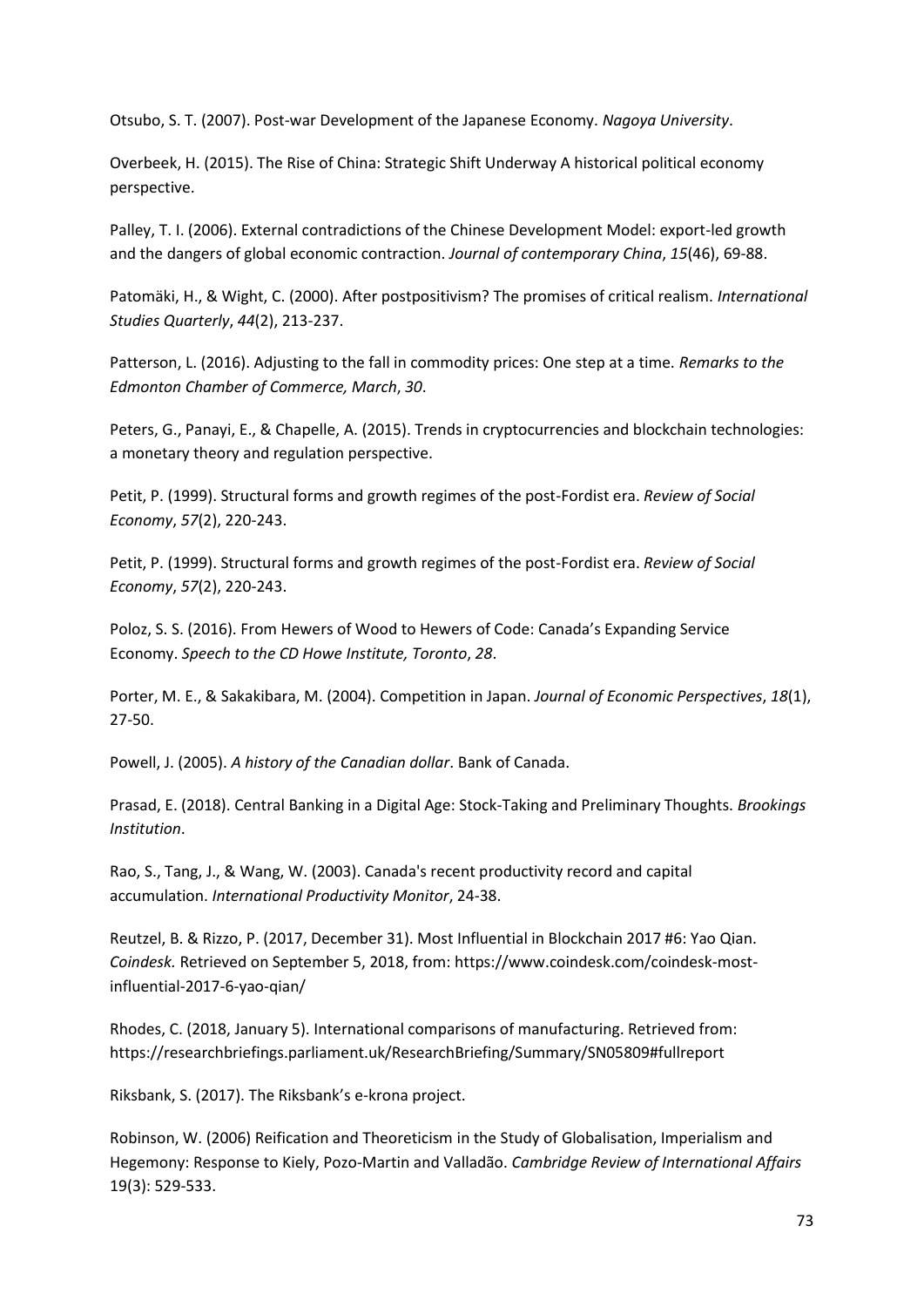Otsubo, S. T. (2007). Post-war Development of the Japanese Economy. *Nagoya University*.

Overbeek, H. (2015). The Rise of China: Strategic Shift Underway A historical political economy perspective.

Palley, T. I. (2006). External contradictions of the Chinese Development Model: export-led growth and the dangers of global economic contraction. *Journal of contemporary China*, *15*(46), 69-88.

Patomäki, H., & Wight, C. (2000). After postpositivism? The promises of critical realism. *International Studies Quarterly*, *44*(2), 213-237.

Patterson, L. (2016). Adjusting to the fall in commodity prices: One step at a time. *Remarks to the Edmonton Chamber of Commerce, March*, *30*.

Peters, G., Panayi, E., & Chapelle, A. (2015). Trends in cryptocurrencies and blockchain technologies: a monetary theory and regulation perspective.

Petit, P. (1999). Structural forms and growth regimes of the post-Fordist era. *Review of Social Economy*, *57*(2), 220-243.

Petit, P. (1999). Structural forms and growth regimes of the post-Fordist era. *Review of Social Economy*, *57*(2), 220-243.

Poloz, S. S. (2016). From Hewers of Wood to Hewers of Code: Canada's Expanding Service Economy. *Speech to the CD Howe Institute, Toronto*, *28*.

Porter, M. E., & Sakakibara, M. (2004). Competition in Japan. *Journal of Economic Perspectives*, *18*(1), 27-50.

Powell, J. (2005). *A history of the Canadian dollar*. Bank of Canada.

Prasad, E. (2018). Central Banking in a Digital Age: Stock-Taking and Preliminary Thoughts. *Brookings Institution*.

Rao, S., Tang, J., & Wang, W. (2003). Canada's recent productivity record and capital accumulation. *International Productivity Monitor*, 24-38.

Reutzel, B. & Rizzo, P. (2017, December 31). Most Influential in Blockchain 2017 #6: Yao Qian. *Coindesk.* Retrieved on September 5, 2018, from: https://www.coindesk.com/coindesk-most-influential-2017-6-yao-qian/

Rhodes, C. (2018, January 5). International comparisons of manufacturing. Retrieved from: https://researchbriefings.parliament.uk/ResearchBriefing/Summary/SN05809#fullreport

Riksbank, S. (2017). The Riksbank's e-krona project.

Robinson, W. (2006) Reification and Theoreticism in the Study of Globalisation, Imperialism and Hegemony: Response to Kiely, Pozo-Martin and Valladão. *Cambridge Review of International Affairs* 19(3): 529-533.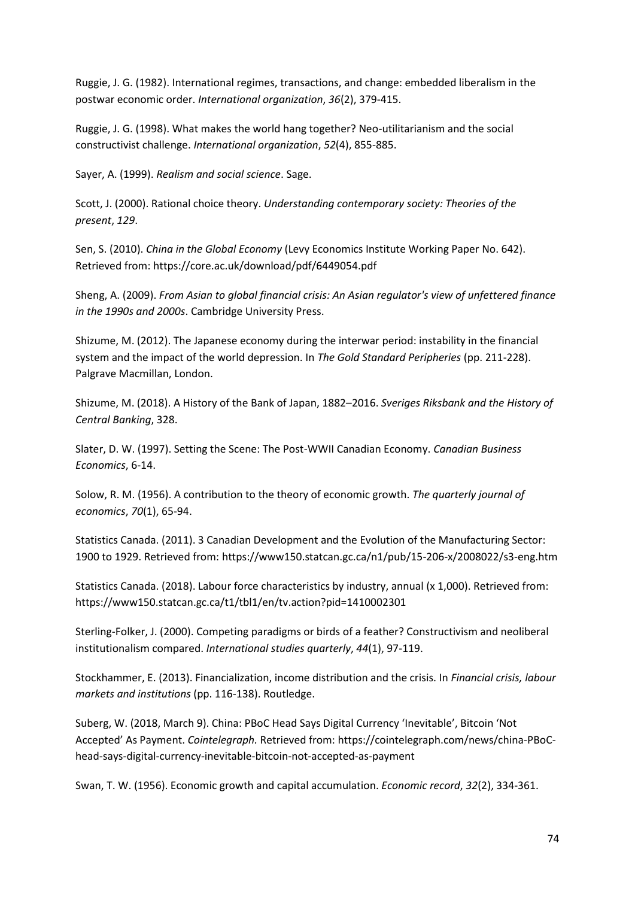Ruggie, J. G. (1982). International regimes, transactions, and change: embedded liberalism in the postwar economic order. *International organization*, *36*(2), 379-415.

Ruggie, J. G. (1998). What makes the world hang together? Neo-utilitarianism and the social constructivist challenge. *International organization*, *52*(4), 855-885.

Sayer, A. (1999). *Realism and social science*. Sage.

Scott, J. (2000). Rational choice theory. *Understanding contemporary society: Theories of the present*, *129*.

Sen, S. (2010). *China in the Global Economy* (Levy Economics Institute Working Paper No. 642). Retrieved from: https://core.ac.uk/download/pdf/6449054.pdf

Sheng, A. (2009). *From Asian to global financial crisis: An Asian regulator's view of unfettered finance in the 1990s and 2000s*. Cambridge University Press.

Shizume, M. (2012). The Japanese economy during the interwar period: instability in the financial system and the impact of the world depression. In *The Gold Standard Peripheries* (pp. 211-228). Palgrave Macmillan, London.

Shizume, M. (2018). A History of the Bank of Japan, 1882–2016. *Sveriges Riksbank and the History of Central Banking*, 328.

Slater, D. W. (1997). Setting the Scene: The Post-WWII Canadian Economy. *Canadian Business Economics*, 6-14.

Solow, R. M. (1956). A contribution to the theory of economic growth. *The quarterly journal of economics*, *70*(1), 65-94.

Statistics Canada. (2011). 3 Canadian Development and the Evolution of the Manufacturing Sector: 1900 to 1929. Retrieved from: https://www150.statcan.gc.ca/n1/pub/15-206-x/2008022/s3-eng.htm

Statistics Canada. (2018). Labour force characteristics by industry, annual (x 1,000). Retrieved from: https://www150.statcan.gc.ca/t1/tbl1/en/tv.action?pid=1410002301

Sterling-Folker, J. (2000). Competing paradigms or birds of a feather? Constructivism and neoliberal institutionalism compared. *International studies quarterly*, *44*(1), 97-119.

Stockhammer, E. (2013). Financialization, income distribution and the crisis. In *Financial crisis, labour markets and institutions* (pp. 116-138). Routledge.

Suberg, W. (2018, March 9). China: PBoC Head Says Digital Currency 'Inevitable', Bitcoin 'Not Accepted' As Payment. *Cointelegraph.* Retrieved from: https://cointelegraph.com/news/china-PBoC-head-says-digital-currency-inevitable-bitcoin-not-accepted-as-payment

Swan, T. W. (1956). Economic growth and capital accumulation. *Economic record*, *32*(2), 334-361.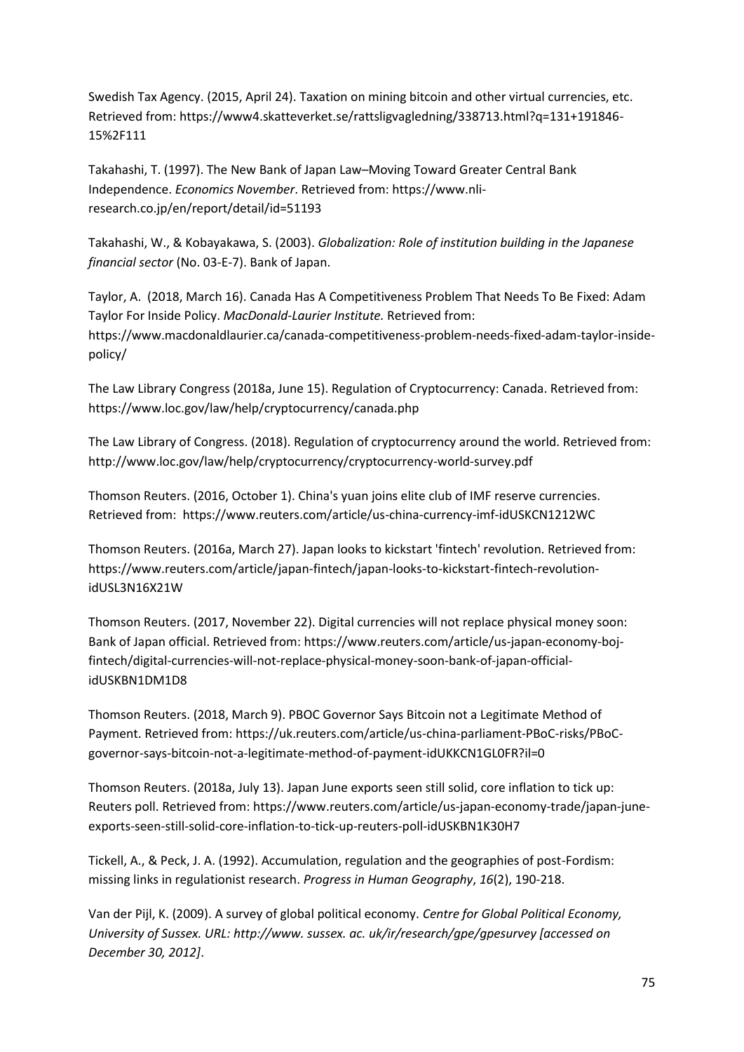Swedish Tax Agency. (2015, April 24). Taxation on mining bitcoin and other virtual currencies, etc. Retrieved from: https://www4.skatteverket.se/rattsligvagledning/338713.html?q=131+191846-15%2F111

Takahashi, T. (1997). The New Bank of Japan Law–Moving Toward Greater Central Bank Independence. *Economics November*. Retrieved from: https://www.nli-research.co.jp/en/report/detail/id=51193

Takahashi, W., & Kobayakawa, S. (2003). *Globalization: Role of institution building in the Japanese financial sector* (No. 03-E-7). Bank of Japan.

Taylor, A. (2018, March 16). Canada Has A Competitiveness Problem That Needs To Be Fixed: Adam Taylor For Inside Policy. *MacDonald-Laurier Institute.* Retrieved from: https://www.macdonaldlaurier.ca/canada-competitiveness-problem-needs-fixed-adam-taylor-inside-policy/

The Law Library Congress (2018a, June 15). Regulation of Cryptocurrency: Canada. Retrieved from: https://www.loc.gov/law/help/cryptocurrency/canada.php

The Law Library of Congress. (2018). Regulation of cryptocurrency around the world. Retrieved from: http://www.loc.gov/law/help/cryptocurrency/cryptocurrency-world-survey.pdf

Thomson Reuters. (2016, October 1). China's yuan joins elite club of IMF reserve currencies. Retrieved from: https://www.reuters.com/article/us-china-currency-imf-idUSKCN1212WC

Thomson Reuters. (2016a, March 27). Japan looks to kickstart 'fintech' revolution. Retrieved from: https://www.reuters.com/article/japan-fintech/japan-looks-to-kickstart-fintech-revolution-idUSL3N16X21W

Thomson Reuters. (2017, November 22). Digital currencies will not replace physical money soon: Bank of Japan official. Retrieved from: https://www.reuters.com/article/us-japan-economy-boj-fintech/digital-currencies-will-not-replace-physical-money-soon-bank-of-japan-official-idUSKBN1DM1D8

Thomson Reuters. (2018, March 9). PBOC Governor Says Bitcoin not a Legitimate Method of Payment. Retrieved from: https://uk.reuters.com/article/us-china-parliament-PBoC-risks/PBoC-governor-says-bitcoin-not-a-legitimate-method-of-payment-idUKKCN1GL0FR?il=0

Thomson Reuters. (2018a, July 13). Japan June exports seen still solid, core inflation to tick up: Reuters poll. Retrieved from: https://www.reuters.com/article/us-japan-economy-trade/japan-june-exports-seen-still-solid-core-inflation-to-tick-up-reuters-poll-idUSKBN1K30H7

Tickell, A., & Peck, J. A. (1992). Accumulation, regulation and the geographies of post-Fordism: missing links in regulationist research. *Progress in Human Geography*, *16*(2), 190-218.

Van der Pijl, K. (2009). A survey of global political economy. *Centre for Global Political Economy, University of Sussex. URL: http://www. sussex. ac. uk/ir/research/gpe/gpesurvey [accessed on December 30, 2012]*.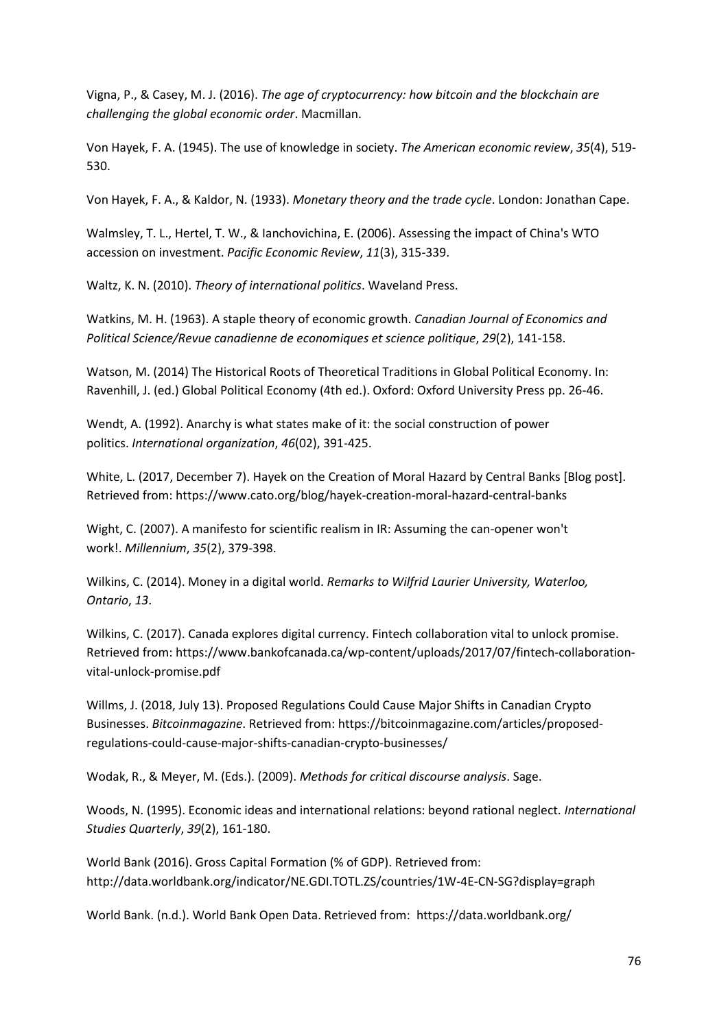Vigna, P., & Casey, M. J. (2016). *The age of cryptocurrency: how bitcoin and the blockchain are challenging the global economic order*. Macmillan.

Von Hayek, F. A. (1945). The use of knowledge in society. *The American economic review*, *35*(4), 519-530.

Von Hayek, F. A., & Kaldor, N. (1933). *Monetary theory and the trade cycle*. London: Jonathan Cape.

Walmsley, T. L., Hertel, T. W., & Ianchovichina, E. (2006). Assessing the impact of China's WTO accession on investment. *Pacific Economic Review*, *11*(3), 315-339.

Waltz, K. N. (2010). *Theory of international politics*. Waveland Press.

Watkins, M. H. (1963). A staple theory of economic growth. *Canadian Journal of Economics and Political Science/Revue canadienne de economiques et science politique*, *29*(2), 141-158.

Watson, M. (2014) The Historical Roots of Theoretical Traditions in Global Political Economy. In: Ravenhill, J. (ed.) Global Political Economy (4th ed.). Oxford: Oxford University Press pp. 26-46.

Wendt, A. (1992). Anarchy is what states make of it: the social construction of power politics. *International organization*, *46*(02), 391-425.

White, L. (2017, December 7). Hayek on the Creation of Moral Hazard by Central Banks [Blog post]. Retrieved from: https://www.cato.org/blog/hayek-creation-moral-hazard-central-banks

Wight, C. (2007). A manifesto for scientific realism in IR: Assuming the can-opener won't work!. *Millennium*, *35*(2), 379-398.

Wilkins, C. (2014). Money in a digital world. *Remarks to Wilfrid Laurier University, Waterloo, Ontario*, *13*.

Wilkins, C. (2017). Canada explores digital currency. Fintech collaboration vital to unlock promise. Retrieved from: https://www.bankofcanada.ca/wp-content/uploads/2017/07/fintech-collaboration-vital-unlock-promise.pdf

Willms, J. (2018, July 13). Proposed Regulations Could Cause Major Shifts in Canadian Crypto Businesses. *Bitcoinmagazine*. Retrieved from: https://bitcoinmagazine.com/articles/proposed-regulations-could-cause-major-shifts-canadian-crypto-businesses/

Wodak, R., & Meyer, M. (Eds.). (2009). *Methods for critical discourse analysis*. Sage.

Woods, N. (1995). Economic ideas and international relations: beyond rational neglect. *International Studies Quarterly*, *39*(2), 161-180.

World Bank (2016). Gross Capital Formation (% of GDP). Retrieved from: http://data.worldbank.org/indicator/NE.GDI.TOTL.ZS/countries/1W-4E-CN-SG?display=graph

World Bank. (n.d.). World Bank Open Data. Retrieved from: https://data.worldbank.org/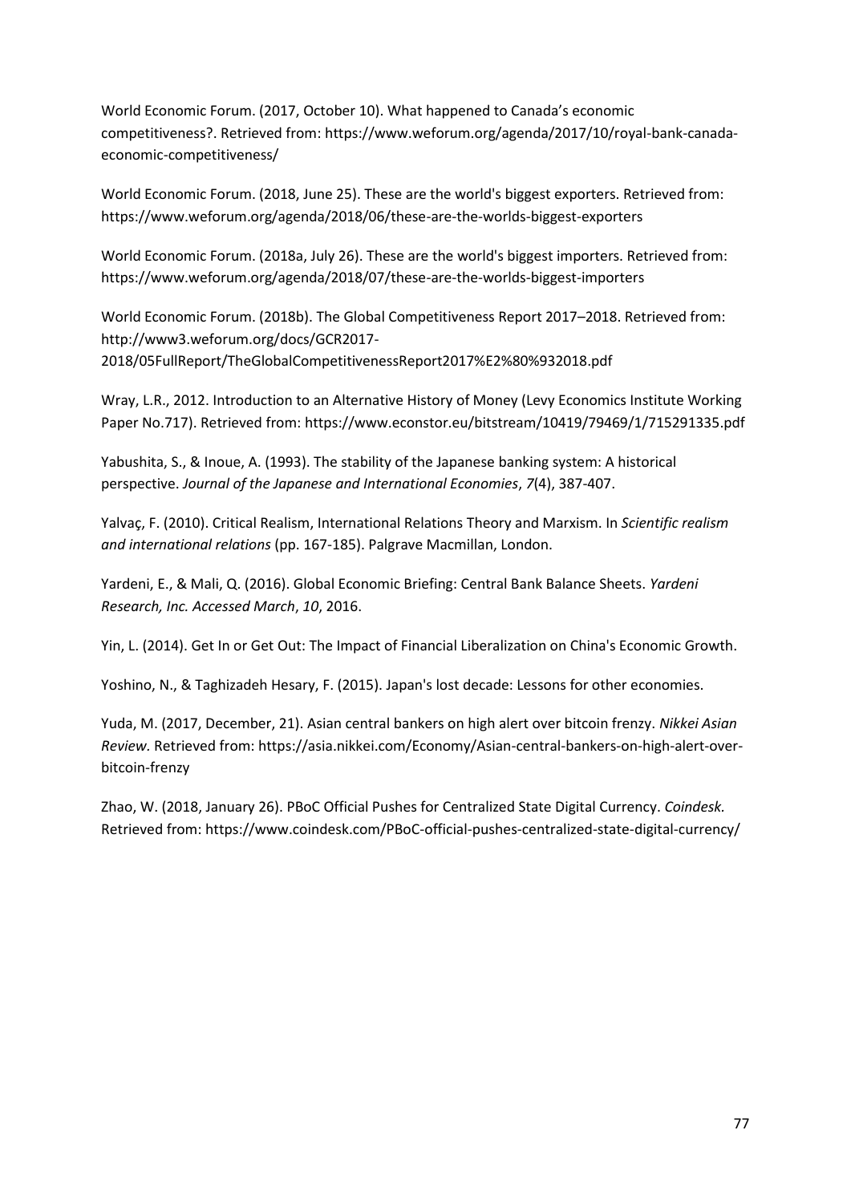World Economic Forum. (2017, October 10). What happened to Canada's economic competitiveness?. Retrieved from: https://www.weforum.org/agenda/2017/10/royal-bank-canada-economic-competitiveness/

World Economic Forum. (2018, June 25). These are the world's biggest exporters. Retrieved from: https://www.weforum.org/agenda/2018/06/these-are-the-worlds-biggest-exporters

World Economic Forum. (2018a, July 26). These are the world's biggest importers. Retrieved from: https://www.weforum.org/agenda/2018/07/these-are-the-worlds-biggest-importers

World Economic Forum. (2018b). The Global Competitiveness Report 2017–2018. Retrieved from: http://www3.weforum.org/docs/GCR2017-2018/05FullReport/TheGlobalCompetitivenessReport2017%E2%80%932018.pdf

Wray, L.R., 2012. Introduction to an Alternative History of Money (Levy Economics Institute Working Paper No.717). Retrieved from: https://www.econstor.eu/bitstream/10419/79469/1/715291335.pdf

Yabushita, S., & Inoue, A. (1993). The stability of the Japanese banking system: A historical perspective. *Journal of the Japanese and International Economies*, *7*(4), 387-407.

Yalvaç, F. (2010). Critical Realism, International Relations Theory and Marxism. In *Scientific realism and international relations* (pp. 167-185). Palgrave Macmillan, London.

Yardeni, E., & Mali, Q. (2016). Global Economic Briefing: Central Bank Balance Sheets. *Yardeni Research, Inc. Accessed March*, *10*, 2016.

Yin, L. (2014). Get In or Get Out: The Impact of Financial Liberalization on China's Economic Growth.

Yoshino, N., & Taghizadeh Hesary, F. (2015). Japan's lost decade: Lessons for other economies.

Yuda, M. (2017, December, 21). Asian central bankers on high alert over bitcoin frenzy. *Nikkei Asian Review.* Retrieved from: https://asia.nikkei.com/Economy/Asian-central-bankers-on-high-alert-over-bitcoin-frenzy

Zhao, W. (2018, January 26). PBoC Official Pushes for Centralized State Digital Currency. *Coindesk.* Retrieved from: https://www.coindesk.com/PBoC-official-pushes-centralized-state-digital-currency/